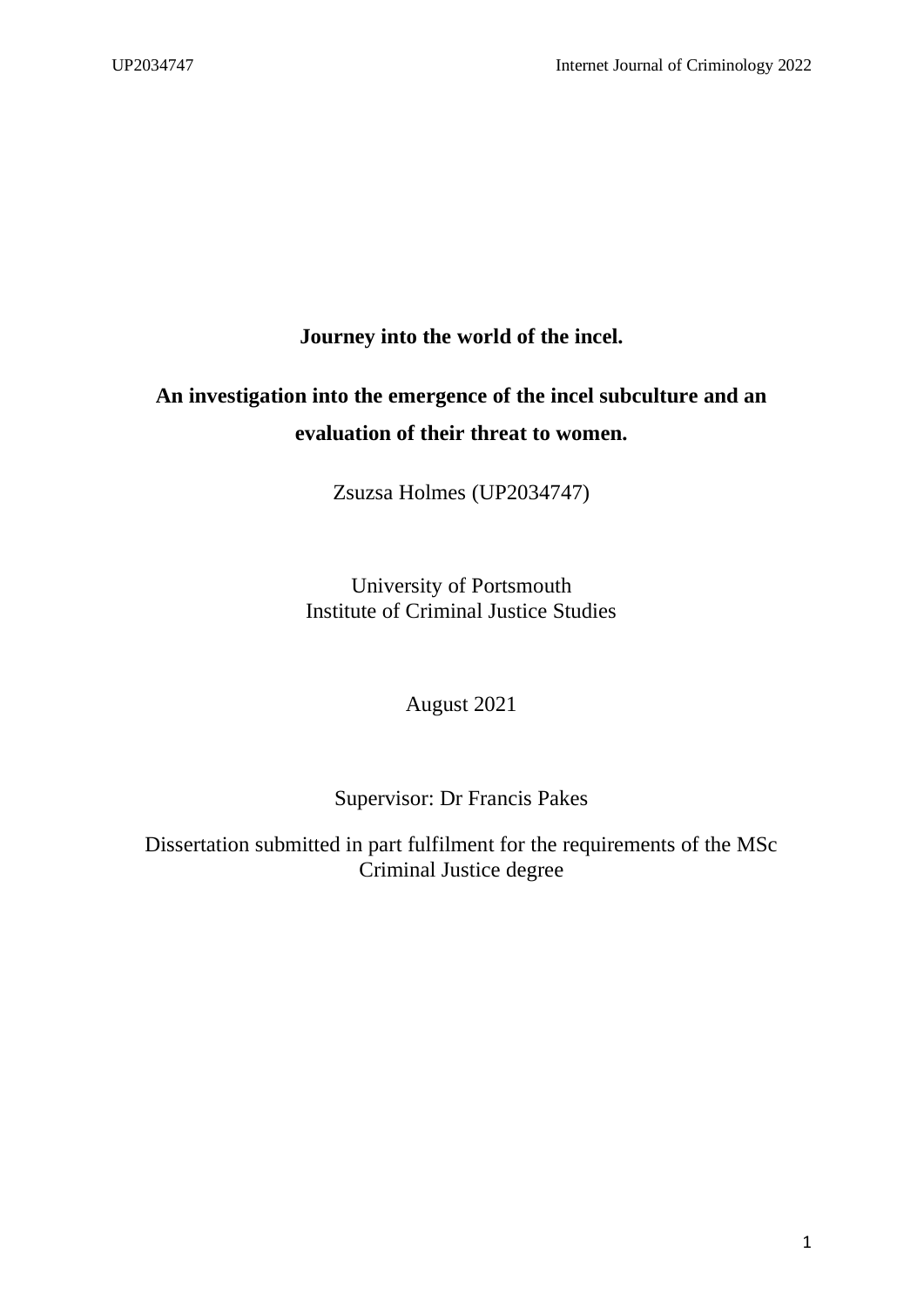# Journey into the world of the incel.

## An investigation into the emergence of the incel subculture and an evaluation of their threat to women.

Zsuzsa Holmes (UP2034747)

University of Portsmouth
Institute of Criminal Justice Studies

August 2021

Supervisor: Dr Francis Pakes

Dissertation submitted in part fulfilment for the requirements of the MSc Criminal Justice degree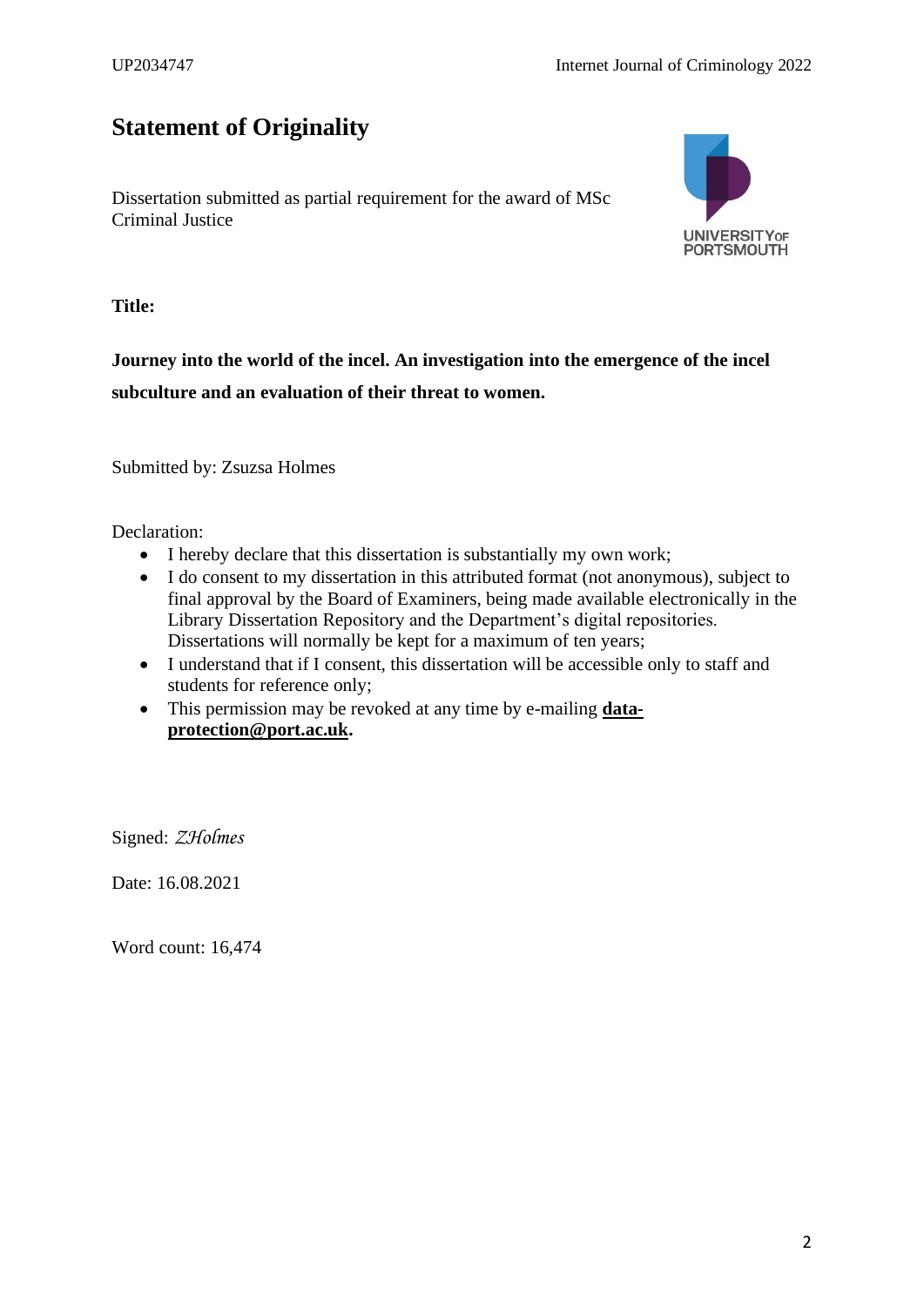# Statement of Originality

Dissertation submitted as partial requirement for the award of MSc Criminal Justice

**Title:**

**Journey into the world of the incel. An investigation into the emergence of the incel subculture and an evaluation of their threat to women.**

Submitted by: Zsuzsa Holmes

Declaration:

- I hereby declare that this dissertation is substantially my own work;
- I do consent to my dissertation in this attributed format (not anonymous), subject to final approval by the Board of Examiners, being made available electronically in the Library Dissertation Repository and the Department's digital repositories. Dissertations will normally be kept for a maximum of ten years;
- I understand that if I consent, this dissertation will be accessible only to staff and students for reference only;
- This permission may be revoked at any time by e-mailing **data-protection@port.ac.uk**.

Signed: *ZHolmes*

Date: 16.08.2021

Word count: 16,474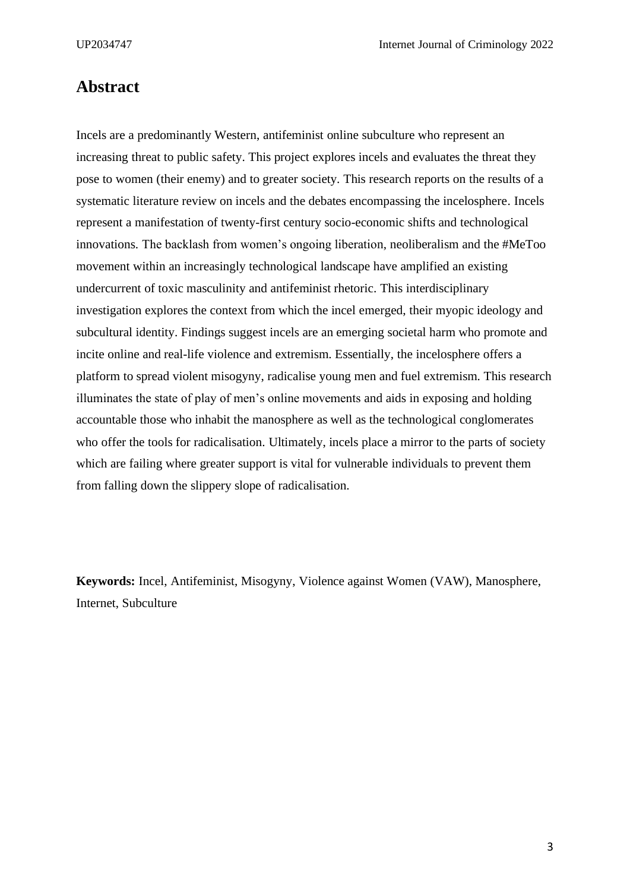# Abstract

Incels are a predominantly Western, antifeminist online subculture who represent an increasing threat to public safety. This project explores incels and evaluates the threat they pose to women (their enemy) and to greater society. This research reports on the results of a systematic literature review on incels and the debates encompassing the incelosphere. Incels represent a manifestation of twenty-first century socio-economic shifts and technological innovations. The backlash from women's ongoing liberation, neoliberalism and the #MeToo movement within an increasingly technological landscape have amplified an existing undercurrent of toxic masculinity and antifeminist rhetoric. This interdisciplinary investigation explores the context from which the incel emerged, their myopic ideology and subcultural identity. Findings suggest incels are an emerging societal harm who promote and incite online and real-life violence and extremism. Essentially, the incelosphere offers a platform to spread violent misogyny, radicalise young men and fuel extremism. This research illuminates the state of play of men's online movements and aids in exposing and holding accountable those who inhabit the manosphere as well as the technological conglomerates who offer the tools for radicalisation. Ultimately, incels place a mirror to the parts of society which are failing where greater support is vital for vulnerable individuals to prevent them from falling down the slippery slope of radicalisation.

**Keywords:** Incel, Antifeminist, Misogyny, Violence against Women (VAW), Manosphere, Internet, Subculture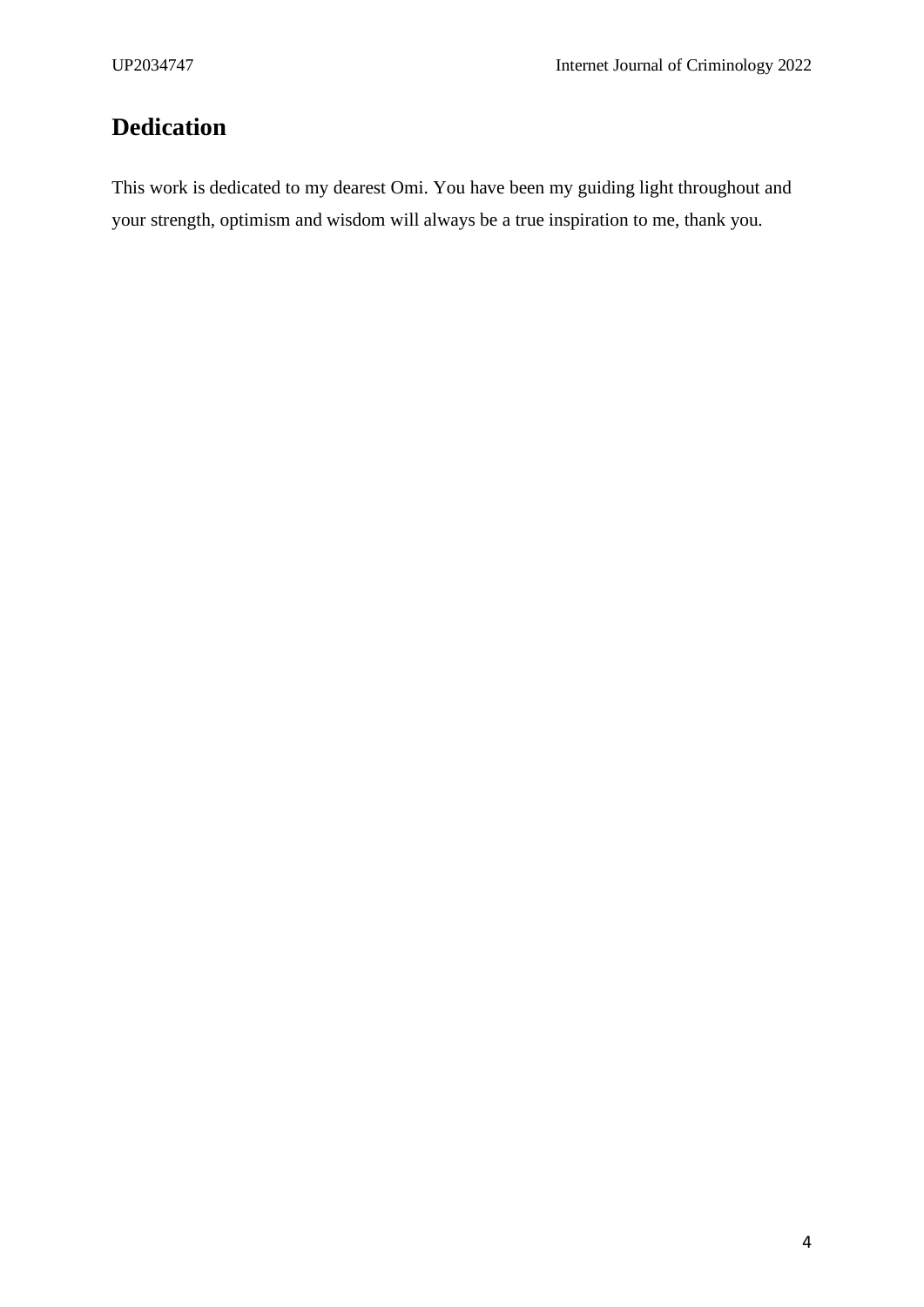## Dedication

This work is dedicated to my dearest Omi. You have been my guiding light throughout and your strength, optimism and wisdom will always be a true inspiration to me, thank you.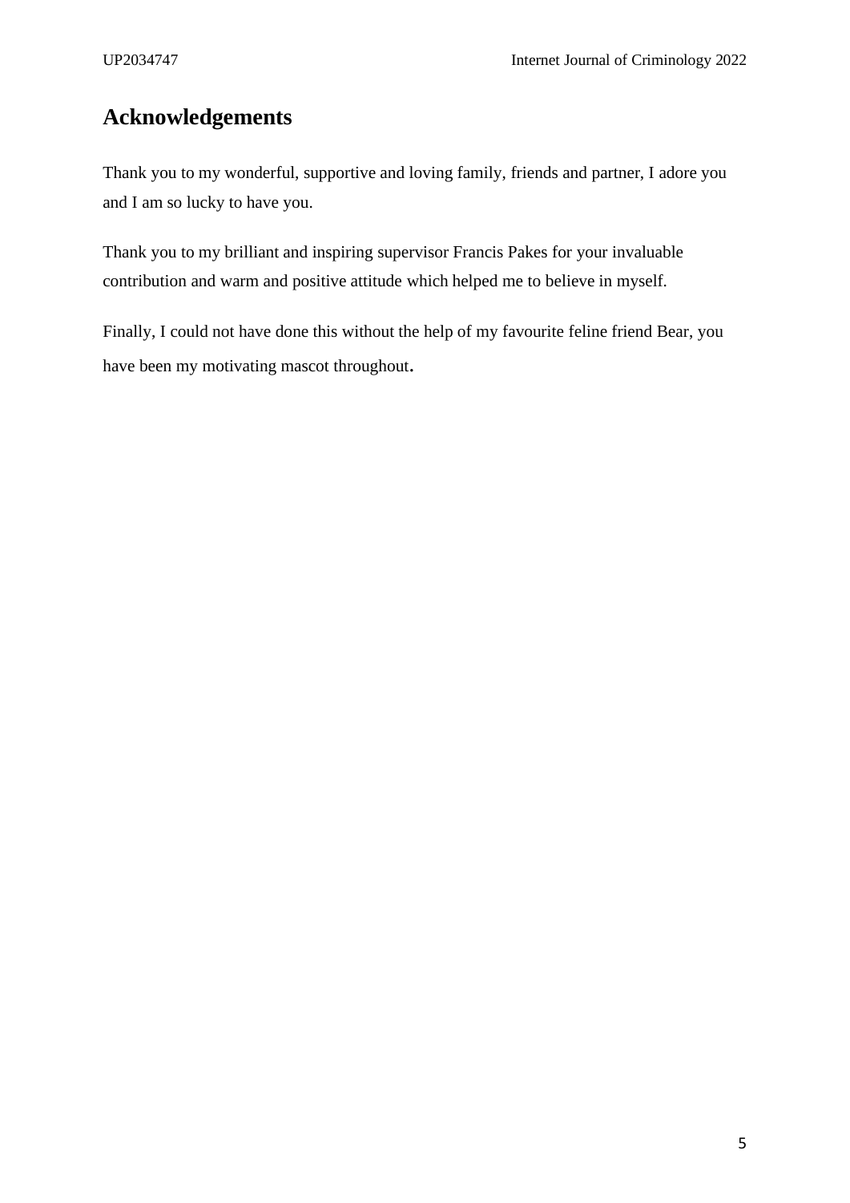# Acknowledgements

Thank you to my wonderful, supportive and loving family, friends and partner, I adore you and I am so lucky to have you.

Thank you to my brilliant and inspiring supervisor Francis Pakes for your invaluable contribution and warm and positive attitude which helped me to believe in myself.

Finally, I could not have done this without the help of my favourite feline friend Bear, you have been my motivating mascot throughout.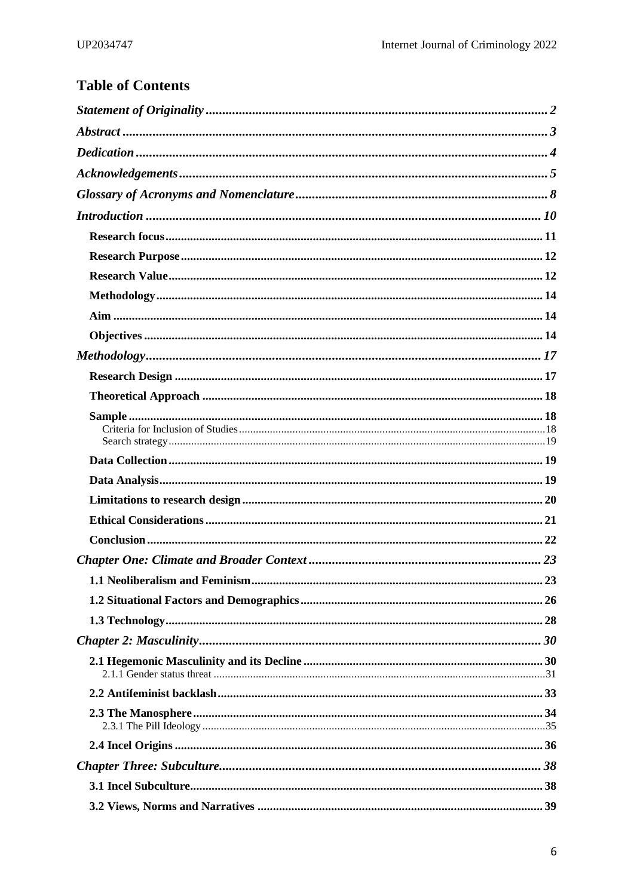## Table of Contents

*Statement of Originality* .......... 2

*Abstract* .......... 3

*Dedication* .......... 4

*Acknowledgements* .......... 5

*Glossary of Acronyms and Nomenclature* .......... 8

*Introduction* .......... 10

- **Research focus** .......... 11
- **Research Purpose** .......... 12
- **Research Value** .......... 12
- **Methodology** .......... 14
- **Aim** .......... 14
- **Objectives** .......... 14

*Methodology* .......... 17

- **Research Design** .......... 17
- **Theoretical Approach** .......... 18
- **Sample** .......... 18
  - Criteria for Inclusion of Studies .......... 18
  - Search strategy .......... 19
- **Data Collection** .......... 19
- **Data Analysis** .......... 19
- **Limitations to research design** .......... 20
- **Ethical Considerations** .......... 21
- **Conclusion** .......... 22

*Chapter One: Climate and Broader Context* .......... 23

- **1.1 Neoliberalism and Feminism** .......... 23
- **1.2 Situational Factors and Demographics** .......... 26
- **1.3 Technology** .......... 28

*Chapter 2: Masculinity* .......... 30

- **2.1 Hegemonic Masculinity and its Decline** .......... 30
  - 2.1.1 Gender status threat .......... 31
- **2.2 Antifeminist backlash** .......... 33
- **2.3 The Manosphere** .......... 34
  - 2.3.1 The Pill Ideology .......... 35
- **2.4 Incel Origins** .......... 36

*Chapter Three: Subculture* .......... 38

- **3.1 Incel Subculture** .......... 38
- **3.2 Views, Norms and Narratives** .......... 39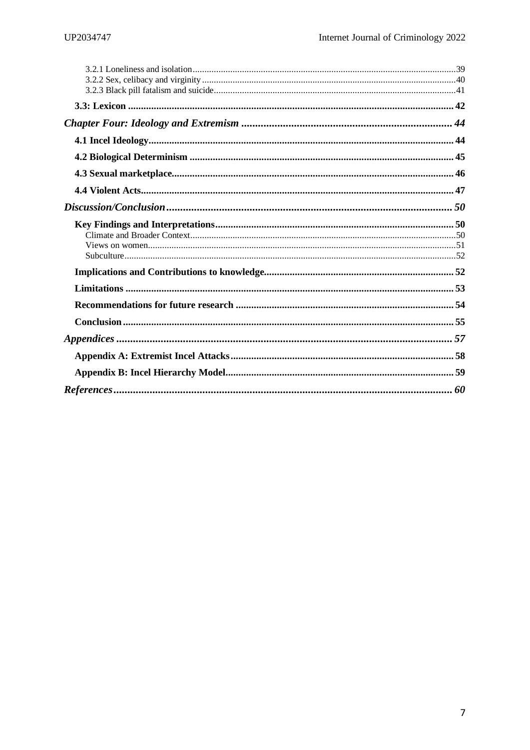3.2.1 Loneliness and isolation ........................................................ 39
3.2.2 Sex, celibacy and virginity ........................................................ 40
3.2.3 Black pill fatalism and suicide ........................................................ 41

**3.3: Lexicon** ........................................................ **42**

***Chapter Four: Ideology and Extremism*** ........................................................ ***44***

**4.1 Incel Ideology** ........................................................ **44**

**4.2 Biological Determinism** ........................................................ **45**

**4.3 Sexual marketplace** ........................................................ **46**

**4.4 Violent Acts** ........................................................ **47**

***Discussion/Conclusion*** ........................................................ ***50***

**Key Findings and Interpretations** ........................................................ **50**

Climate and Broader Context ........................................................ 50
Views on women ........................................................ 51
Subculture ........................................................ 52

**Implications and Contributions to knowledge** ........................................................ **52**

**Limitations** ........................................................ **53**

**Recommendations for future research** ........................................................ **54**

**Conclusion** ........................................................ **55**

***Appendices*** ........................................................ ***57***

**Appendix A: Extremist Incel Attacks** ........................................................ **58**

**Appendix B: Incel Hierarchy Model** ........................................................ **59**

***References*** ........................................................ ***60***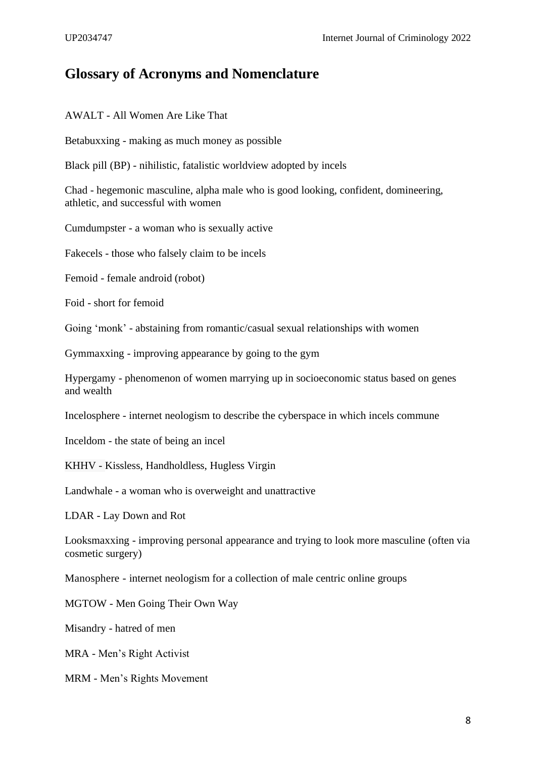## Glossary of Acronyms and Nomenclature

AWALT - All Women Are Like That

Betabuxxing - making as much money as possible

Black pill (BP) - nihilistic, fatalistic worldview adopted by incels

Chad - hegemonic masculine, alpha male who is good looking, confident, domineering, athletic, and successful with women

Cumdumpster - a woman who is sexually active

Fakecels - those who falsely claim to be incels

Femoid - female android (robot)

Foid - short for femoid

Going 'monk' - abstaining from romantic/casual sexual relationships with women

Gymmaxxing - improving appearance by going to the gym

Hypergamy - phenomenon of women marrying up in socioeconomic status based on genes and wealth

Incelosphere - internet neologism to describe the cyberspace in which incels commune

Inceldom - the state of being an incel

KHHV - Kissless, Handholdless, Hugless Virgin

Landwhale - a woman who is overweight and unattractive

LDAR - Lay Down and Rot

Looksmaxxing - improving personal appearance and trying to look more masculine (often via cosmetic surgery)

Manosphere - internet neologism for a collection of male centric online groups

MGTOW - Men Going Their Own Way

Misandry - hatred of men

MRA - Men's Right Activist

MRM - Men's Rights Movement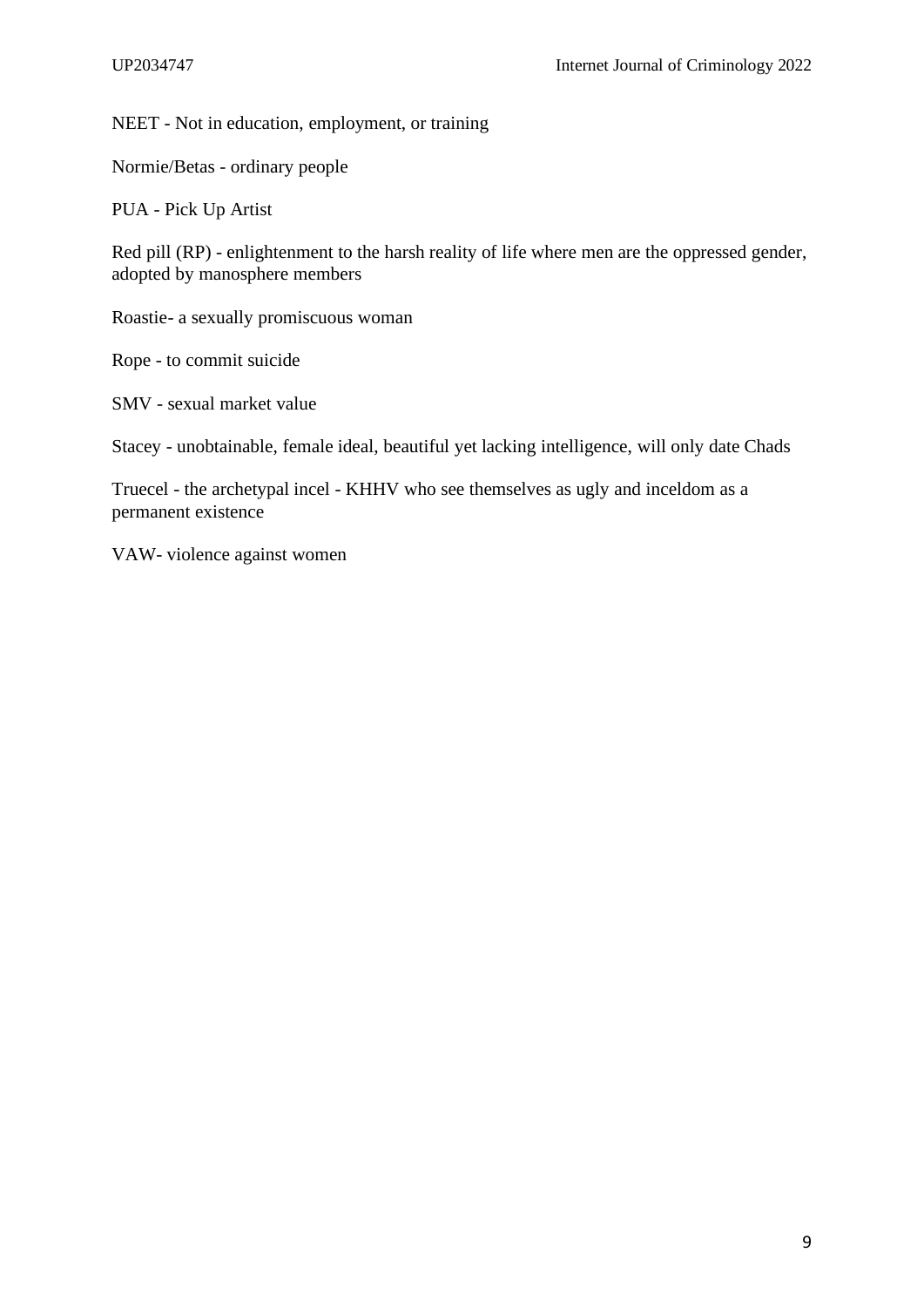NEET - Not in education, employment, or training

Normie/Betas - ordinary people

PUA - Pick Up Artist

Red pill (RP) - enlightenment to the harsh reality of life where men are the oppressed gender, adopted by manosphere members

Roastie- a sexually promiscuous woman

Rope - to commit suicide

SMV - sexual market value

Stacey - unobtainable, female ideal, beautiful yet lacking intelligence, will only date Chads

Truecel - the archetypal incel - KHHV who see themselves as ugly and inceldom as a permanent existence

VAW- violence against women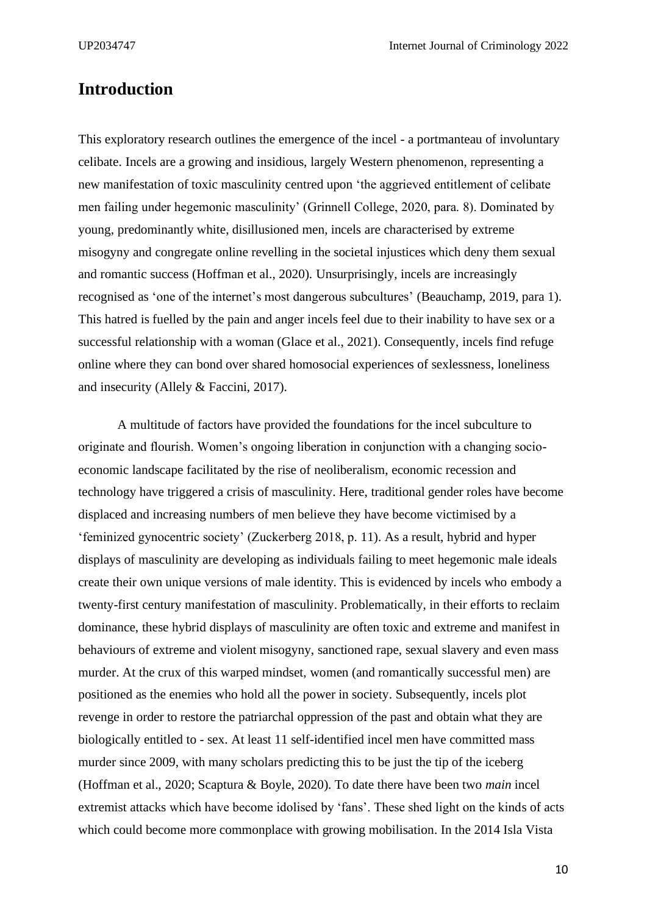# Introduction

This exploratory research outlines the emergence of the incel - a portmanteau of involuntary celibate. Incels are a growing and insidious, largely Western phenomenon, representing a new manifestation of toxic masculinity centred upon 'the aggrieved entitlement of celibate men failing under hegemonic masculinity' (Grinnell College, 2020, para. 8). Dominated by young, predominantly white, disillusioned men, incels are characterised by extreme misogyny and congregate online revelling in the societal injustices which deny them sexual and romantic success (Hoffman et al., 2020). Unsurprisingly, incels are increasingly recognised as 'one of the internet's most dangerous subcultures' (Beauchamp, 2019, para 1). This hatred is fuelled by the pain and anger incels feel due to their inability to have sex or a successful relationship with a woman (Glace et al., 2021). Consequently, incels find refuge online where they can bond over shared homosocial experiences of sexlessness, loneliness and insecurity (Allely & Faccini, 2017).

A multitude of factors have provided the foundations for the incel subculture to originate and flourish. Women's ongoing liberation in conjunction with a changing socio-economic landscape facilitated by the rise of neoliberalism, economic recession and technology have triggered a crisis of masculinity. Here, traditional gender roles have become displaced and increasing numbers of men believe they have become victimised by a 'feminized gynocentric society' (Zuckerberg 2018, p. 11). As a result, hybrid and hyper displays of masculinity are developing as individuals failing to meet hegemonic male ideals create their own unique versions of male identity. This is evidenced by incels who embody a twenty-first century manifestation of masculinity. Problematically, in their efforts to reclaim dominance, these hybrid displays of masculinity are often toxic and extreme and manifest in behaviours of extreme and violent misogyny, sanctioned rape, sexual slavery and even mass murder. At the crux of this warped mindset, women (and romantically successful men) are positioned as the enemies who hold all the power in society. Subsequently, incels plot revenge in order to restore the patriarchal oppression of the past and obtain what they are biologically entitled to - sex. At least 11 self-identified incel men have committed mass murder since 2009, with many scholars predicting this to be just the tip of the iceberg (Hoffman et al., 2020; Scaptura & Boyle, 2020). To date there have been two *main* incel extremist attacks which have become idolised by 'fans'. These shed light on the kinds of acts which could become more commonplace with growing mobilisation. In the 2014 Isla Vista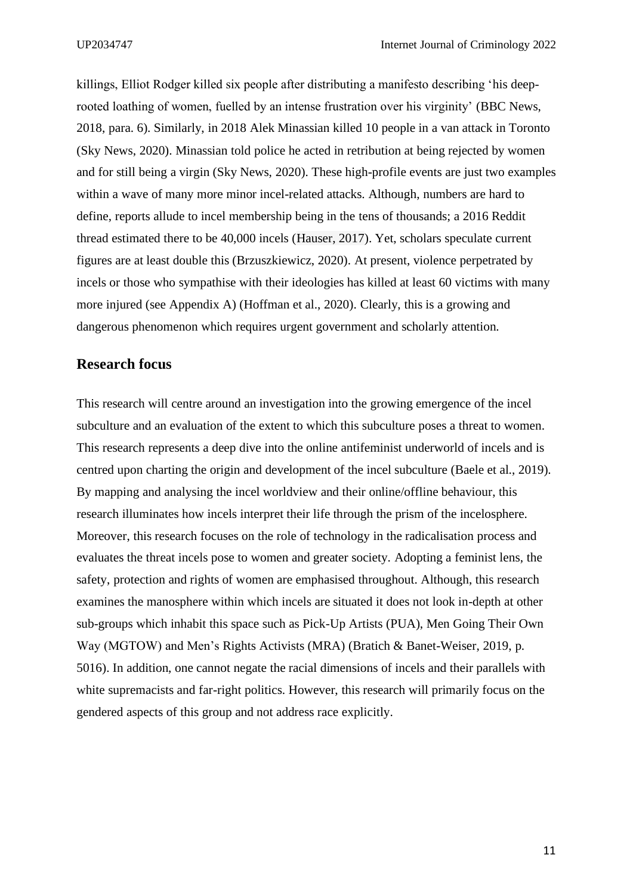killings, Elliot Rodger killed six people after distributing a manifesto describing 'his deep-rooted loathing of women, fuelled by an intense frustration over his virginity' (BBC News, 2018, para. 6). Similarly, in 2018 Alek Minassian killed 10 people in a van attack in Toronto (Sky News, 2020). Minassian told police he acted in retribution at being rejected by women and for still being a virgin (Sky News, 2020). These high-profile events are just two examples within a wave of many more minor incel-related attacks. Although, numbers are hard to define, reports allude to incel membership being in the tens of thousands; a 2016 Reddit thread estimated there to be 40,000 incels (Hauser, 2017). Yet, scholars speculate current figures are at least double this (Brzuszkiewicz, 2020). At present, violence perpetrated by incels or those who sympathise with their ideologies has killed at least 60 victims with many more injured (see Appendix A) (Hoffman et al., 2020). Clearly, this is a growing and dangerous phenomenon which requires urgent government and scholarly attention.

## Research focus

This research will centre around an investigation into the growing emergence of the incel subculture and an evaluation of the extent to which this subculture poses a threat to women. This research represents a deep dive into the online antifeminist underworld of incels and is centred upon charting the origin and development of the incel subculture (Baele et al., 2019). By mapping and analysing the incel worldview and their online/offline behaviour, this research illuminates how incels interpret their life through the prism of the incelosphere. Moreover, this research focuses on the role of technology in the radicalisation process and evaluates the threat incels pose to women and greater society. Adopting a feminist lens, the safety, protection and rights of women are emphasised throughout. Although, this research examines the manosphere within which incels are situated it does not look in-depth at other sub-groups which inhabit this space such as Pick-Up Artists (PUA), Men Going Their Own Way (MGTOW) and Men's Rights Activists (MRA) (Bratich & Banet-Weiser, 2019, p. 5016). In addition, one cannot negate the racial dimensions of incels and their parallels with white supremacists and far-right politics. However, this research will primarily focus on the gendered aspects of this group and not address race explicitly.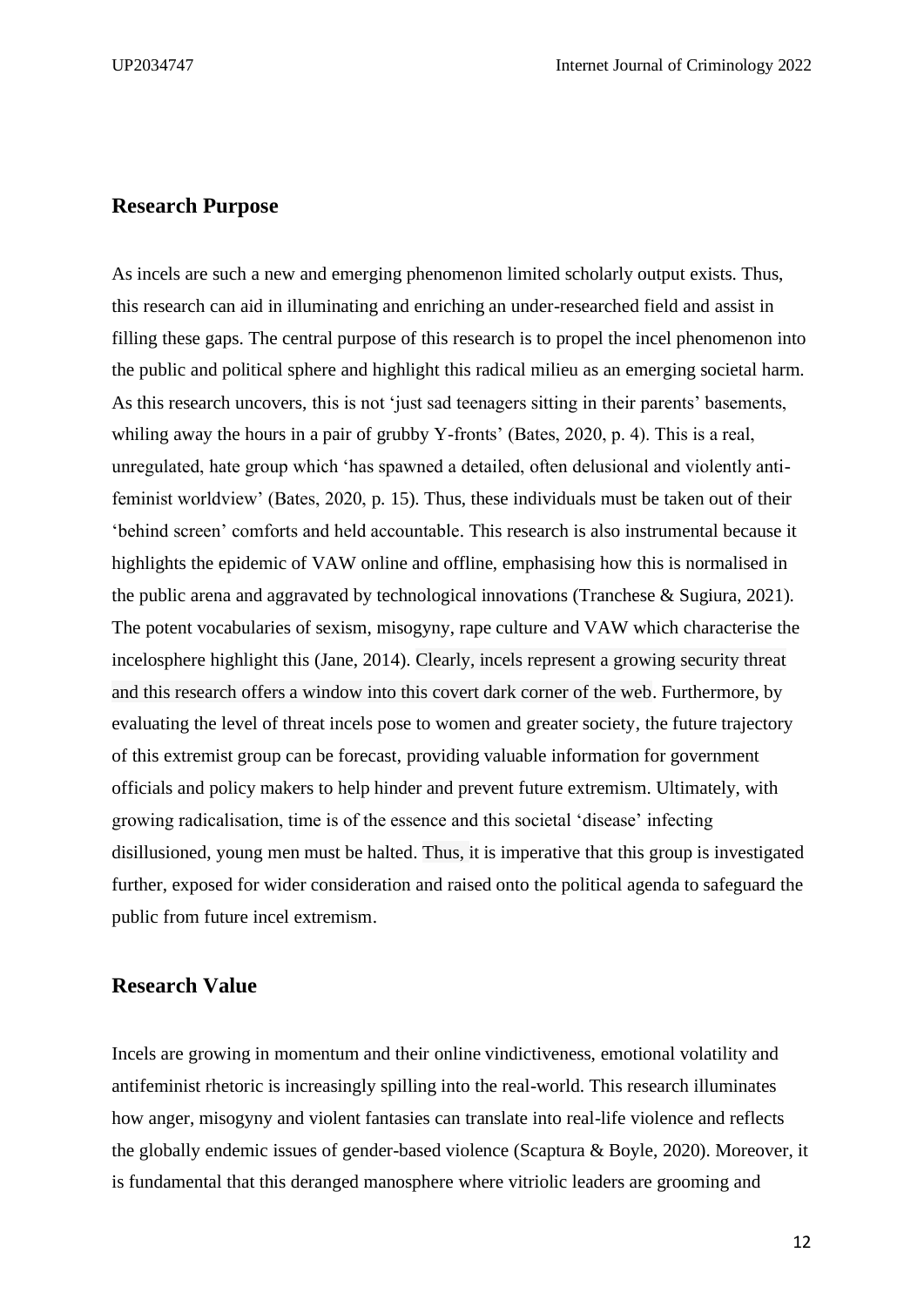## Research Purpose

As incels are such a new and emerging phenomenon limited scholarly output exists. Thus, this research can aid in illuminating and enriching an under-researched field and assist in filling these gaps. The central purpose of this research is to propel the incel phenomenon into the public and political sphere and highlight this radical milieu as an emerging societal harm. As this research uncovers, this is not 'just sad teenagers sitting in their parents' basements, whiling away the hours in a pair of grubby Y-fronts' (Bates, 2020, p. 4). This is a real, unregulated, hate group which 'has spawned a detailed, often delusional and violently anti-feminist worldview' (Bates, 2020, p. 15). Thus, these individuals must be taken out of their 'behind screen' comforts and held accountable. This research is also instrumental because it highlights the epidemic of VAW online and offline, emphasising how this is normalised in the public arena and aggravated by technological innovations (Tranchese & Sugiura, 2021). The potent vocabularies of sexism, misogyny, rape culture and VAW which characterise the incelosphere highlight this (Jane, 2014). Clearly, incels represent a growing security threat and this research offers a window into this covert dark corner of the web. Furthermore, by evaluating the level of threat incels pose to women and greater society, the future trajectory of this extremist group can be forecast, providing valuable information for government officials and policy makers to help hinder and prevent future extremism. Ultimately, with growing radicalisation, time is of the essence and this societal 'disease' infecting disillusioned, young men must be halted. Thus, it is imperative that this group is investigated further, exposed for wider consideration and raised onto the political agenda to safeguard the public from future incel extremism.

## Research Value

Incels are growing in momentum and their online vindictiveness, emotional volatility and antifeminist rhetoric is increasingly spilling into the real-world. This research illuminates how anger, misogyny and violent fantasies can translate into real-life violence and reflects the globally endemic issues of gender-based violence (Scaptura & Boyle, 2020). Moreover, it is fundamental that this deranged manosphere where vitriolic leaders are grooming and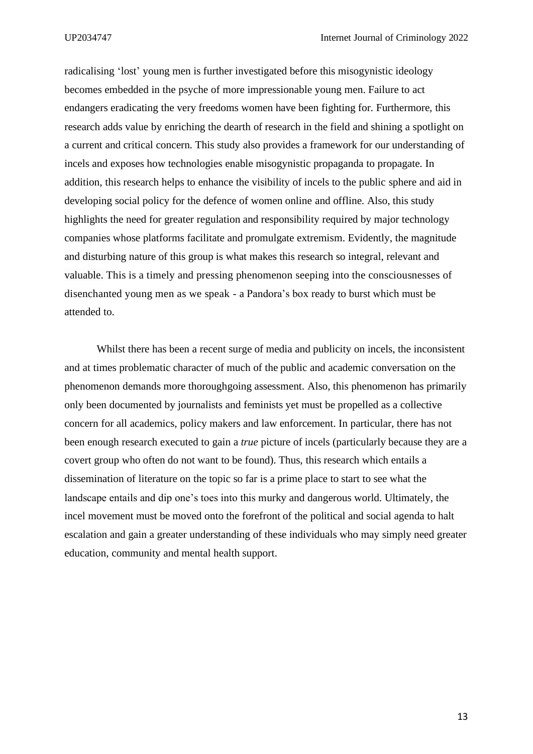radicalising 'lost' young men is further investigated before this misogynistic ideology becomes embedded in the psyche of more impressionable young men. Failure to act endangers eradicating the very freedoms women have been fighting for. Furthermore, this research adds value by enriching the dearth of research in the field and shining a spotlight on a current and critical concern. This study also provides a framework for our understanding of incels and exposes how technologies enable misogynistic propaganda to propagate. In addition, this research helps to enhance the visibility of incels to the public sphere and aid in developing social policy for the defence of women online and offline. Also, this study highlights the need for greater regulation and responsibility required by major technology companies whose platforms facilitate and promulgate extremism. Evidently, the magnitude and disturbing nature of this group is what makes this research so integral, relevant and valuable. This is a timely and pressing phenomenon seeping into the consciousnesses of disenchanted young men as we speak - a Pandora's box ready to burst which must be attended to.

Whilst there has been a recent surge of media and publicity on incels, the inconsistent and at times problematic character of much of the public and academic conversation on the phenomenon demands more thoroughgoing assessment. Also, this phenomenon has primarily only been documented by journalists and feminists yet must be propelled as a collective concern for all academics, policy makers and law enforcement. In particular, there has not been enough research executed to gain a *true* picture of incels (particularly because they are a covert group who often do not want to be found). Thus, this research which entails a dissemination of literature on the topic so far is a prime place to start to see what the landscape entails and dip one's toes into this murky and dangerous world. Ultimately, the incel movement must be moved onto the forefront of the political and social agenda to halt escalation and gain a greater understanding of these individuals who may simply need greater education, community and mental health support.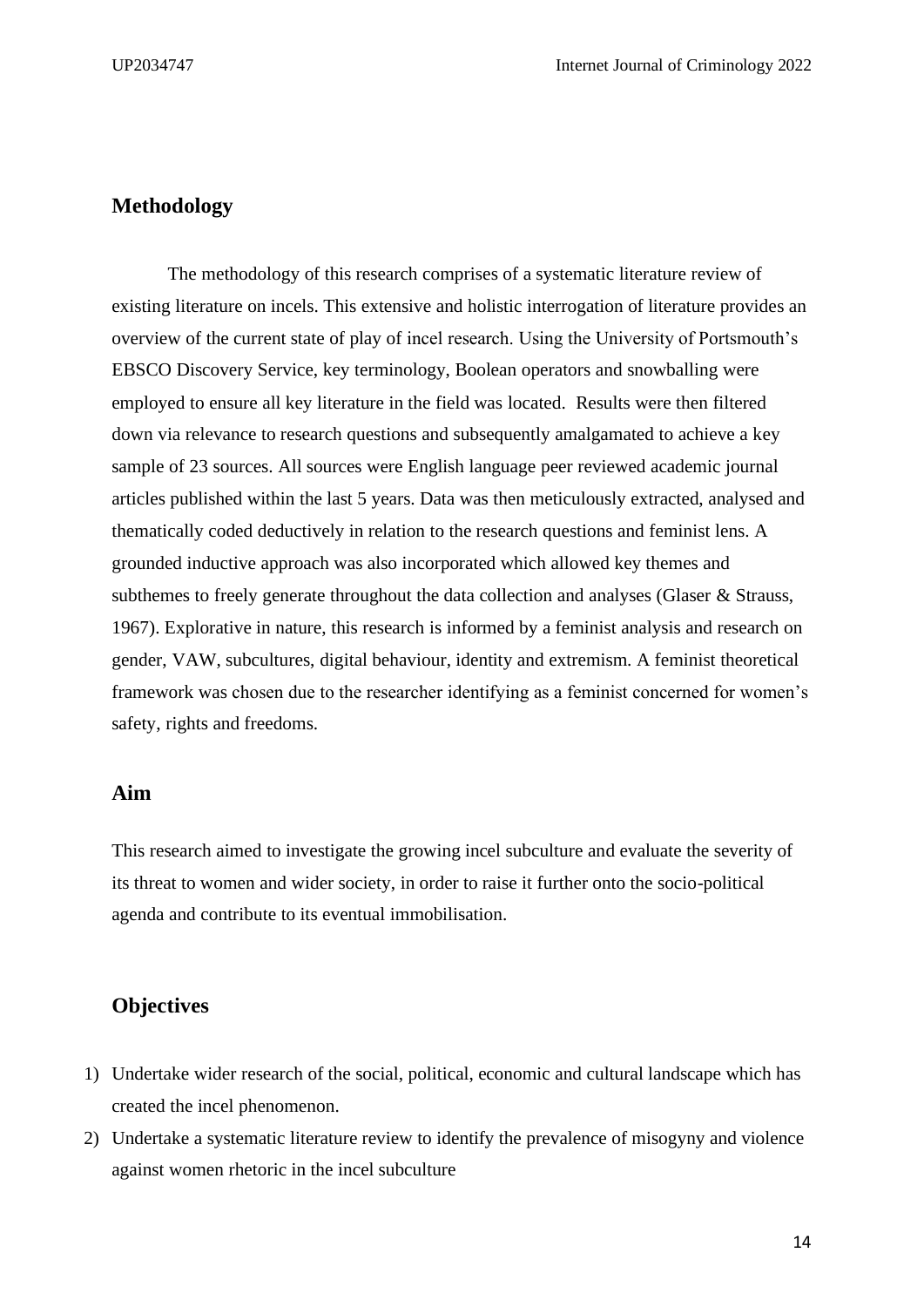## Methodology

The methodology of this research comprises of a systematic literature review of existing literature on incels. This extensive and holistic interrogation of literature provides an overview of the current state of play of incel research. Using the University of Portsmouth's EBSCO Discovery Service, key terminology, Boolean operators and snowballing were employed to ensure all key literature in the field was located. Results were then filtered down via relevance to research questions and subsequently amalgamated to achieve a key sample of 23 sources. All sources were English language peer reviewed academic journal articles published within the last 5 years. Data was then meticulously extracted, analysed and thematically coded deductively in relation to the research questions and feminist lens. A grounded inductive approach was also incorporated which allowed key themes and subthemes to freely generate throughout the data collection and analyses (Glaser & Strauss, 1967). Explorative in nature, this research is informed by a feminist analysis and research on gender, VAW, subcultures, digital behaviour, identity and extremism. A feminist theoretical framework was chosen due to the researcher identifying as a feminist concerned for women's safety, rights and freedoms.

## Aim

This research aimed to investigate the growing incel subculture and evaluate the severity of its threat to women and wider society, in order to raise it further onto the socio-political agenda and contribute to its eventual immobilisation.

## Objectives

1) Undertake wider research of the social, political, economic and cultural landscape which has created the incel phenomenon.
2) Undertake a systematic literature review to identify the prevalence of misogyny and violence against women rhetoric in the incel subculture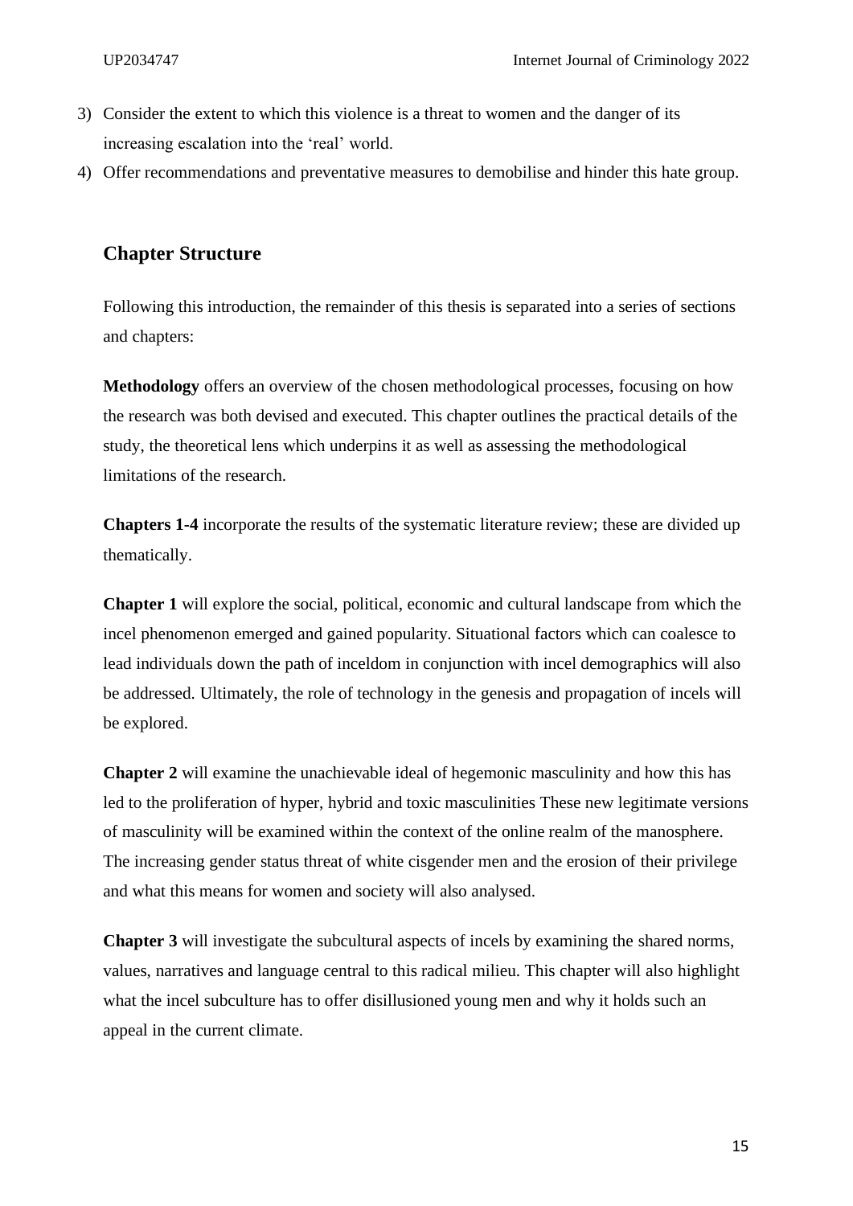3) Consider the extent to which this violence is a threat to women and the danger of its increasing escalation into the 'real' world.
4) Offer recommendations and preventative measures to demobilise and hinder this hate group.

## Chapter Structure

Following this introduction, the remainder of this thesis is separated into a series of sections and chapters:

**Methodology** offers an overview of the chosen methodological processes, focusing on how the research was both devised and executed. This chapter outlines the practical details of the study, the theoretical lens which underpins it as well as assessing the methodological limitations of the research.

**Chapters 1-4** incorporate the results of the systematic literature review; these are divided up thematically.

**Chapter 1** will explore the social, political, economic and cultural landscape from which the incel phenomenon emerged and gained popularity. Situational factors which can coalesce to lead individuals down the path of inceldom in conjunction with incel demographics will also be addressed. Ultimately, the role of technology in the genesis and propagation of incels will be explored.

**Chapter 2** will examine the unachievable ideal of hegemonic masculinity and how this has led to the proliferation of hyper, hybrid and toxic masculinities These new legitimate versions of masculinity will be examined within the context of the online realm of the manosphere. The increasing gender status threat of white cisgender men and the erosion of their privilege and what this means for women and society will also analysed.

**Chapter 3** will investigate the subcultural aspects of incels by examining the shared norms, values, narratives and language central to this radical milieu. This chapter will also highlight what the incel subculture has to offer disillusioned young men and why it holds such an appeal in the current climate.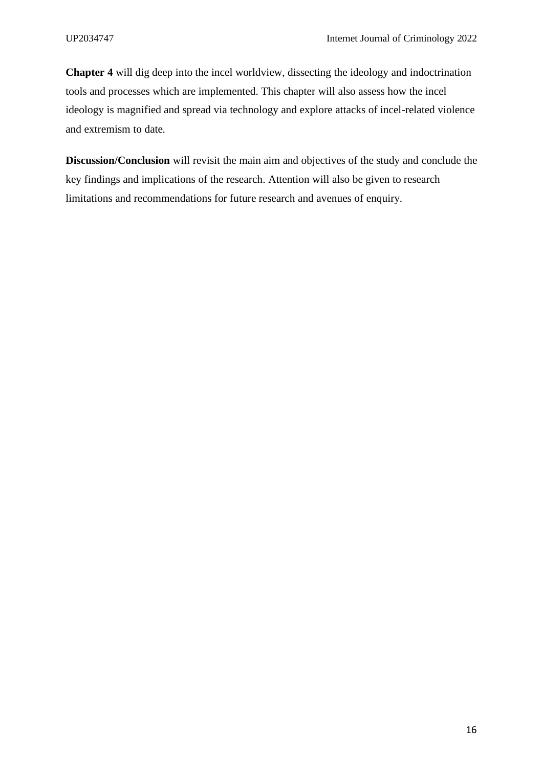**Chapter 4** will dig deep into the incel worldview, dissecting the ideology and indoctrination tools and processes which are implemented. This chapter will also assess how the incel ideology is magnified and spread via technology and explore attacks of incel-related violence and extremism to date.

**Discussion/Conclusion** will revisit the main aim and objectives of the study and conclude the key findings and implications of the research. Attention will also be given to research limitations and recommendations for future research and avenues of enquiry.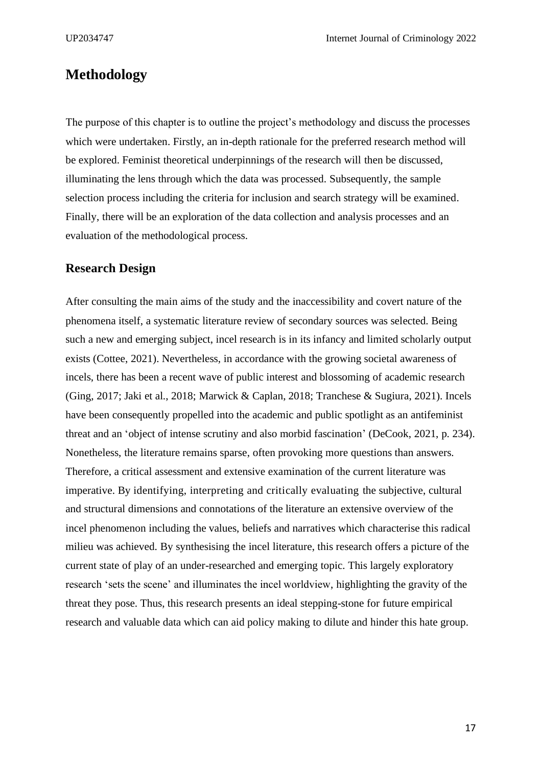# Methodology

The purpose of this chapter is to outline the project's methodology and discuss the processes which were undertaken. Firstly, an in-depth rationale for the preferred research method will be explored. Feminist theoretical underpinnings of the research will then be discussed, illuminating the lens through which the data was processed. Subsequently, the sample selection process including the criteria for inclusion and search strategy will be examined. Finally, there will be an exploration of the data collection and analysis processes and an evaluation of the methodological process.

## Research Design

After consulting the main aims of the study and the inaccessibility and covert nature of the phenomena itself, a systematic literature review of secondary sources was selected. Being such a new and emerging subject, incel research is in its infancy and limited scholarly output exists (Cottee, 2021). Nevertheless, in accordance with the growing societal awareness of incels, there has been a recent wave of public interest and blossoming of academic research (Ging, 2017; Jaki et al., 2018; Marwick & Caplan, 2018; Tranchese & Sugiura, 2021). Incels have been consequently propelled into the academic and public spotlight as an antifeminist threat and an 'object of intense scrutiny and also morbid fascination' (DeCook, 2021, p. 234). Nonetheless, the literature remains sparse, often provoking more questions than answers. Therefore, a critical assessment and extensive examination of the current literature was imperative. By identifying, interpreting and critically evaluating the subjective, cultural and structural dimensions and connotations of the literature an extensive overview of the incel phenomenon including the values, beliefs and narratives which characterise this radical milieu was achieved. By synthesising the incel literature, this research offers a picture of the current state of play of an under-researched and emerging topic. This largely exploratory research 'sets the scene' and illuminates the incel worldview, highlighting the gravity of the threat they pose. Thus, this research presents an ideal stepping-stone for future empirical research and valuable data which can aid policy making to dilute and hinder this hate group.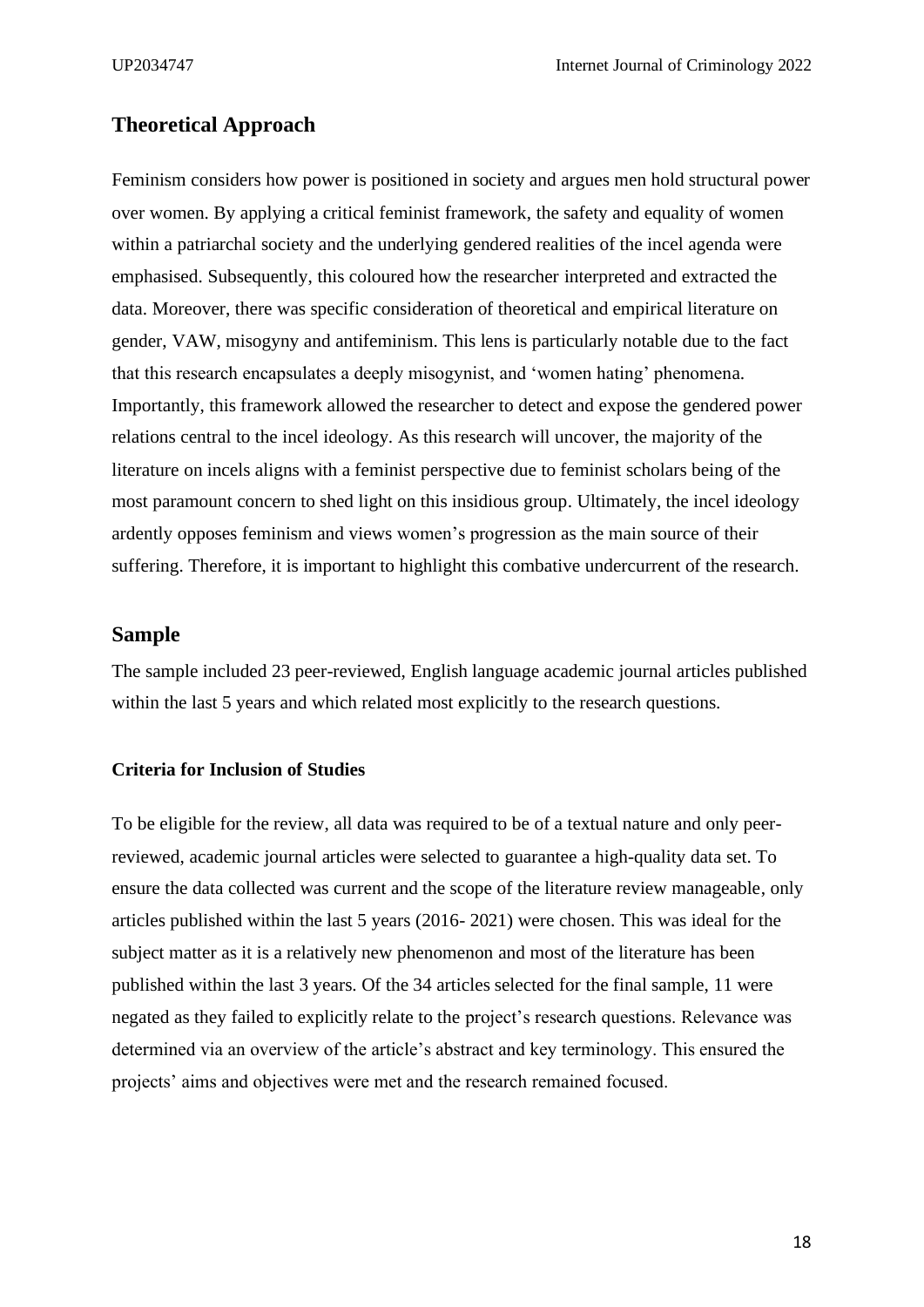## Theoretical Approach

Feminism considers how power is positioned in society and argues men hold structural power over women. By applying a critical feminist framework, the safety and equality of women within a patriarchal society and the underlying gendered realities of the incel agenda were emphasised. Subsequently, this coloured how the researcher interpreted and extracted the data. Moreover, there was specific consideration of theoretical and empirical literature on gender, VAW, misogyny and antifeminism. This lens is particularly notable due to the fact that this research encapsulates a deeply misogynist, and 'women hating' phenomena. Importantly, this framework allowed the researcher to detect and expose the gendered power relations central to the incel ideology. As this research will uncover, the majority of the literature on incels aligns with a feminist perspective due to feminist scholars being of the most paramount concern to shed light on this insidious group. Ultimately, the incel ideology ardently opposes feminism and views women's progression as the main source of their suffering. Therefore, it is important to highlight this combative undercurrent of the research.

## Sample

The sample included 23 peer-reviewed, English language academic journal articles published within the last 5 years and which related most explicitly to the research questions.

### Criteria for Inclusion of Studies

To be eligible for the review, all data was required to be of a textual nature and only peer-reviewed, academic journal articles were selected to guarantee a high-quality data set. To ensure the data collected was current and the scope of the literature review manageable, only articles published within the last 5 years (2016- 2021) were chosen. This was ideal for the subject matter as it is a relatively new phenomenon and most of the literature has been published within the last 3 years. Of the 34 articles selected for the final sample, 11 were negated as they failed to explicitly relate to the project's research questions. Relevance was determined via an overview of the article's abstract and key terminology. This ensured the projects' aims and objectives were met and the research remained focused.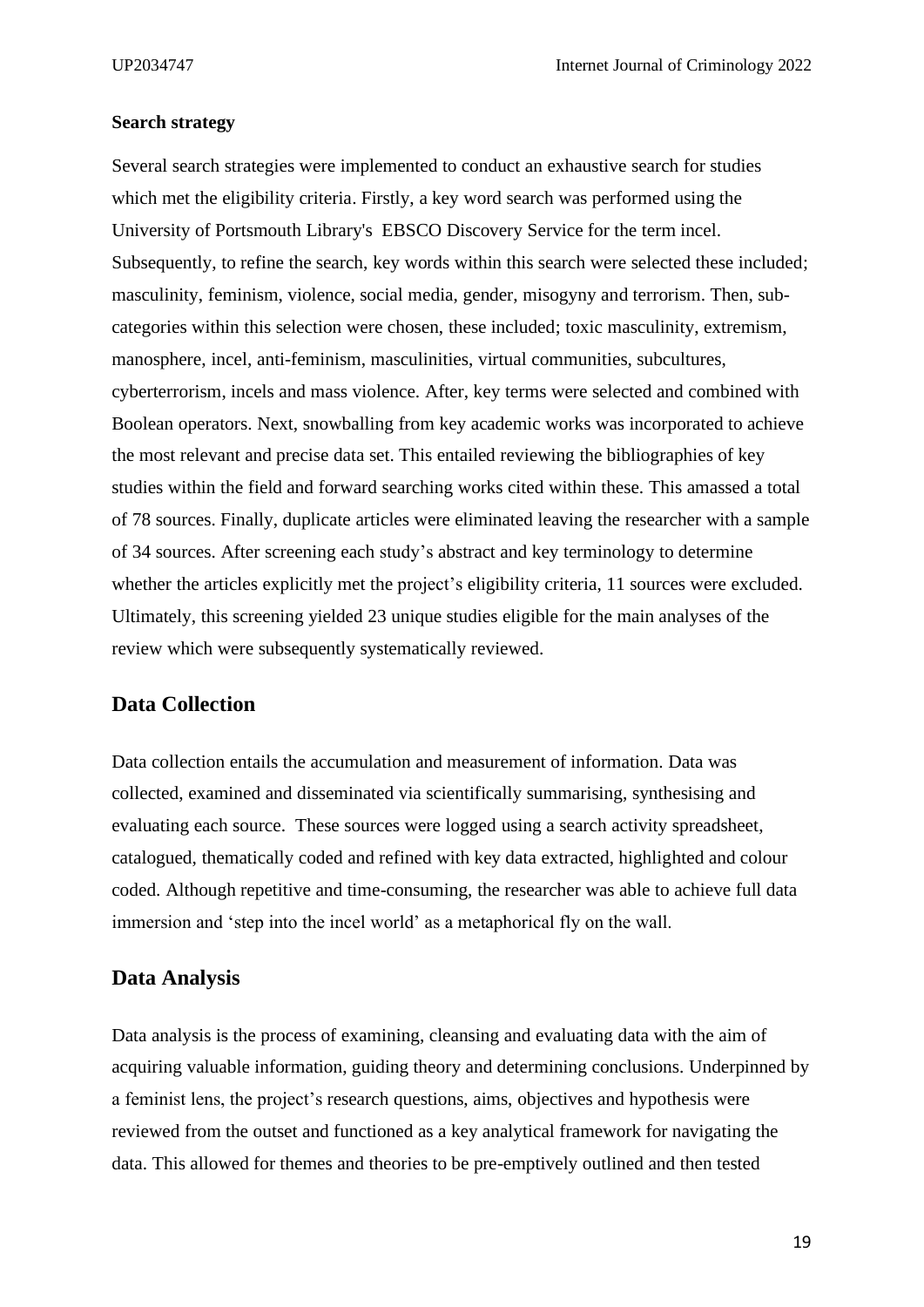**Search strategy**

Several search strategies were implemented to conduct an exhaustive search for studies which met the eligibility criteria. Firstly, a key word search was performed using the University of Portsmouth Library's EBSCO Discovery Service for the term incel. Subsequently, to refine the search, key words within this search were selected these included; masculinity, feminism, violence, social media, gender, misogyny and terrorism. Then, sub-categories within this selection were chosen, these included; toxic masculinity, extremism, manosphere, incel, anti-feminism, masculinities, virtual communities, subcultures, cyberterrorism, incels and mass violence. After, key terms were selected and combined with Boolean operators. Next, snowballing from key academic works was incorporated to achieve the most relevant and precise data set. This entailed reviewing the bibliographies of key studies within the field and forward searching works cited within these. This amassed a total of 78 sources. Finally, duplicate articles were eliminated leaving the researcher with a sample of 34 sources. After screening each study's abstract and key terminology to determine whether the articles explicitly met the project's eligibility criteria, 11 sources were excluded. Ultimately, this screening yielded 23 unique studies eligible for the main analyses of the review which were subsequently systematically reviewed.

## Data Collection

Data collection entails the accumulation and measurement of information. Data was collected, examined and disseminated via scientifically summarising, synthesising and evaluating each source. These sources were logged using a search activity spreadsheet, catalogued, thematically coded and refined with key data extracted, highlighted and colour coded. Although repetitive and time-consuming, the researcher was able to achieve full data immersion and 'step into the incel world' as a metaphorical fly on the wall.

## Data Analysis

Data analysis is the process of examining, cleansing and evaluating data with the aim of acquiring valuable information, guiding theory and determining conclusions. Underpinned by a feminist lens, the project's research questions, aims, objectives and hypothesis were reviewed from the outset and functioned as a key analytical framework for navigating the data. This allowed for themes and theories to be pre-emptively outlined and then tested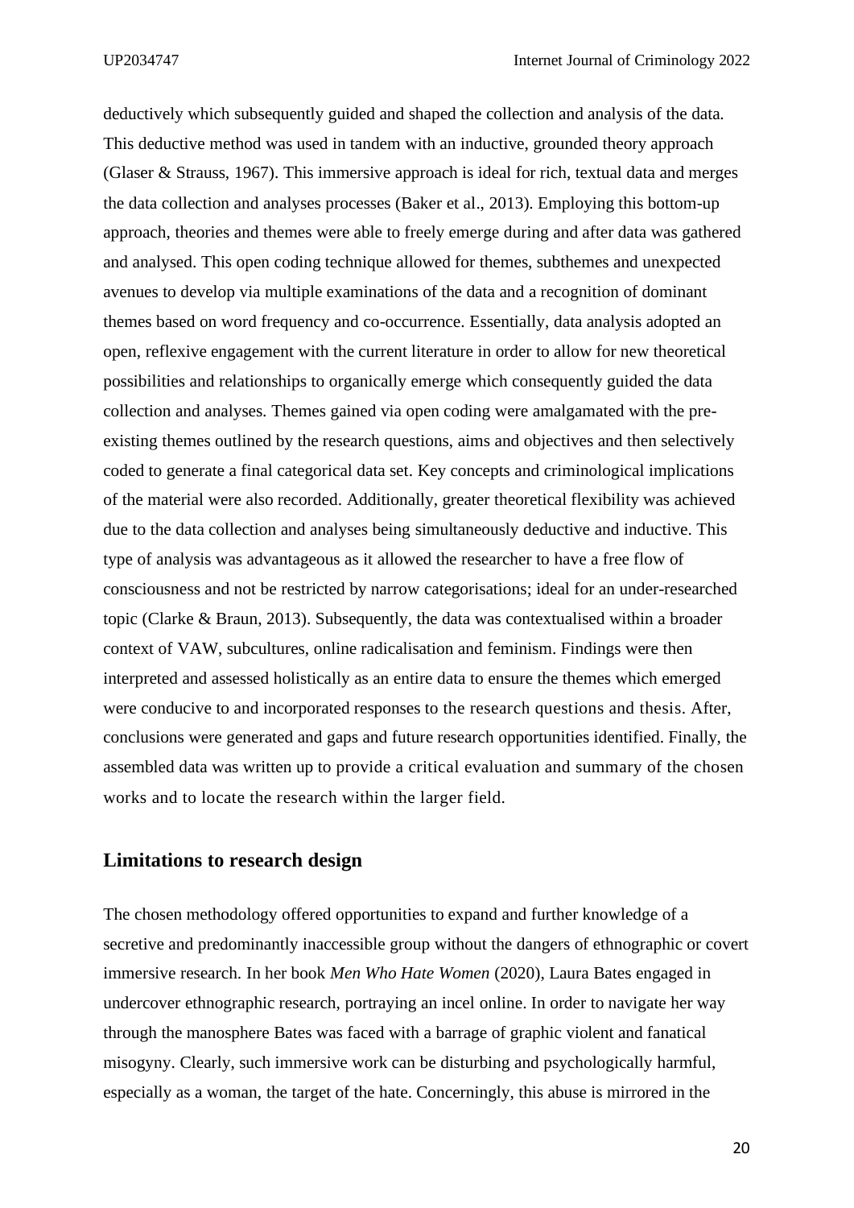deductively which subsequently guided and shaped the collection and analysis of the data. This deductive method was used in tandem with an inductive, grounded theory approach (Glaser & Strauss, 1967). This immersive approach is ideal for rich, textual data and merges the data collection and analyses processes (Baker et al., 2013). Employing this bottom-up approach, theories and themes were able to freely emerge during and after data was gathered and analysed. This open coding technique allowed for themes, subthemes and unexpected avenues to develop via multiple examinations of the data and a recognition of dominant themes based on word frequency and co-occurrence. Essentially, data analysis adopted an open, reflexive engagement with the current literature in order to allow for new theoretical possibilities and relationships to organically emerge which consequently guided the data collection and analyses. Themes gained via open coding were amalgamated with the pre-existing themes outlined by the research questions, aims and objectives and then selectively coded to generate a final categorical data set. Key concepts and criminological implications of the material were also recorded. Additionally, greater theoretical flexibility was achieved due to the data collection and analyses being simultaneously deductive and inductive. This type of analysis was advantageous as it allowed the researcher to have a free flow of consciousness and not be restricted by narrow categorisations; ideal for an under-researched topic (Clarke & Braun, 2013). Subsequently, the data was contextualised within a broader context of VAW, subcultures, online radicalisation and feminism. Findings were then interpreted and assessed holistically as an entire data to ensure the themes which emerged were conducive to and incorporated responses to the research questions and thesis. After, conclusions were generated and gaps and future research opportunities identified. Finally, the assembled data was written up to provide a critical evaluation and summary of the chosen works and to locate the research within the larger field.

## Limitations to research design

The chosen methodology offered opportunities to expand and further knowledge of a secretive and predominantly inaccessible group without the dangers of ethnographic or covert immersive research. In her book *Men Who Hate Women* (2020), Laura Bates engaged in undercover ethnographic research, portraying an incel online. In order to navigate her way through the manosphere Bates was faced with a barrage of graphic violent and fanatical misogyny. Clearly, such immersive work can be disturbing and psychologically harmful, especially as a woman, the target of the hate. Concerningly, this abuse is mirrored in the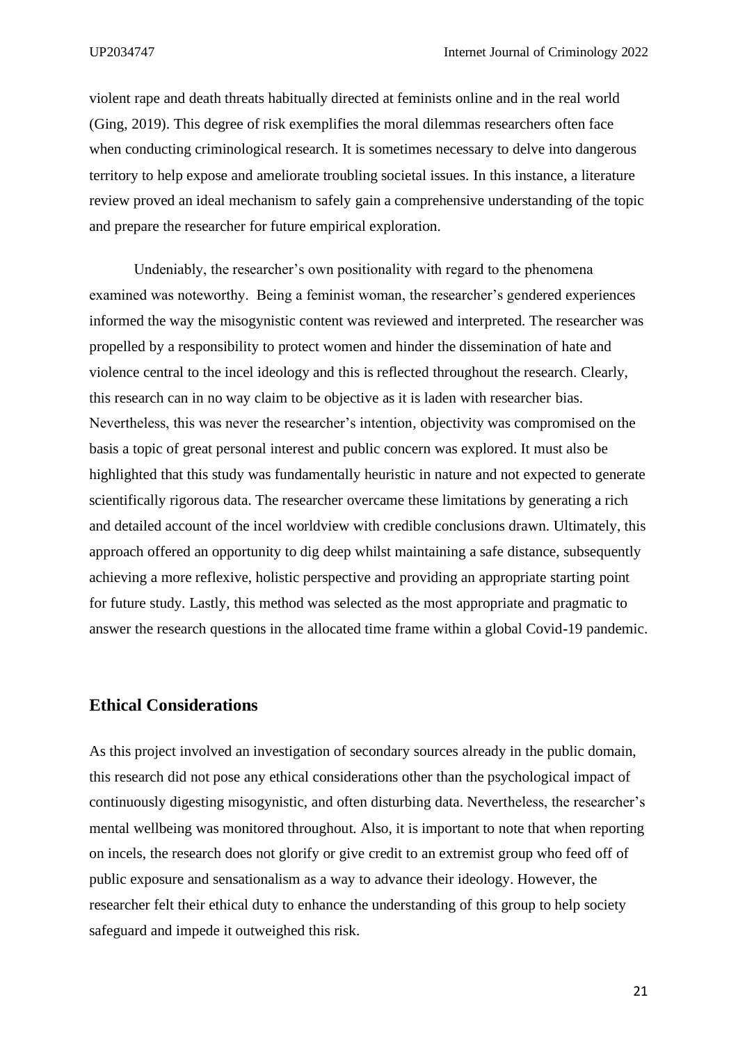violent rape and death threats habitually directed at feminists online and in the real world (Ging, 2019). This degree of risk exemplifies the moral dilemmas researchers often face when conducting criminological research. It is sometimes necessary to delve into dangerous territory to help expose and ameliorate troubling societal issues. In this instance, a literature review proved an ideal mechanism to safely gain a comprehensive understanding of the topic and prepare the researcher for future empirical exploration.

Undeniably, the researcher's own positionality with regard to the phenomena examined was noteworthy. Being a feminist woman, the researcher's gendered experiences informed the way the misogynistic content was reviewed and interpreted. The researcher was propelled by a responsibility to protect women and hinder the dissemination of hate and violence central to the incel ideology and this is reflected throughout the research. Clearly, this research can in no way claim to be objective as it is laden with researcher bias. Nevertheless, this was never the researcher's intention, objectivity was compromised on the basis a topic of great personal interest and public concern was explored. It must also be highlighted that this study was fundamentally heuristic in nature and not expected to generate scientifically rigorous data. The researcher overcame these limitations by generating a rich and detailed account of the incel worldview with credible conclusions drawn. Ultimately, this approach offered an opportunity to dig deep whilst maintaining a safe distance, subsequently achieving a more reflexive, holistic perspective and providing an appropriate starting point for future study. Lastly, this method was selected as the most appropriate and pragmatic to answer the research questions in the allocated time frame within a global Covid-19 pandemic.

## Ethical Considerations

As this project involved an investigation of secondary sources already in the public domain, this research did not pose any ethical considerations other than the psychological impact of continuously digesting misogynistic, and often disturbing data. Nevertheless, the researcher's mental wellbeing was monitored throughout. Also, it is important to note that when reporting on incels, the research does not glorify or give credit to an extremist group who feed off of public exposure and sensationalism as a way to advance their ideology. However, the researcher felt their ethical duty to enhance the understanding of this group to help society safeguard and impede it outweighed this risk.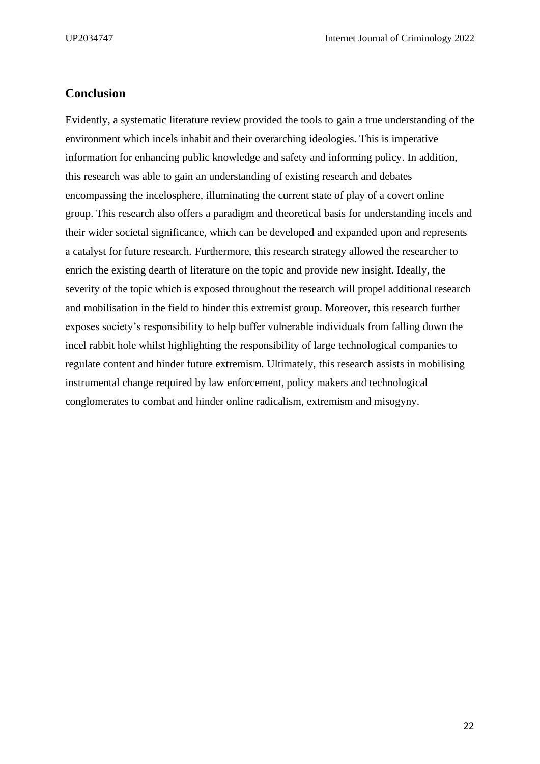## Conclusion

Evidently, a systematic literature review provided the tools to gain a true understanding of the environment which incels inhabit and their overarching ideologies. This is imperative information for enhancing public knowledge and safety and informing policy. In addition, this research was able to gain an understanding of existing research and debates encompassing the incelosphere, illuminating the current state of play of a covert online group. This research also offers a paradigm and theoretical basis for understanding incels and their wider societal significance, which can be developed and expanded upon and represents a catalyst for future research. Furthermore, this research strategy allowed the researcher to enrich the existing dearth of literature on the topic and provide new insight. Ideally, the severity of the topic which is exposed throughout the research will propel additional research and mobilisation in the field to hinder this extremist group. Moreover, this research further exposes society's responsibility to help buffer vulnerable individuals from falling down the incel rabbit hole whilst highlighting the responsibility of large technological companies to regulate content and hinder future extremism. Ultimately, this research assists in mobilising instrumental change required by law enforcement, policy makers and technological conglomerates to combat and hinder online radicalism, extremism and misogyny.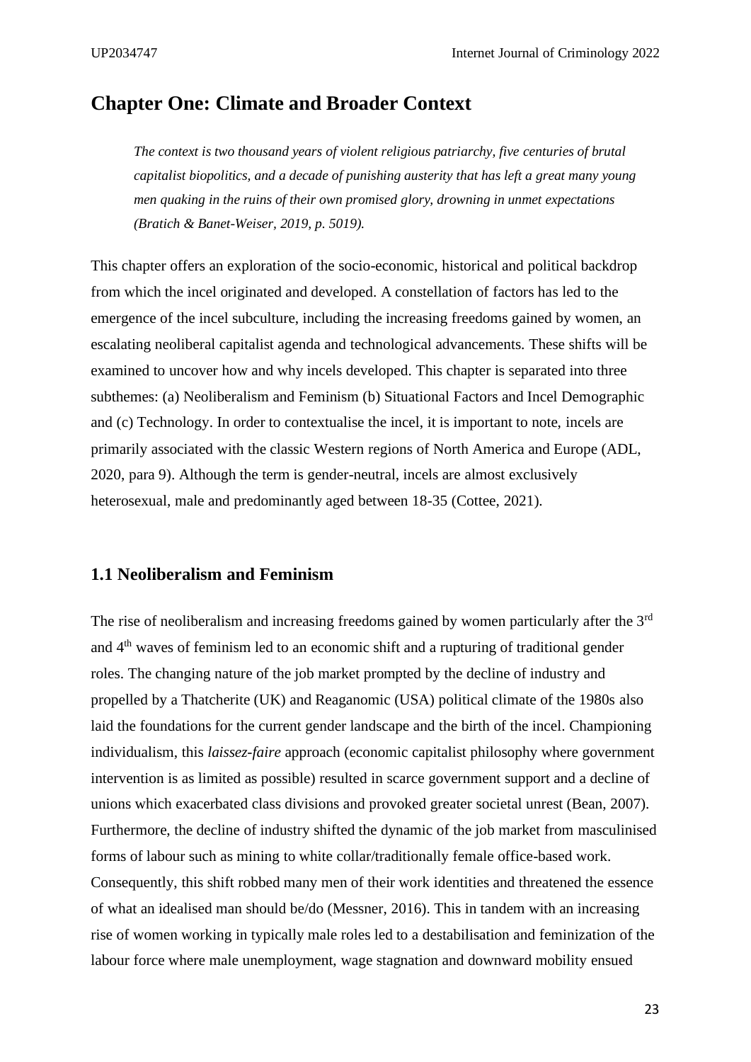## Chapter One: Climate and Broader Context

> *The context is two thousand years of violent religious patriarchy, five centuries of brutal capitalist biopolitics, and a decade of punishing austerity that has left a great many young men quaking in the ruins of their own promised glory, drowning in unmet expectations (Bratich & Banet-Weiser, 2019, p. 5019).*

This chapter offers an exploration of the socio-economic, historical and political backdrop from which the incel originated and developed. A constellation of factors has led to the emergence of the incel subculture, including the increasing freedoms gained by women, an escalating neoliberal capitalist agenda and technological advancements. These shifts will be examined to uncover how and why incels developed. This chapter is separated into three subthemes: (a) Neoliberalism and Feminism (b) Situational Factors and Incel Demographic and (c) Technology. In order to contextualise the incel, it is important to note, incels are primarily associated with the classic Western regions of North America and Europe (ADL, 2020, para 9). Although the term is gender-neutral, incels are almost exclusively heterosexual, male and predominantly aged between 18-35 (Cottee, 2021).

### 1.1 Neoliberalism and Feminism

The rise of neoliberalism and increasing freedoms gained by women particularly after the 3rd and 4th waves of feminism led to an economic shift and a rupturing of traditional gender roles. The changing nature of the job market prompted by the decline of industry and propelled by a Thatcherite (UK) and Reaganomic (USA) political climate of the 1980s also laid the foundations for the current gender landscape and the birth of the incel. Championing individualism, this *laissez-faire* approach (economic capitalist philosophy where government intervention is as limited as possible) resulted in scarce government support and a decline of unions which exacerbated class divisions and provoked greater societal unrest (Bean, 2007). Furthermore, the decline of industry shifted the dynamic of the job market from masculinised forms of labour such as mining to white collar/traditionally female office-based work. Consequently, this shift robbed many men of their work identities and threatened the essence of what an idealised man should be/do (Messner, 2016). This in tandem with an increasing rise of women working in typically male roles led to a destabilisation and feminization of the labour force where male unemployment, wage stagnation and downward mobility ensued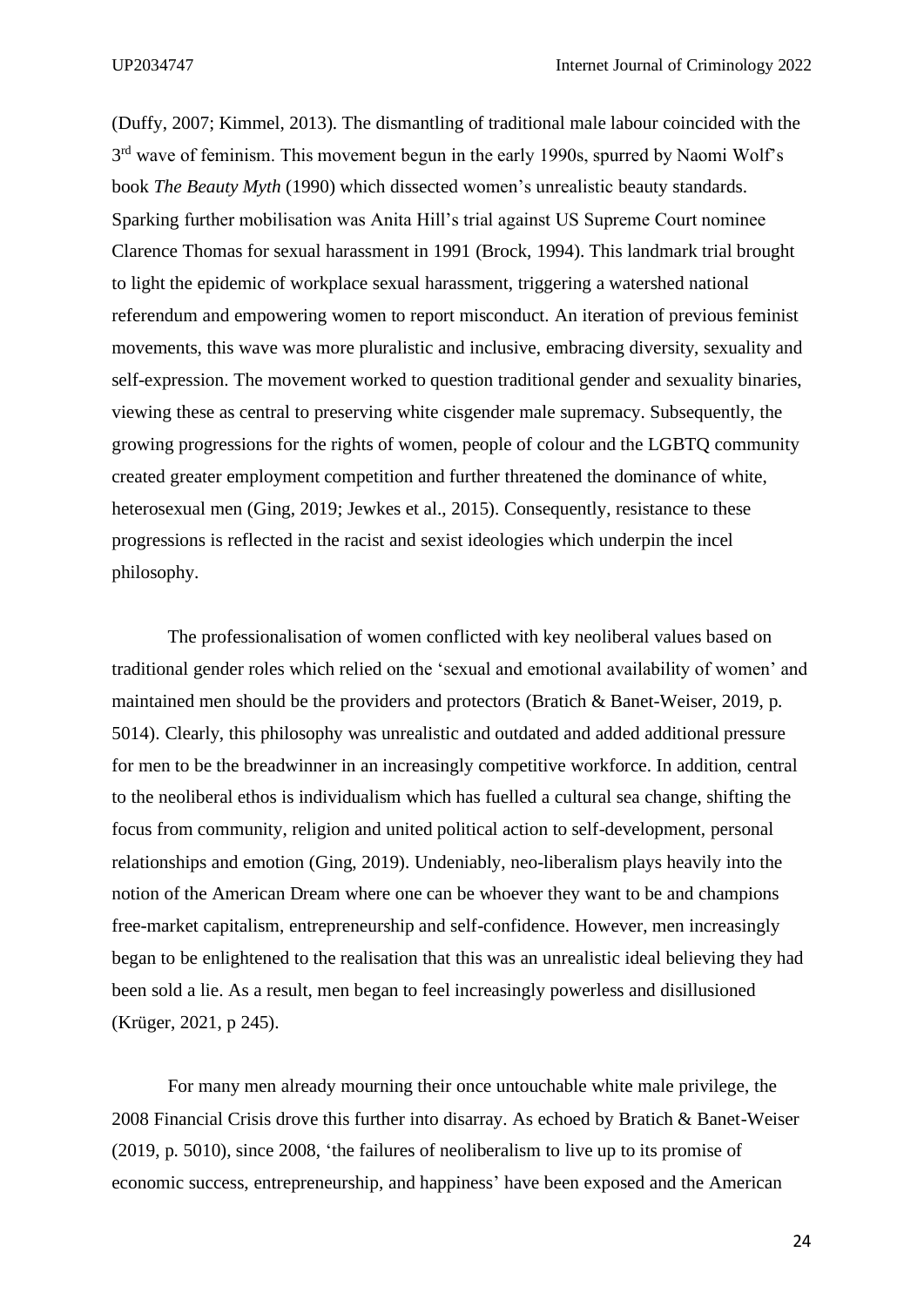(Duffy, 2007; Kimmel, 2013). The dismantling of traditional male labour coincided with the 3rd wave of feminism. This movement begun in the early 1990s, spurred by Naomi Wolf's book *The Beauty Myth* (1990) which dissected women's unrealistic beauty standards. Sparking further mobilisation was Anita Hill's trial against US Supreme Court nominee Clarence Thomas for sexual harassment in 1991 (Brock, 1994). This landmark trial brought to light the epidemic of workplace sexual harassment, triggering a watershed national referendum and empowering women to report misconduct. An iteration of previous feminist movements, this wave was more pluralistic and inclusive, embracing diversity, sexuality and self-expression. The movement worked to question traditional gender and sexuality binaries, viewing these as central to preserving white cisgender male supremacy. Subsequently, the growing progressions for the rights of women, people of colour and the LGBTQ community created greater employment competition and further threatened the dominance of white, heterosexual men (Ging, 2019; Jewkes et al., 2015). Consequently, resistance to these progressions is reflected in the racist and sexist ideologies which underpin the incel philosophy.

The professionalisation of women conflicted with key neoliberal values based on traditional gender roles which relied on the 'sexual and emotional availability of women' and maintained men should be the providers and protectors (Bratich & Banet-Weiser, 2019, p. 5014). Clearly, this philosophy was unrealistic and outdated and added additional pressure for men to be the breadwinner in an increasingly competitive workforce. In addition, central to the neoliberal ethos is individualism which has fuelled a cultural sea change, shifting the focus from community, religion and united political action to self-development, personal relationships and emotion (Ging, 2019). Undeniably, neo-liberalism plays heavily into the notion of the American Dream where one can be whoever they want to be and champions free-market capitalism, entrepreneurship and self-confidence. However, men increasingly began to be enlightened to the realisation that this was an unrealistic ideal believing they had been sold a lie. As a result, men began to feel increasingly powerless and disillusioned (Krüger, 2021, p 245).

For many men already mourning their once untouchable white male privilege, the 2008 Financial Crisis drove this further into disarray. As echoed by Bratich & Banet-Weiser (2019, p. 5010), since 2008, 'the failures of neoliberalism to live up to its promise of economic success, entrepreneurship, and happiness' have been exposed and the American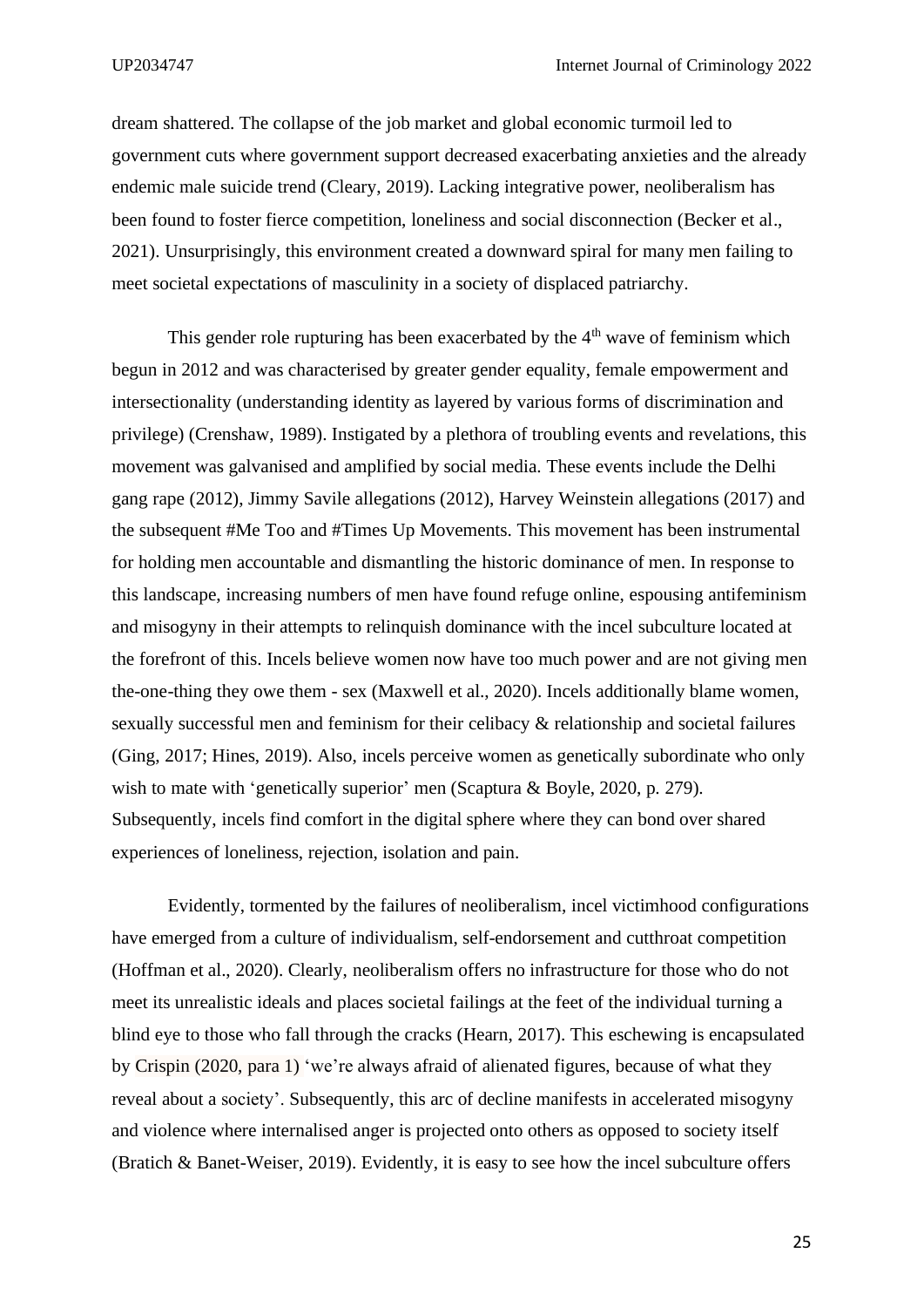dream shattered. The collapse of the job market and global economic turmoil led to government cuts where government support decreased exacerbating anxieties and the already endemic male suicide trend (Cleary, 2019). Lacking integrative power, neoliberalism has been found to foster fierce competition, loneliness and social disconnection (Becker et al., 2021). Unsurprisingly, this environment created a downward spiral for many men failing to meet societal expectations of masculinity in a society of displaced patriarchy.

This gender role rupturing has been exacerbated by the 4th wave of feminism which begun in 2012 and was characterised by greater gender equality, female empowerment and intersectionality (understanding identity as layered by various forms of discrimination and privilege) (Crenshaw, 1989). Instigated by a plethora of troubling events and revelations, this movement was galvanised and amplified by social media. These events include the Delhi gang rape (2012), Jimmy Savile allegations (2012), Harvey Weinstein allegations (2017) and the subsequent #Me Too and #Times Up Movements. This movement has been instrumental for holding men accountable and dismantling the historic dominance of men. In response to this landscape, increasing numbers of men have found refuge online, espousing antifeminism and misogyny in their attempts to relinquish dominance with the incel subculture located at the forefront of this. Incels believe women now have too much power and are not giving men the-one-thing they owe them - sex (Maxwell et al., 2020). Incels additionally blame women, sexually successful men and feminism for their celibacy & relationship and societal failures (Ging, 2017; Hines, 2019). Also, incels perceive women as genetically subordinate who only wish to mate with 'genetically superior' men (Scaptura & Boyle, 2020, p. 279). Subsequently, incels find comfort in the digital sphere where they can bond over shared experiences of loneliness, rejection, isolation and pain.

Evidently, tormented by the failures of neoliberalism, incel victimhood configurations have emerged from a culture of individualism, self-endorsement and cutthroat competition (Hoffman et al., 2020). Clearly, neoliberalism offers no infrastructure for those who do not meet its unrealistic ideals and places societal failings at the feet of the individual turning a blind eye to those who fall through the cracks (Hearn, 2017). This eschewing is encapsulated by Crispin (2020, para 1) 'we're always afraid of alienated figures, because of what they reveal about a society'. Subsequently, this arc of decline manifests in accelerated misogyny and violence where internalised anger is projected onto others as opposed to society itself (Bratich & Banet-Weiser, 2019). Evidently, it is easy to see how the incel subculture offers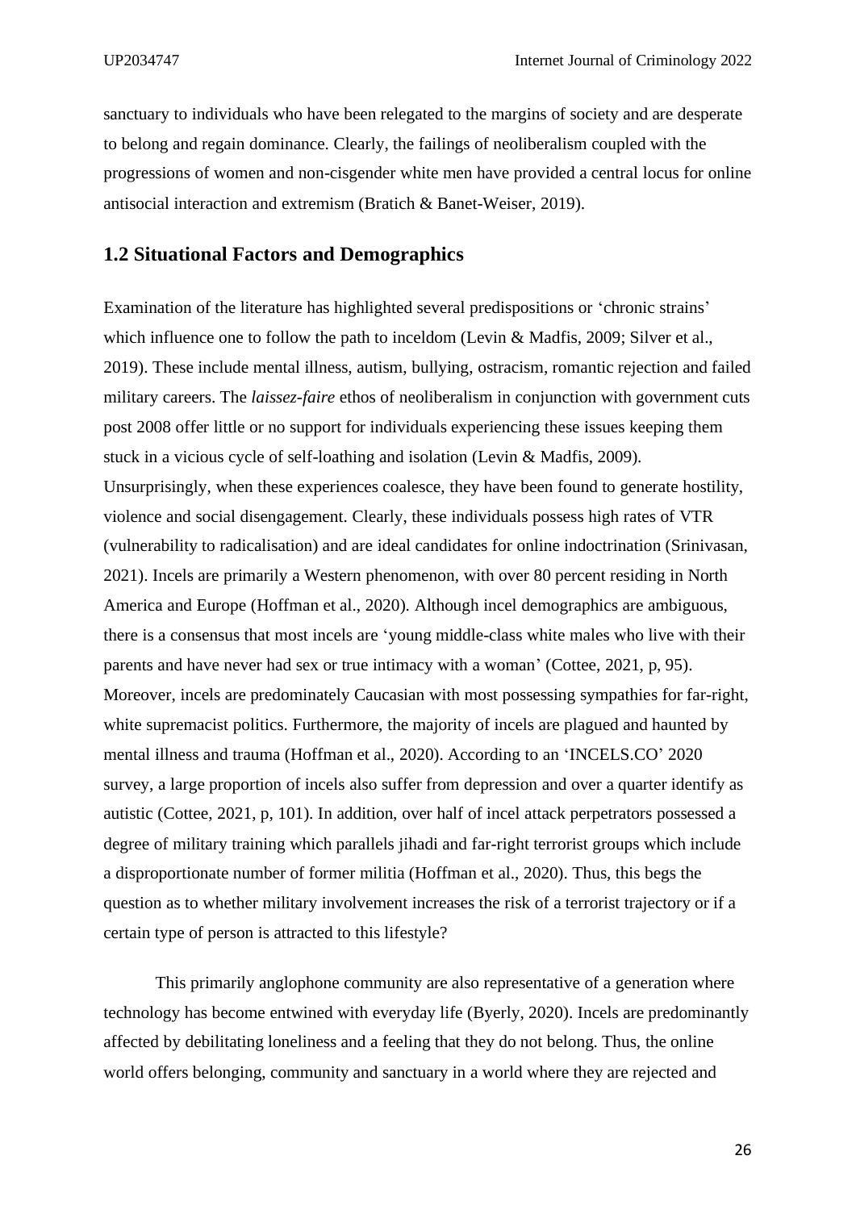sanctuary to individuals who have been relegated to the margins of society and are desperate to belong and regain dominance. Clearly, the failings of neoliberalism coupled with the progressions of women and non-cisgender white men have provided a central locus for online antisocial interaction and extremism (Bratich & Banet-Weiser, 2019).

## 1.2 Situational Factors and Demographics

Examination of the literature has highlighted several predispositions or 'chronic strains' which influence one to follow the path to inceldom (Levin & Madfis, 2009; Silver et al., 2019). These include mental illness, autism, bullying, ostracism, romantic rejection and failed military careers. The *laissez-faire* ethos of neoliberalism in conjunction with government cuts post 2008 offer little or no support for individuals experiencing these issues keeping them stuck in a vicious cycle of self-loathing and isolation (Levin & Madfis, 2009). Unsurprisingly, when these experiences coalesce, they have been found to generate hostility, violence and social disengagement. Clearly, these individuals possess high rates of VTR (vulnerability to radicalisation) and are ideal candidates for online indoctrination (Srinivasan, 2021). Incels are primarily a Western phenomenon, with over 80 percent residing in North America and Europe (Hoffman et al., 2020). Although incel demographics are ambiguous, there is a consensus that most incels are 'young middle-class white males who live with their parents and have never had sex or true intimacy with a woman' (Cottee, 2021, p, 95). Moreover, incels are predominately Caucasian with most possessing sympathies for far-right, white supremacist politics. Furthermore, the majority of incels are plagued and haunted by mental illness and trauma (Hoffman et al., 2020). According to an 'INCELS.CO' 2020 survey, a large proportion of incels also suffer from depression and over a quarter identify as autistic (Cottee, 2021, p, 101). In addition, over half of incel attack perpetrators possessed a degree of military training which parallels jihadi and far-right terrorist groups which include a disproportionate number of former militia (Hoffman et al., 2020). Thus, this begs the question as to whether military involvement increases the risk of a terrorist trajectory or if a certain type of person is attracted to this lifestyle?

This primarily anglophone community are also representative of a generation where technology has become entwined with everyday life (Byerly, 2020). Incels are predominantly affected by debilitating loneliness and a feeling that they do not belong. Thus, the online world offers belonging, community and sanctuary in a world where they are rejected and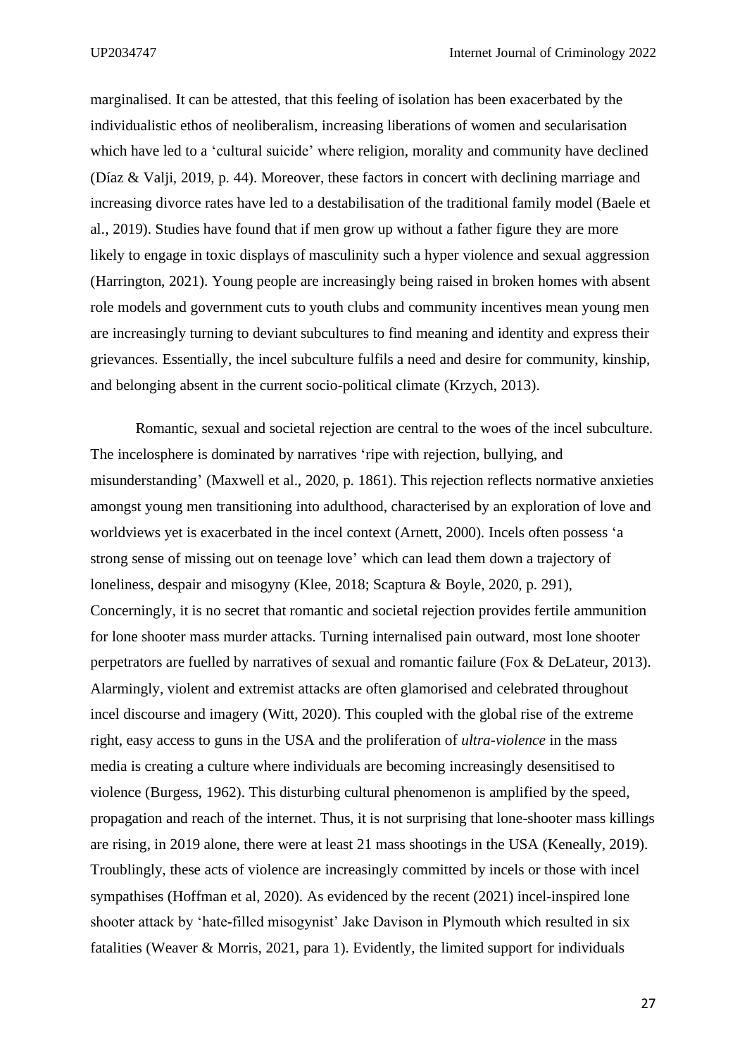marginalised. It can be attested, that this feeling of isolation has been exacerbated by the individualistic ethos of neoliberalism, increasing liberations of women and secularisation which have led to a 'cultural suicide' where religion, morality and community have declined (Díaz & Valji, 2019, p. 44). Moreover, these factors in concert with declining marriage and increasing divorce rates have led to a destabilisation of the traditional family model (Baele et al., 2019). Studies have found that if men grow up without a father figure they are more likely to engage in toxic displays of masculinity such a hyper violence and sexual aggression (Harrington, 2021). Young people are increasingly being raised in broken homes with absent role models and government cuts to youth clubs and community incentives mean young men are increasingly turning to deviant subcultures to find meaning and identity and express their grievances. Essentially, the incel subculture fulfils a need and desire for community, kinship, and belonging absent in the current socio-political climate (Krzych, 2013).

Romantic, sexual and societal rejection are central to the woes of the incel subculture. The incelosphere is dominated by narratives 'ripe with rejection, bullying, and misunderstanding' (Maxwell et al., 2020, p. 1861). This rejection reflects normative anxieties amongst young men transitioning into adulthood, characterised by an exploration of love and worldviews yet is exacerbated in the incel context (Arnett, 2000). Incels often possess 'a strong sense of missing out on teenage love' which can lead them down a trajectory of loneliness, despair and misogyny (Klee, 2018; Scaptura & Boyle, 2020, p. 291), Concerningly, it is no secret that romantic and societal rejection provides fertile ammunition for lone shooter mass murder attacks. Turning internalised pain outward, most lone shooter perpetrators are fuelled by narratives of sexual and romantic failure (Fox & DeLateur, 2013). Alarmingly, violent and extremist attacks are often glamorised and celebrated throughout incel discourse and imagery (Witt, 2020). This coupled with the global rise of the extreme right, easy access to guns in the USA and the proliferation of *ultra-violence* in the mass media is creating a culture where individuals are becoming increasingly desensitised to violence (Burgess, 1962). This disturbing cultural phenomenon is amplified by the speed, propagation and reach of the internet. Thus, it is not surprising that lone-shooter mass killings are rising, in 2019 alone, there were at least 21 mass shootings in the USA (Keneally, 2019). Troublingly, these acts of violence are increasingly committed by incels or those with incel sympathises (Hoffman et al, 2020). As evidenced by the recent (2021) incel-inspired lone shooter attack by 'hate-filled misogynist' Jake Davison in Plymouth which resulted in six fatalities (Weaver & Morris, 2021, para 1). Evidently, the limited support for individuals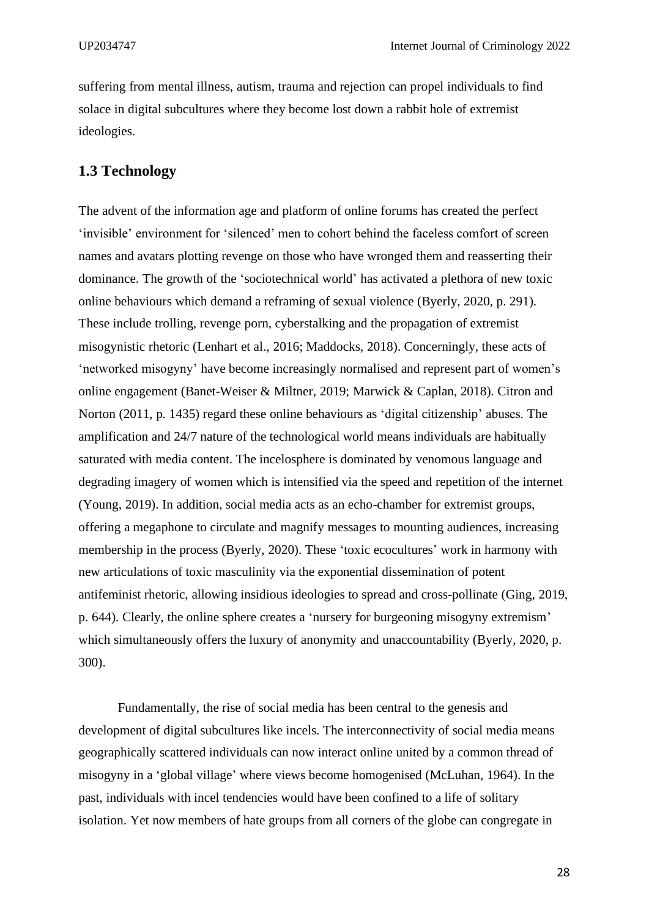suffering from mental illness, autism, trauma and rejection can propel individuals to find solace in digital subcultures where they become lost down a rabbit hole of extremist ideologies.

## 1.3 Technology

The advent of the information age and platform of online forums has created the perfect 'invisible' environment for 'silenced' men to cohort behind the faceless comfort of screen names and avatars plotting revenge on those who have wronged them and reasserting their dominance. The growth of the 'sociotechnical world' has activated a plethora of new toxic online behaviours which demand a reframing of sexual violence (Byerly, 2020, p. 291). These include trolling, revenge porn, cyberstalking and the propagation of extremist misogynistic rhetoric (Lenhart et al., 2016; Maddocks, 2018). Concerningly, these acts of 'networked misogyny' have become increasingly normalised and represent part of women's online engagement (Banet-Weiser & Miltner, 2019; Marwick & Caplan, 2018). Citron and Norton (2011, p. 1435) regard these online behaviours as 'digital citizenship' abuses. The amplification and 24/7 nature of the technological world means individuals are habitually saturated with media content. The incelosphere is dominated by venomous language and degrading imagery of women which is intensified via the speed and repetition of the internet (Young, 2019). In addition, social media acts as an echo-chamber for extremist groups, offering a megaphone to circulate and magnify messages to mounting audiences, increasing membership in the process (Byerly, 2020). These 'toxic ecocultures' work in harmony with new articulations of toxic masculinity via the exponential dissemination of potent antifeminist rhetoric, allowing insidious ideologies to spread and cross-pollinate (Ging, 2019, p. 644). Clearly, the online sphere creates a 'nursery for burgeoning misogyny extremism' which simultaneously offers the luxury of anonymity and unaccountability (Byerly, 2020, p. 300).

Fundamentally, the rise of social media has been central to the genesis and development of digital subcultures like incels. The interconnectivity of social media means geographically scattered individuals can now interact online united by a common thread of misogyny in a 'global village' where views become homogenised (McLuhan, 1964). In the past, individuals with incel tendencies would have been confined to a life of solitary isolation. Yet now members of hate groups from all corners of the globe can congregate in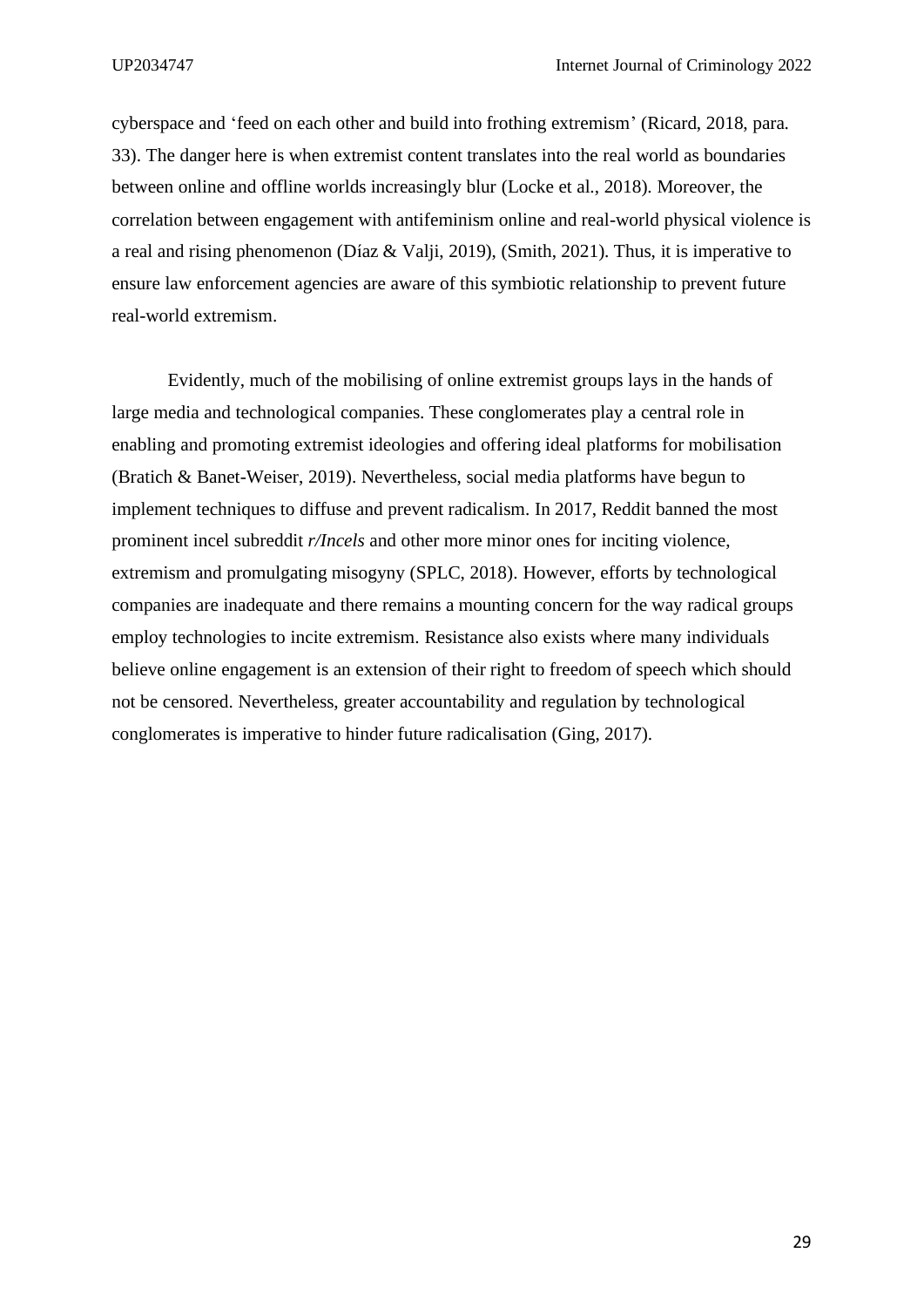cyberspace and 'feed on each other and build into frothing extremism' (Ricard, 2018, para. 33). The danger here is when extremist content translates into the real world as boundaries between online and offline worlds increasingly blur (Locke et al., 2018). Moreover, the correlation between engagement with antifeminism online and real-world physical violence is a real and rising phenomenon (Díaz & Valji, 2019), (Smith, 2021). Thus, it is imperative to ensure law enforcement agencies are aware of this symbiotic relationship to prevent future real-world extremism.

Evidently, much of the mobilising of online extremist groups lays in the hands of large media and technological companies. These conglomerates play a central role in enabling and promoting extremist ideologies and offering ideal platforms for mobilisation (Bratich & Banet-Weiser, 2019). Nevertheless, social media platforms have begun to implement techniques to diffuse and prevent radicalism. In 2017, Reddit banned the most prominent incel subreddit *r/Incels* and other more minor ones for inciting violence, extremism and promulgating misogyny (SPLC, 2018). However, efforts by technological companies are inadequate and there remains a mounting concern for the way radical groups employ technologies to incite extremism. Resistance also exists where many individuals believe online engagement is an extension of their right to freedom of speech which should not be censored. Nevertheless, greater accountability and regulation by technological conglomerates is imperative to hinder future radicalisation (Ging, 2017).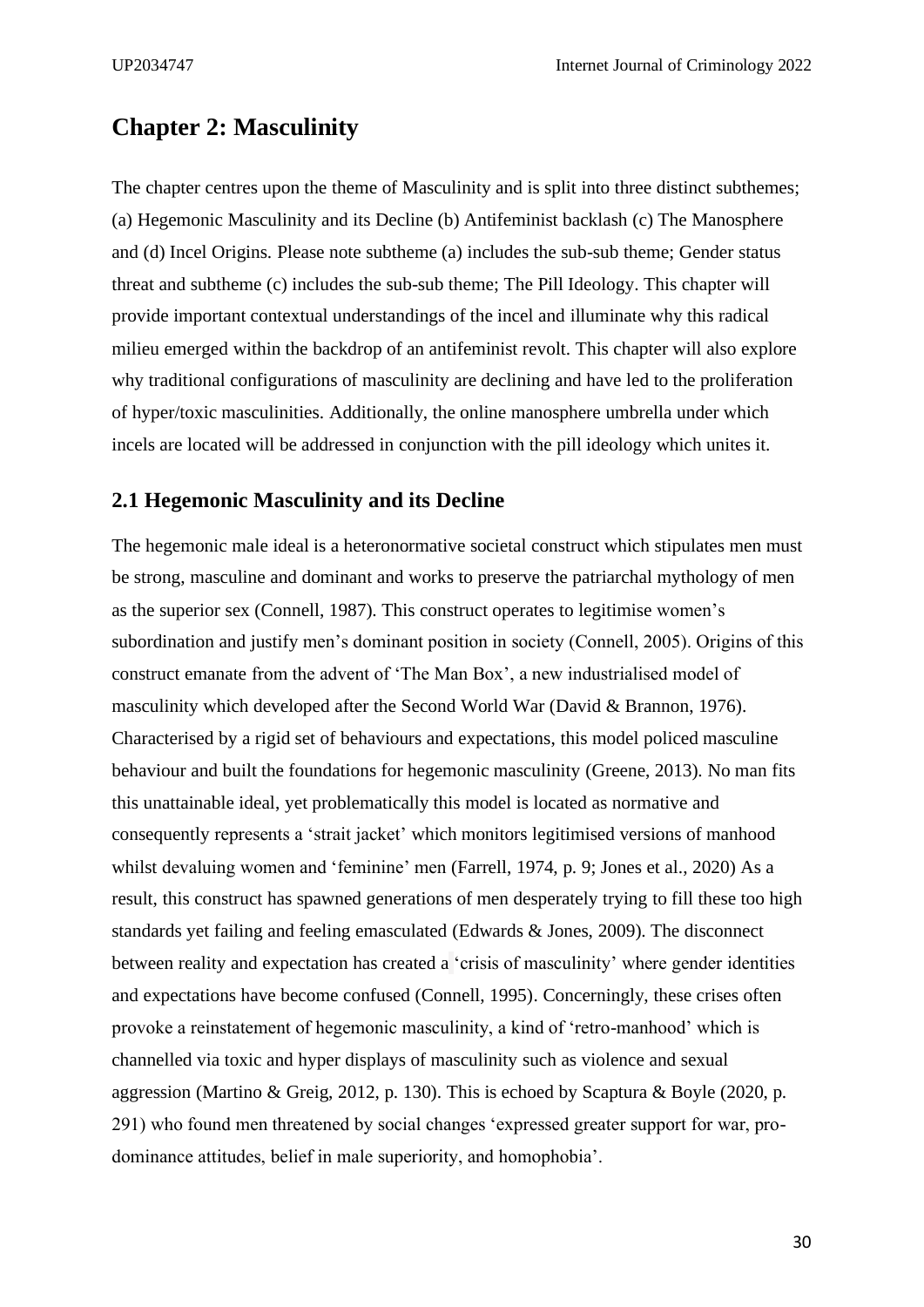## Chapter 2: Masculinity

The chapter centres upon the theme of Masculinity and is split into three distinct subthemes; (a) Hegemonic Masculinity and its Decline (b) Antifeminist backlash (c) The Manosphere and (d) Incel Origins. Please note subtheme (a) includes the sub-sub theme; Gender status threat and subtheme (c) includes the sub-sub theme; The Pill Ideology. This chapter will provide important contextual understandings of the incel and illuminate why this radical milieu emerged within the backdrop of an antifeminist revolt. This chapter will also explore why traditional configurations of masculinity are declining and have led to the proliferation of hyper/toxic masculinities. Additionally, the online manosphere umbrella under which incels are located will be addressed in conjunction with the pill ideology which unites it.

### 2.1 Hegemonic Masculinity and its Decline

The hegemonic male ideal is a heteronormative societal construct which stipulates men must be strong, masculine and dominant and works to preserve the patriarchal mythology of men as the superior sex (Connell, 1987). This construct operates to legitimise women's subordination and justify men's dominant position in society (Connell, 2005). Origins of this construct emanate from the advent of 'The Man Box', a new industrialised model of masculinity which developed after the Second World War (David & Brannon, 1976). Characterised by a rigid set of behaviours and expectations, this model policed masculine behaviour and built the foundations for hegemonic masculinity (Greene, 2013). No man fits this unattainable ideal, yet problematically this model is located as normative and consequently represents a 'strait jacket' which monitors legitimised versions of manhood whilst devaluing women and 'feminine' men (Farrell, 1974, p. 9; Jones et al., 2020) As a result, this construct has spawned generations of men desperately trying to fill these too high standards yet failing and feeling emasculated (Edwards & Jones, 2009). The disconnect between reality and expectation has created a 'crisis of masculinity' where gender identities and expectations have become confused (Connell, 1995). Concerningly, these crises often provoke a reinstatement of hegemonic masculinity, a kind of 'retro-manhood' which is channelled via toxic and hyper displays of masculinity such as violence and sexual aggression (Martino & Greig, 2012, p. 130). This is echoed by Scaptura & Boyle (2020, p. 291) who found men threatened by social changes 'expressed greater support for war, pro-dominance attitudes, belief in male superiority, and homophobia'.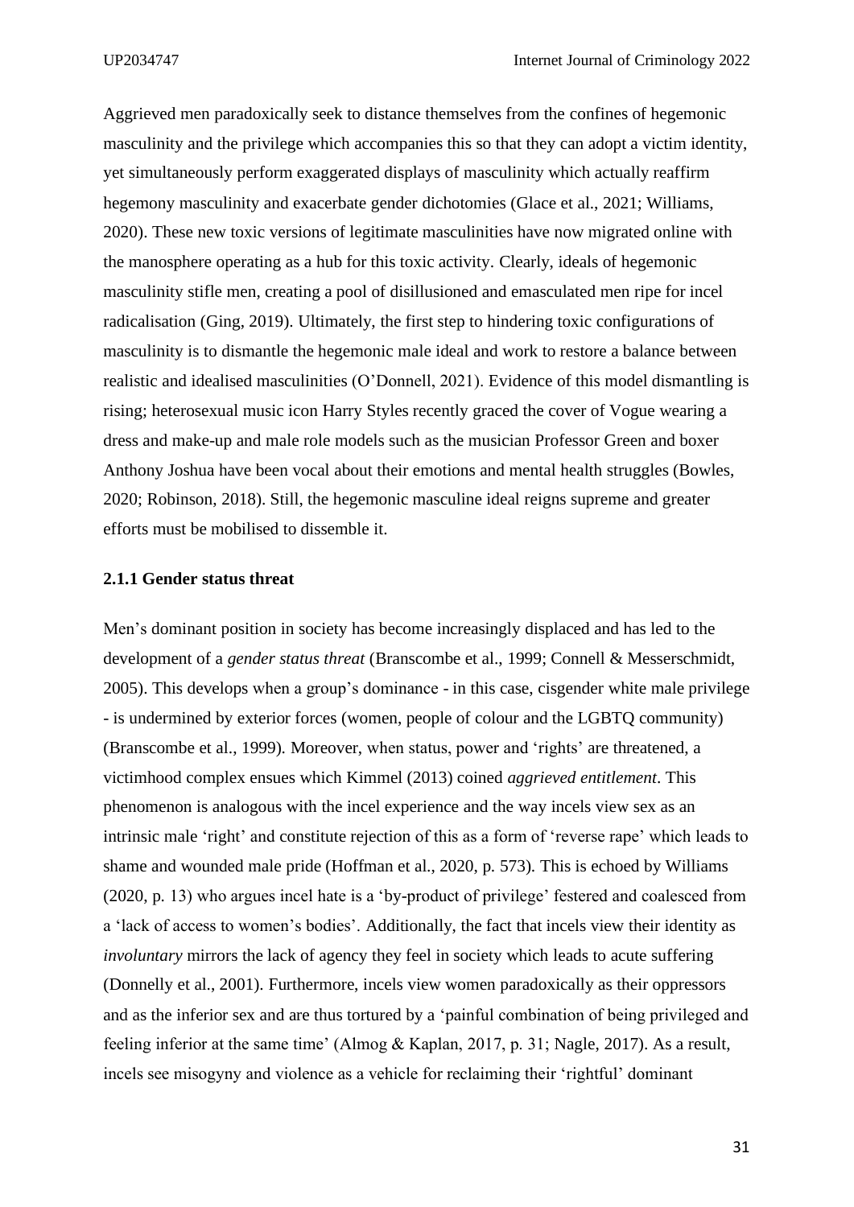Aggrieved men paradoxically seek to distance themselves from the confines of hegemonic masculinity and the privilege which accompanies this so that they can adopt a victim identity, yet simultaneously perform exaggerated displays of masculinity which actually reaffirm hegemony masculinity and exacerbate gender dichotomies (Glace et al., 2021; Williams, 2020). These new toxic versions of legitimate masculinities have now migrated online with the manosphere operating as a hub for this toxic activity. Clearly, ideals of hegemonic masculinity stifle men, creating a pool of disillusioned and emasculated men ripe for incel radicalisation (Ging, 2019). Ultimately, the first step to hindering toxic configurations of masculinity is to dismantle the hegemonic male ideal and work to restore a balance between realistic and idealised masculinities (O'Donnell, 2021). Evidence of this model dismantling is rising; heterosexual music icon Harry Styles recently graced the cover of Vogue wearing a dress and make-up and male role models such as the musician Professor Green and boxer Anthony Joshua have been vocal about their emotions and mental health struggles (Bowles, 2020; Robinson, 2018). Still, the hegemonic masculine ideal reigns supreme and greater efforts must be mobilised to dissemble it.

### 2.1.1 Gender status threat

Men's dominant position in society has become increasingly displaced and has led to the development of a *gender status threat* (Branscombe et al., 1999; Connell & Messerschmidt, 2005). This develops when a group's dominance - in this case, cisgender white male privilege - is undermined by exterior forces (women, people of colour and the LGBTQ community) (Branscombe et al., 1999). Moreover, when status, power and 'rights' are threatened, a victimhood complex ensues which Kimmel (2013) coined *aggrieved entitlement*. This phenomenon is analogous with the incel experience and the way incels view sex as an intrinsic male 'right' and constitute rejection of this as a form of 'reverse rape' which leads to shame and wounded male pride (Hoffman et al., 2020, p. 573). This is echoed by Williams (2020, p. 13) who argues incel hate is a 'by-product of privilege' festered and coalesced from a 'lack of access to women's bodies'. Additionally, the fact that incels view their identity as *involuntary* mirrors the lack of agency they feel in society which leads to acute suffering (Donnelly et al., 2001). Furthermore, incels view women paradoxically as their oppressors and as the inferior sex and are thus tortured by a 'painful combination of being privileged and feeling inferior at the same time' (Almog & Kaplan, 2017, p. 31; Nagle, 2017). As a result, incels see misogyny and violence as a vehicle for reclaiming their 'rightful' dominant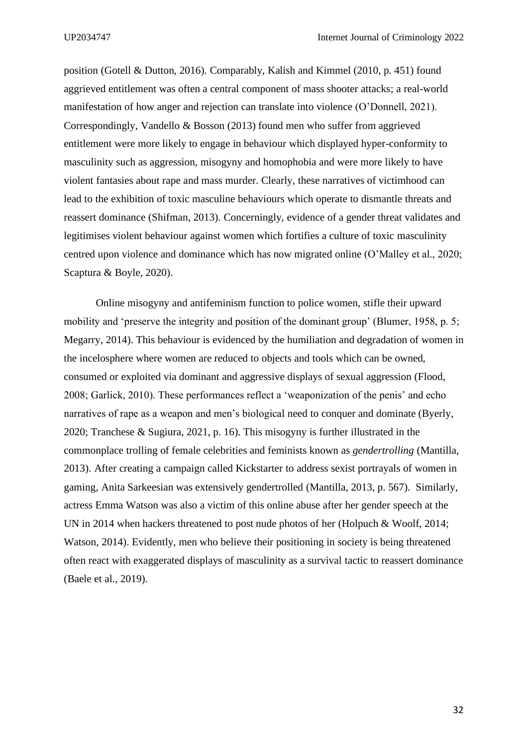position (Gotell & Dutton, 2016). Comparably, Kalish and Kimmel (2010, p. 451) found aggrieved entitlement was often a central component of mass shooter attacks; a real-world manifestation of how anger and rejection can translate into violence (O'Donnell, 2021). Correspondingly, Vandello & Bosson (2013) found men who suffer from aggrieved entitlement were more likely to engage in behaviour which displayed hyper-conformity to masculinity such as aggression, misogyny and homophobia and were more likely to have violent fantasies about rape and mass murder. Clearly, these narratives of victimhood can lead to the exhibition of toxic masculine behaviours which operate to dismantle threats and reassert dominance (Shifman, 2013). Concerningly, evidence of a gender threat validates and legitimises violent behaviour against women which fortifies a culture of toxic masculinity centred upon violence and dominance which has now migrated online (O'Malley et al., 2020; Scaptura & Boyle, 2020).

Online misogyny and antifeminism function to police women, stifle their upward mobility and 'preserve the integrity and position of the dominant group' (Blumer, 1958, p. 5; Megarry, 2014). This behaviour is evidenced by the humiliation and degradation of women in the incelosphere where women are reduced to objects and tools which can be owned, consumed or exploited via dominant and aggressive displays of sexual aggression (Flood, 2008; Garlick, 2010). These performances reflect a 'weaponization of the penis' and echo narratives of rape as a weapon and men's biological need to conquer and dominate (Byerly, 2020; Tranchese & Sugiura, 2021, p. 16). This misogyny is further illustrated in the commonplace trolling of female celebrities and feminists known as *gendertrolling* (Mantilla, 2013). After creating a campaign called Kickstarter to address sexist portrayals of women in gaming, Anita Sarkeesian was extensively gendertrolled (Mantilla, 2013, p. 567). Similarly, actress Emma Watson was also a victim of this online abuse after her gender speech at the UN in 2014 when hackers threatened to post nude photos of her (Holpuch & Woolf, 2014; Watson, 2014). Evidently, men who believe their positioning in society is being threatened often react with exaggerated displays of masculinity as a survival tactic to reassert dominance (Baele et al., 2019).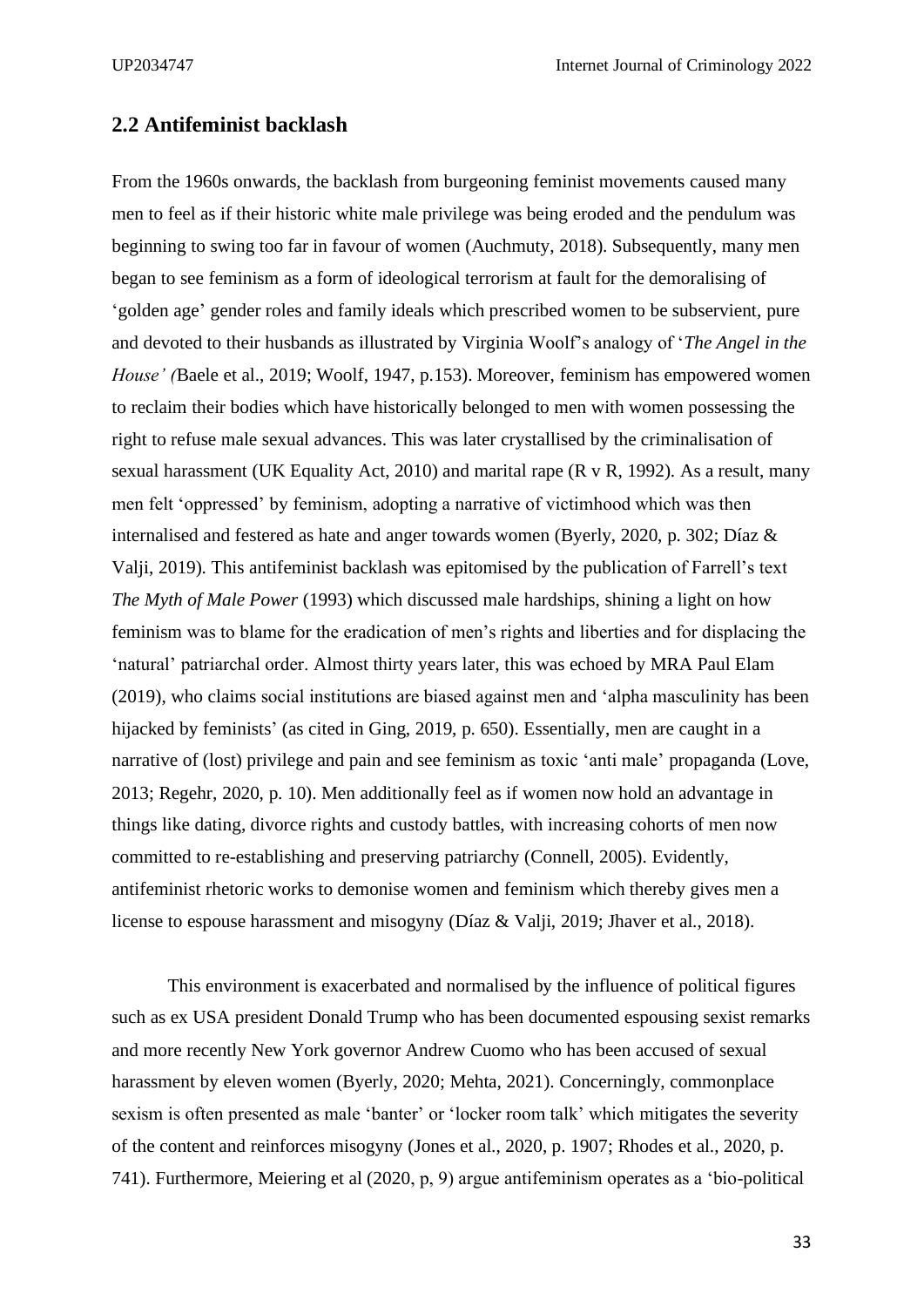## 2.2 Antifeminist backlash

From the 1960s onwards, the backlash from burgeoning feminist movements caused many men to feel as if their historic white male privilege was being eroded and the pendulum was beginning to swing too far in favour of women (Auchmuty, 2018). Subsequently, many men began to see feminism as a form of ideological terrorism at fault for the demoralising of 'golden age' gender roles and family ideals which prescribed women to be subservient, pure and devoted to their husbands as illustrated by Virginia Woolf's analogy of '*The Angel in the House' (*Baele et al., 2019; Woolf, 1947, p.153). Moreover, feminism has empowered women to reclaim their bodies which have historically belonged to men with women possessing the right to refuse male sexual advances. This was later crystallised by the criminalisation of sexual harassment (UK Equality Act, 2010) and marital rape (R v R, 1992). As a result, many men felt 'oppressed' by feminism, adopting a narrative of victimhood which was then internalised and festered as hate and anger towards women (Byerly, 2020, p. 302; Díaz & Valji, 2019). This antifeminist backlash was epitomised by the publication of Farrell's text *The Myth of Male Power* (1993) which discussed male hardships, shining a light on how feminism was to blame for the eradication of men's rights and liberties and for displacing the 'natural' patriarchal order. Almost thirty years later, this was echoed by MRA Paul Elam (2019), who claims social institutions are biased against men and 'alpha masculinity has been hijacked by feminists' (as cited in Ging, 2019, p. 650). Essentially, men are caught in a narrative of (lost) privilege and pain and see feminism as toxic 'anti male' propaganda (Love, 2013; Regehr, 2020, p. 10). Men additionally feel as if women now hold an advantage in things like dating, divorce rights and custody battles, with increasing cohorts of men now committed to re-establishing and preserving patriarchy (Connell, 2005). Evidently, antifeminist rhetoric works to demonise women and feminism which thereby gives men a license to espouse harassment and misogyny (Díaz & Valji, 2019; Jhaver et al., 2018).

This environment is exacerbated and normalised by the influence of political figures such as ex USA president Donald Trump who has been documented espousing sexist remarks and more recently New York governor Andrew Cuomo who has been accused of sexual harassment by eleven women (Byerly, 2020; Mehta, 2021). Concerningly, commonplace sexism is often presented as male 'banter' or 'locker room talk' which mitigates the severity of the content and reinforces misogyny (Jones et al., 2020, p. 1907; Rhodes et al., 2020, p. 741). Furthermore, Meiering et al (2020, p, 9) argue antifeminism operates as a 'bio-political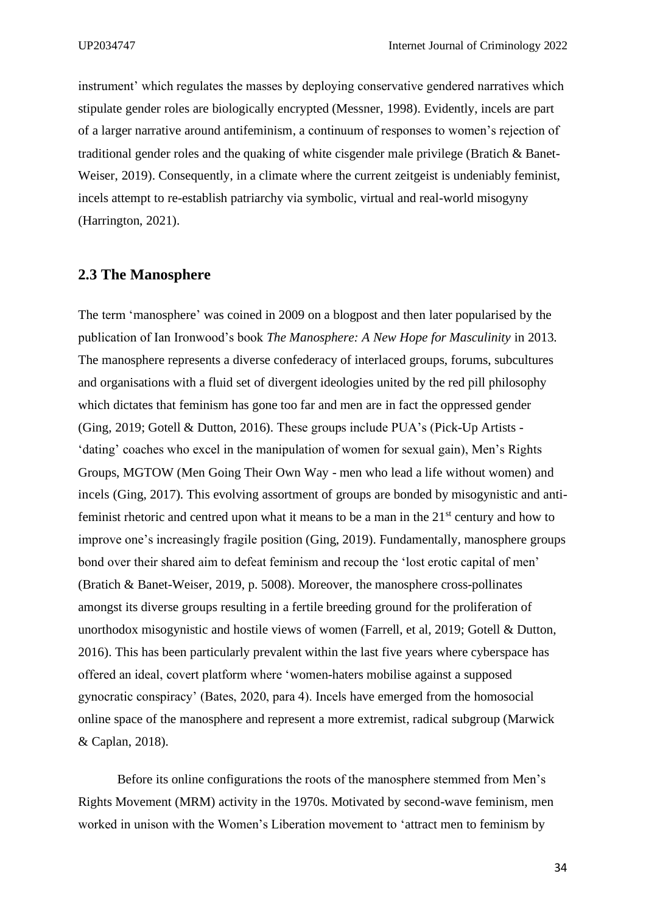instrument' which regulates the masses by deploying conservative gendered narratives which stipulate gender roles are biologically encrypted (Messner, 1998). Evidently, incels are part of a larger narrative around antifeminism, a continuum of responses to women's rejection of traditional gender roles and the quaking of white cisgender male privilege (Bratich & Banet-Weiser, 2019). Consequently, in a climate where the current zeitgeist is undeniably feminist, incels attempt to re-establish patriarchy via symbolic, virtual and real-world misogyny (Harrington, 2021).

## 2.3 The Manosphere

The term 'manosphere' was coined in 2009 on a blogpost and then later popularised by the publication of Ian Ironwood's book *The Manosphere: A New Hope for Masculinity* in 2013. The manosphere represents a diverse confederacy of interlaced groups, forums, subcultures and organisations with a fluid set of divergent ideologies united by the red pill philosophy which dictates that feminism has gone too far and men are in fact the oppressed gender (Ging, 2019; Gotell & Dutton, 2016). These groups include PUA's (Pick-Up Artists - 'dating' coaches who excel in the manipulation of women for sexual gain), Men's Rights Groups, MGTOW (Men Going Their Own Way - men who lead a life without women) and incels (Ging, 2017). This evolving assortment of groups are bonded by misogynistic and anti-feminist rhetoric and centred upon what it means to be a man in the 21st century and how to improve one's increasingly fragile position (Ging, 2019). Fundamentally, manosphere groups bond over their shared aim to defeat feminism and recoup the 'lost erotic capital of men' (Bratich & Banet-Weiser, 2019, p. 5008). Moreover, the manosphere cross-pollinates amongst its diverse groups resulting in a fertile breeding ground for the proliferation of unorthodox misogynistic and hostile views of women (Farrell, et al, 2019; Gotell & Dutton, 2016). This has been particularly prevalent within the last five years where cyberspace has offered an ideal, covert platform where 'women-haters mobilise against a supposed gynocratic conspiracy' (Bates, 2020, para 4). Incels have emerged from the homosocial online space of the manosphere and represent a more extremist, radical subgroup (Marwick & Caplan, 2018).

Before its online configurations the roots of the manosphere stemmed from Men's Rights Movement (MRM) activity in the 1970s. Motivated by second-wave feminism, men worked in unison with the Women's Liberation movement to 'attract men to feminism by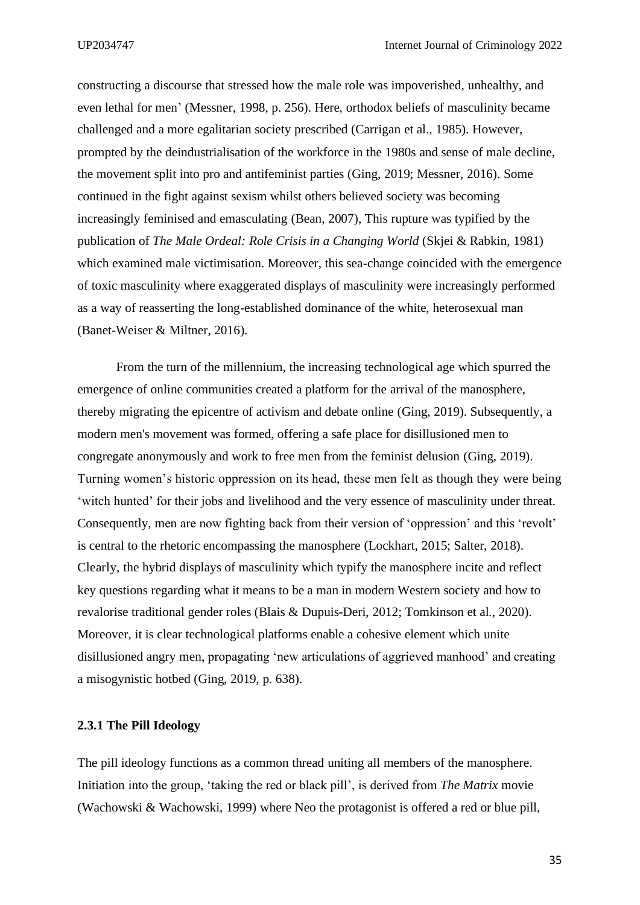constructing a discourse that stressed how the male role was impoverished, unhealthy, and even lethal for men' (Messner, 1998, p. 256). Here, orthodox beliefs of masculinity became challenged and a more egalitarian society prescribed (Carrigan et al., 1985). However, prompted by the deindustrialisation of the workforce in the 1980s and sense of male decline, the movement split into pro and antifeminist parties (Ging, 2019; Messner, 2016). Some continued in the fight against sexism whilst others believed society was becoming increasingly feminised and emasculating (Bean, 2007), This rupture was typified by the publication of *The Male Ordeal: Role Crisis in a Changing World* (Skjei & Rabkin, 1981) which examined male victimisation. Moreover, this sea-change coincided with the emergence of toxic masculinity where exaggerated displays of masculinity were increasingly performed as a way of reasserting the long-established dominance of the white, heterosexual man (Banet-Weiser & Miltner, 2016).

From the turn of the millennium, the increasing technological age which spurred the emergence of online communities created a platform for the arrival of the manosphere, thereby migrating the epicentre of activism and debate online (Ging, 2019). Subsequently, a modern men's movement was formed, offering a safe place for disillusioned men to congregate anonymously and work to free men from the feminist delusion (Ging, 2019). Turning women's historic oppression on its head, these men felt as though they were being 'witch hunted' for their jobs and livelihood and the very essence of masculinity under threat. Consequently, men are now fighting back from their version of 'oppression' and this 'revolt' is central to the rhetoric encompassing the manosphere (Lockhart, 2015; Salter, 2018). Clearly, the hybrid displays of masculinity which typify the manosphere incite and reflect key questions regarding what it means to be a man in modern Western society and how to revalorise traditional gender roles (Blais & Dupuis-Deri, 2012; Tomkinson et al., 2020). Moreover, it is clear technological platforms enable a cohesive element which unite disillusioned angry men, propagating 'new articulations of aggrieved manhood' and creating a misogynistic hotbed (Ging, 2019, p. 638).

### 2.3.1 The Pill Ideology

The pill ideology functions as a common thread uniting all members of the manosphere. Initiation into the group, 'taking the red or black pill', is derived from *The Matrix* movie (Wachowski & Wachowski, 1999) where Neo the protagonist is offered a red or blue pill,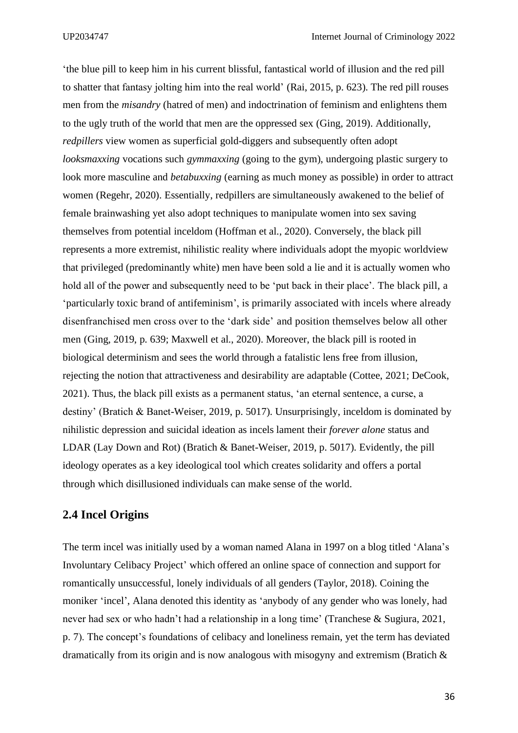'the blue pill to keep him in his current blissful, fantastical world of illusion and the red pill to shatter that fantasy jolting him into the real world' (Rai, 2015, p. 623). The red pill rouses men from the *misandry* (hatred of men) and indoctrination of feminism and enlightens them to the ugly truth of the world that men are the oppressed sex (Ging, 2019). Additionally, *redpillers* view women as superficial gold-diggers and subsequently often adopt *looksmaxxing* vocations such *gymmaxxing* (going to the gym), undergoing plastic surgery to look more masculine and *betabuxxing* (earning as much money as possible) in order to attract women (Regehr, 2020). Essentially, redpillers are simultaneously awakened to the belief of female brainwashing yet also adopt techniques to manipulate women into sex saving themselves from potential inceldom (Hoffman et al., 2020). Conversely, the black pill represents a more extremist, nihilistic reality where individuals adopt the myopic worldview that privileged (predominantly white) men have been sold a lie and it is actually women who hold all of the power and subsequently need to be 'put back in their place'. The black pill, a 'particularly toxic brand of antifeminism', is primarily associated with incels where already disenfranchised men cross over to the 'dark side' and position themselves below all other men (Ging, 2019, p. 639; Maxwell et al., 2020). Moreover, the black pill is rooted in biological determinism and sees the world through a fatalistic lens free from illusion, rejecting the notion that attractiveness and desirability are adaptable (Cottee, 2021; DeCook, 2021). Thus, the black pill exists as a permanent status, 'an eternal sentence, a curse, a destiny' (Bratich & Banet-Weiser, 2019, p. 5017). Unsurprisingly, inceldom is dominated by nihilistic depression and suicidal ideation as incels lament their *forever alone* status and LDAR (Lay Down and Rot) (Bratich & Banet-Weiser, 2019, p. 5017). Evidently, the pill ideology operates as a key ideological tool which creates solidarity and offers a portal through which disillusioned individuals can make sense of the world.

## 2.4 Incel Origins

The term incel was initially used by a woman named Alana in 1997 on a blog titled 'Alana's Involuntary Celibacy Project' which offered an online space of connection and support for romantically unsuccessful, lonely individuals of all genders (Taylor, 2018). Coining the moniker 'incel', Alana denoted this identity as 'anybody of any gender who was lonely, had never had sex or who hadn't had a relationship in a long time' (Tranchese & Sugiura, 2021, p. 7). The concept's foundations of celibacy and loneliness remain, yet the term has deviated dramatically from its origin and is now analogous with misogyny and extremism (Bratich &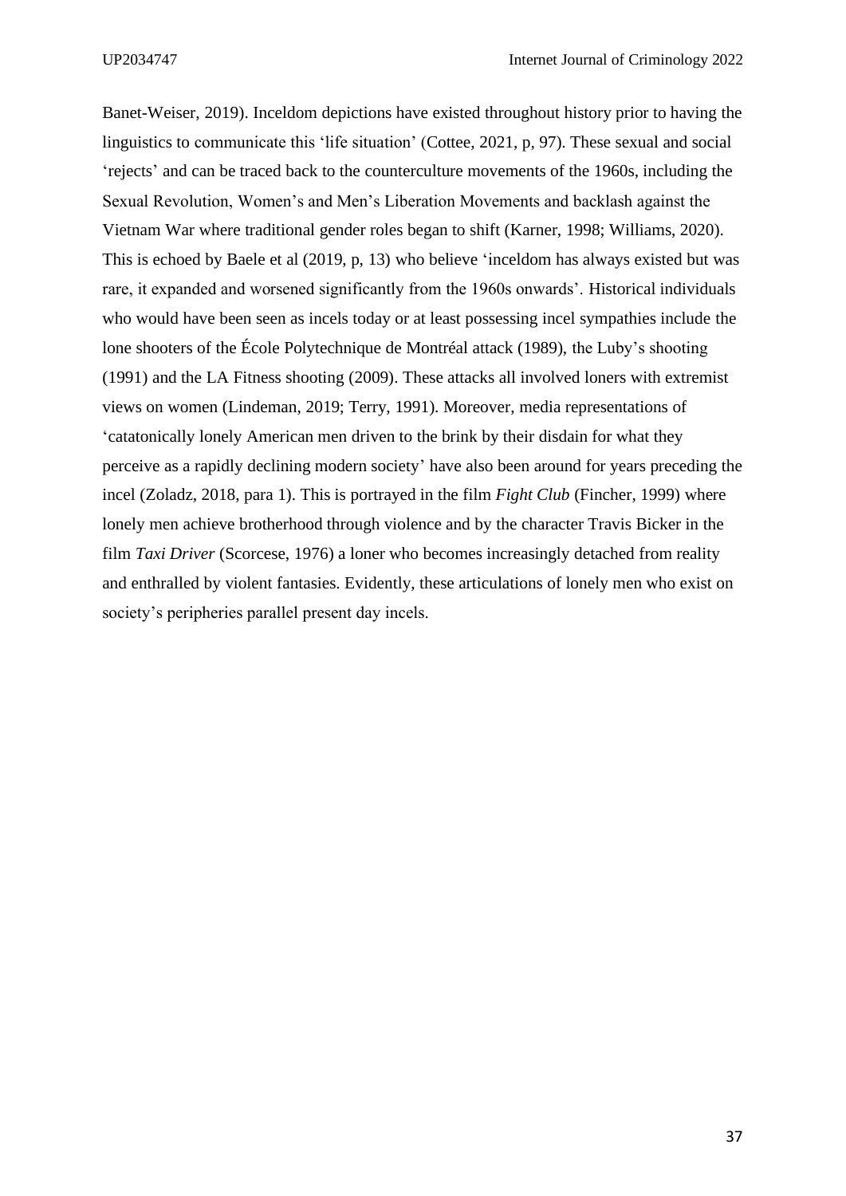Banet-Weiser, 2019). Inceldom depictions have existed throughout history prior to having the linguistics to communicate this 'life situation' (Cottee, 2021, p, 97). These sexual and social 'rejects' and can be traced back to the counterculture movements of the 1960s, including the Sexual Revolution, Women's and Men's Liberation Movements and backlash against the Vietnam War where traditional gender roles began to shift (Karner, 1998; Williams, 2020). This is echoed by Baele et al (2019, p, 13) who believe 'inceldom has always existed but was rare, it expanded and worsened significantly from the 1960s onwards'. Historical individuals who would have been seen as incels today or at least possessing incel sympathies include the lone shooters of the École Polytechnique de Montréal attack (1989), the Luby's shooting (1991) and the LA Fitness shooting (2009). These attacks all involved loners with extremist views on women (Lindeman, 2019; Terry, 1991). Moreover, media representations of 'catatonically lonely American men driven to the brink by their disdain for what they perceive as a rapidly declining modern society' have also been around for years preceding the incel (Zoladz, 2018, para 1). This is portrayed in the film *Fight Club* (Fincher, 1999) where lonely men achieve brotherhood through violence and by the character Travis Bicker in the film *Taxi Driver* (Scorcese, 1976) a loner who becomes increasingly detached from reality and enthralled by violent fantasies. Evidently, these articulations of lonely men who exist on society's peripheries parallel present day incels.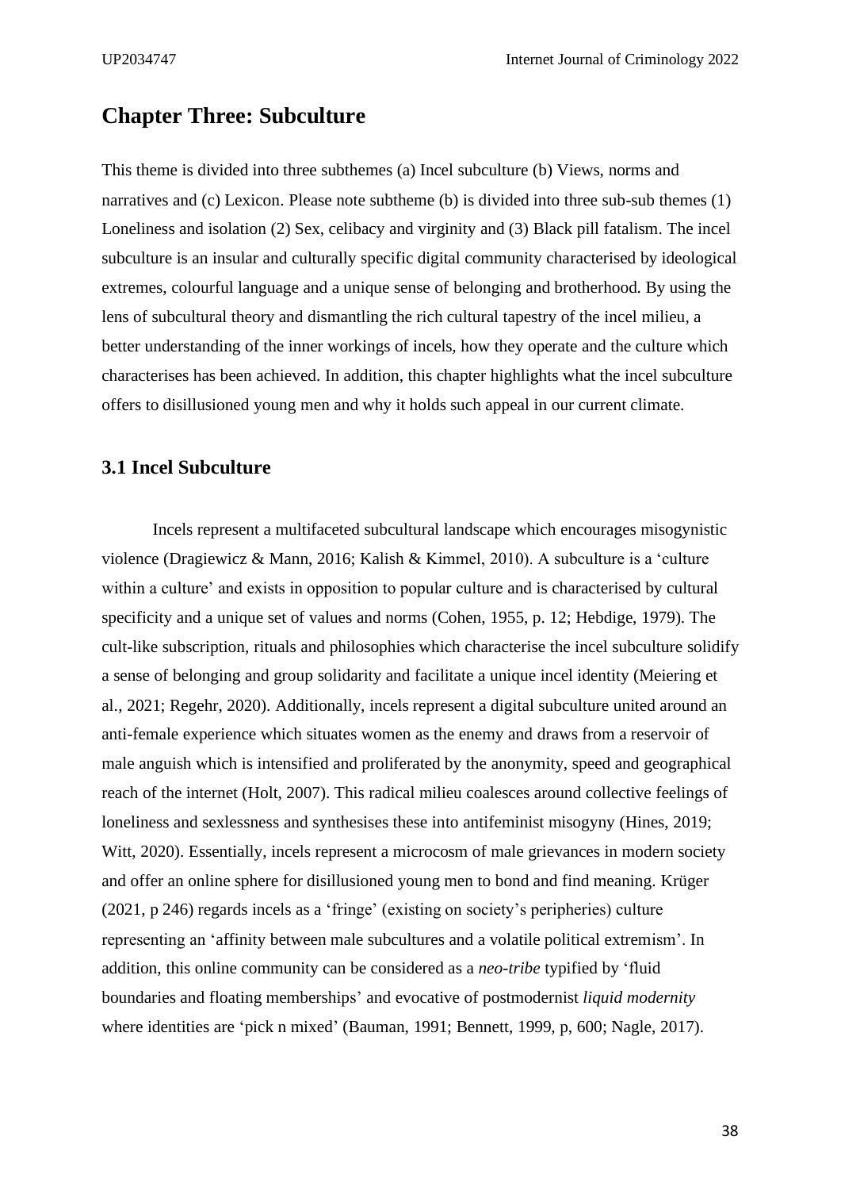# Chapter Three: Subculture

This theme is divided into three subthemes (a) Incel subculture (b) Views, norms and narratives and (c) Lexicon. Please note subtheme (b) is divided into three sub-sub themes (1) Loneliness and isolation (2) Sex, celibacy and virginity and (3) Black pill fatalism. The incel subculture is an insular and culturally specific digital community characterised by ideological extremes, colourful language and a unique sense of belonging and brotherhood. By using the lens of subcultural theory and dismantling the rich cultural tapestry of the incel milieu, a better understanding of the inner workings of incels, how they operate and the culture which characterises has been achieved. In addition, this chapter highlights what the incel subculture offers to disillusioned young men and why it holds such appeal in our current climate.

## 3.1 Incel Subculture

Incels represent a multifaceted subcultural landscape which encourages misogynistic violence (Dragiewicz & Mann, 2016; Kalish & Kimmel, 2010). A subculture is a 'culture within a culture' and exists in opposition to popular culture and is characterised by cultural specificity and a unique set of values and norms (Cohen, 1955, p. 12; Hebdige, 1979). The cult-like subscription, rituals and philosophies which characterise the incel subculture solidify a sense of belonging and group solidarity and facilitate a unique incel identity (Meiering et al., 2021; Regehr, 2020). Additionally, incels represent a digital subculture united around an anti-female experience which situates women as the enemy and draws from a reservoir of male anguish which is intensified and proliferated by the anonymity, speed and geographical reach of the internet (Holt, 2007). This radical milieu coalesces around collective feelings of loneliness and sexlessness and synthesises these into antifeminist misogyny (Hines, 2019; Witt, 2020). Essentially, incels represent a microcosm of male grievances in modern society and offer an online sphere for disillusioned young men to bond and find meaning. Krüger (2021, p 246) regards incels as a 'fringe' (existing on society's peripheries) culture representing an 'affinity between male subcultures and a volatile political extremism'. In addition, this online community can be considered as a *neo-tribe* typified by 'fluid boundaries and floating memberships' and evocative of postmodernist *liquid modernity* where identities are 'pick n mixed' (Bauman, 1991; Bennett, 1999, p, 600; Nagle, 2017).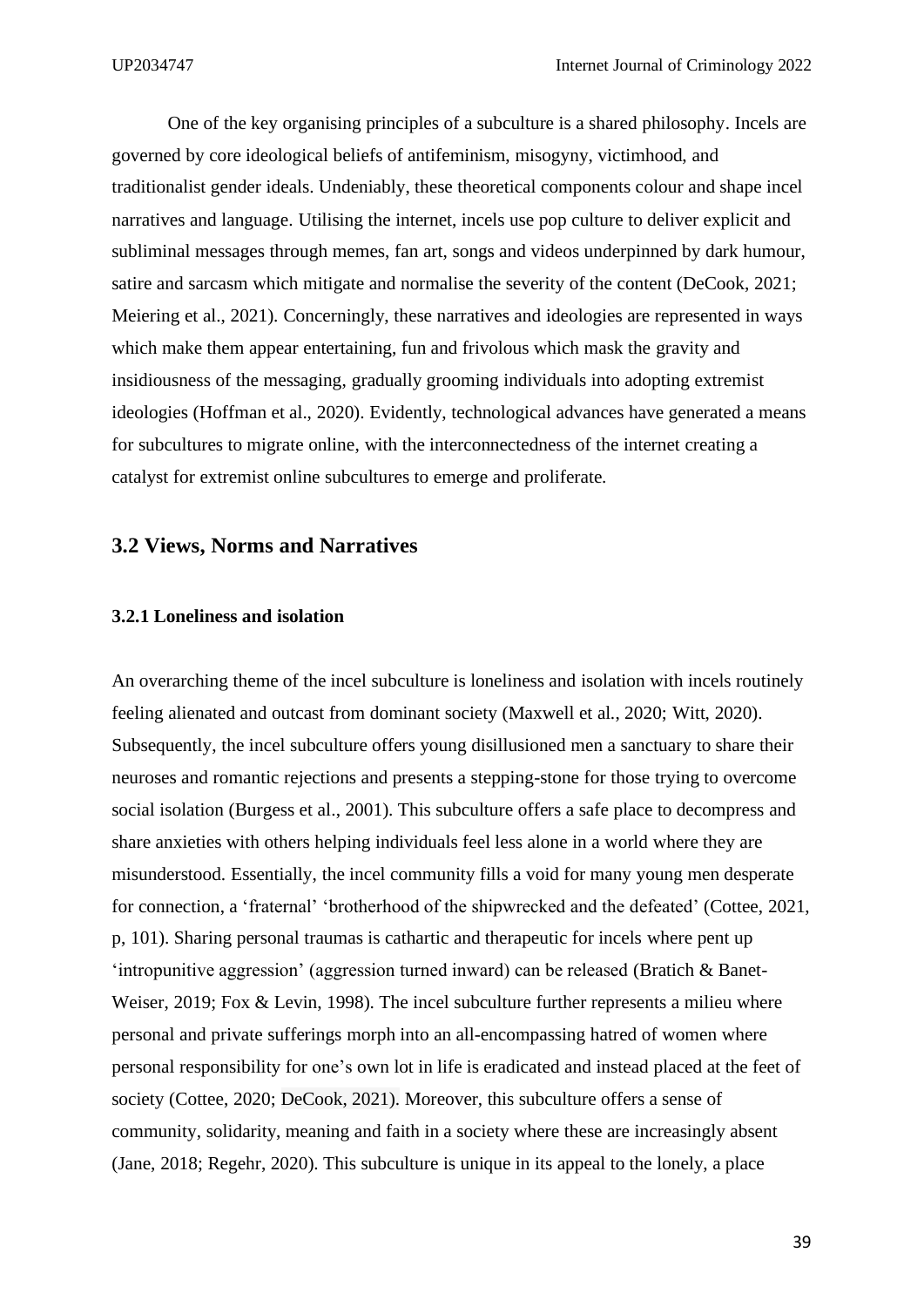One of the key organising principles of a subculture is a shared philosophy. Incels are governed by core ideological beliefs of antifeminism, misogyny, victimhood, and traditionalist gender ideals. Undeniably, these theoretical components colour and shape incel narratives and language. Utilising the internet, incels use pop culture to deliver explicit and subliminal messages through memes, fan art, songs and videos underpinned by dark humour, satire and sarcasm which mitigate and normalise the severity of the content (DeCook, 2021; Meiering et al., 2021). Concerningly, these narratives and ideologies are represented in ways which make them appear entertaining, fun and frivolous which mask the gravity and insidiousness of the messaging, gradually grooming individuals into adopting extremist ideologies (Hoffman et al., 2020). Evidently, technological advances have generated a means for subcultures to migrate online, with the interconnectedness of the internet creating a catalyst for extremist online subcultures to emerge and proliferate.

## 3.2 Views, Norms and Narratives

### 3.2.1 Loneliness and isolation

An overarching theme of the incel subculture is loneliness and isolation with incels routinely feeling alienated and outcast from dominant society (Maxwell et al., 2020; Witt, 2020). Subsequently, the incel subculture offers young disillusioned men a sanctuary to share their neuroses and romantic rejections and presents a stepping-stone for those trying to overcome social isolation (Burgess et al., 2001). This subculture offers a safe place to decompress and share anxieties with others helping individuals feel less alone in a world where they are misunderstood. Essentially, the incel community fills a void for many young men desperate for connection, a 'fraternal' 'brotherhood of the shipwrecked and the defeated' (Cottee, 2021, p, 101). Sharing personal traumas is cathartic and therapeutic for incels where pent up 'intropunitive aggression' (aggression turned inward) can be released (Bratich & Banet-Weiser, 2019; Fox & Levin, 1998). The incel subculture further represents a milieu where personal and private sufferings morph into an all-encompassing hatred of women where personal responsibility for one's own lot in life is eradicated and instead placed at the feet of society (Cottee, 2020; DeCook, 2021). Moreover, this subculture offers a sense of community, solidarity, meaning and faith in a society where these are increasingly absent (Jane, 2018; Regehr, 2020). This subculture is unique in its appeal to the lonely, a place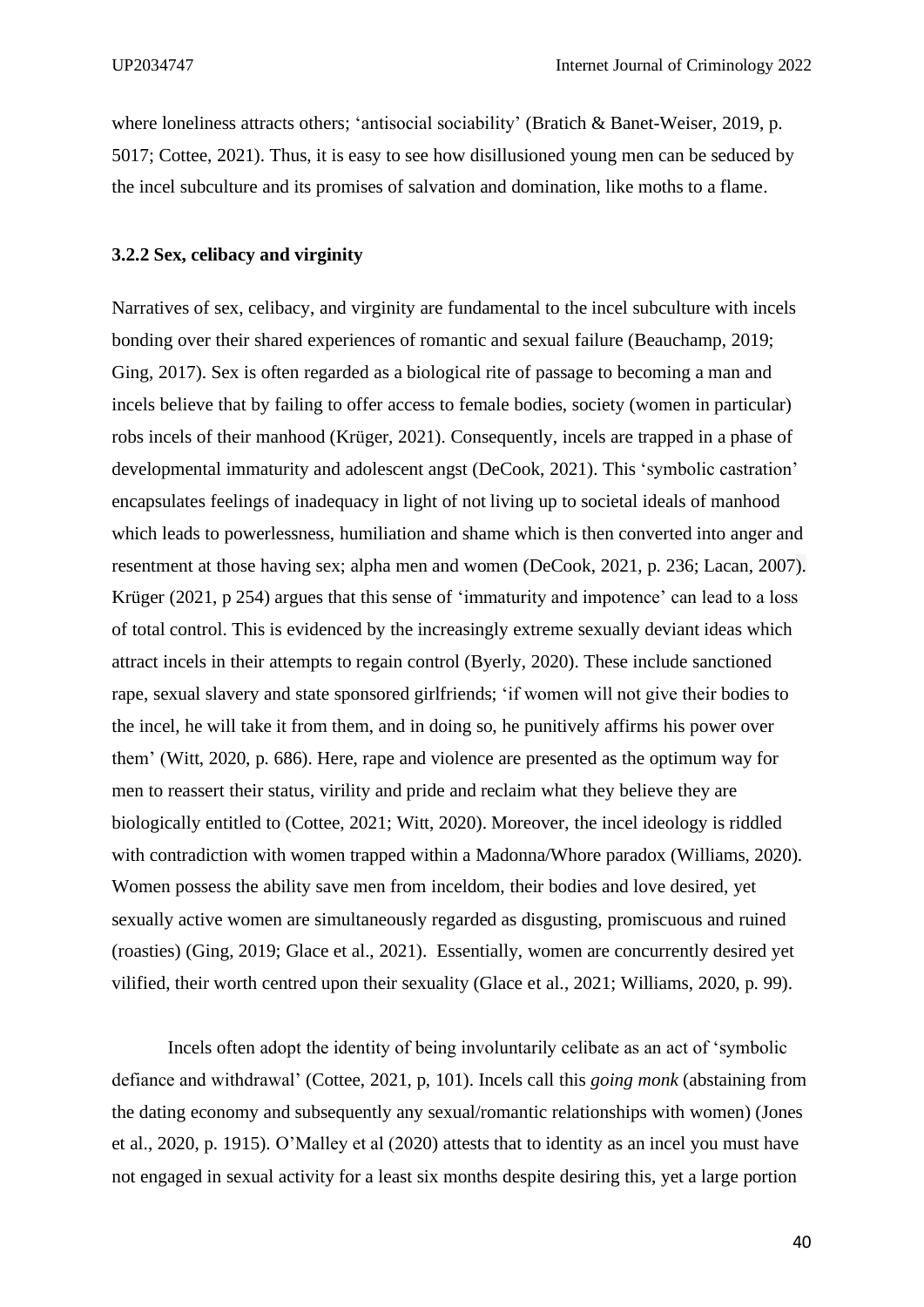where loneliness attracts others; 'antisocial sociability' (Bratich & Banet-Weiser, 2019, p. 5017; Cottee, 2021). Thus, it is easy to see how disillusioned young men can be seduced by the incel subculture and its promises of salvation and domination, like moths to a flame.

### 3.2.2 Sex, celibacy and virginity

Narratives of sex, celibacy, and virginity are fundamental to the incel subculture with incels bonding over their shared experiences of romantic and sexual failure (Beauchamp, 2019; Ging, 2017). Sex is often regarded as a biological rite of passage to becoming a man and incels believe that by failing to offer access to female bodies, society (women in particular) robs incels of their manhood (Krüger, 2021). Consequently, incels are trapped in a phase of developmental immaturity and adolescent angst (DeCook, 2021). This 'symbolic castration' encapsulates feelings of inadequacy in light of not living up to societal ideals of manhood which leads to powerlessness, humiliation and shame which is then converted into anger and resentment at those having sex; alpha men and women (DeCook, 2021, p. 236; Lacan, 2007). Krüger (2021, p 254) argues that this sense of 'immaturity and impotence' can lead to a loss of total control. This is evidenced by the increasingly extreme sexually deviant ideas which attract incels in their attempts to regain control (Byerly, 2020). These include sanctioned rape, sexual slavery and state sponsored girlfriends; 'if women will not give their bodies to the incel, he will take it from them, and in doing so, he punitively affirms his power over them' (Witt, 2020, p. 686). Here, rape and violence are presented as the optimum way for men to reassert their status, virility and pride and reclaim what they believe they are biologically entitled to (Cottee, 2021; Witt, 2020). Moreover, the incel ideology is riddled with contradiction with women trapped within a Madonna/Whore paradox (Williams, 2020). Women possess the ability save men from inceldom, their bodies and love desired, yet sexually active women are simultaneously regarded as disgusting, promiscuous and ruined (roasties) (Ging, 2019; Glace et al., 2021). Essentially, women are concurrently desired yet vilified, their worth centred upon their sexuality (Glace et al., 2021; Williams, 2020, p. 99).

Incels often adopt the identity of being involuntarily celibate as an act of 'symbolic defiance and withdrawal' (Cottee, 2021, p, 101). Incels call this *going monk* (abstaining from the dating economy and subsequently any sexual/romantic relationships with women) (Jones et al., 2020, p. 1915). O'Malley et al (2020) attests that to identity as an incel you must have not engaged in sexual activity for a least six months despite desiring this, yet a large portion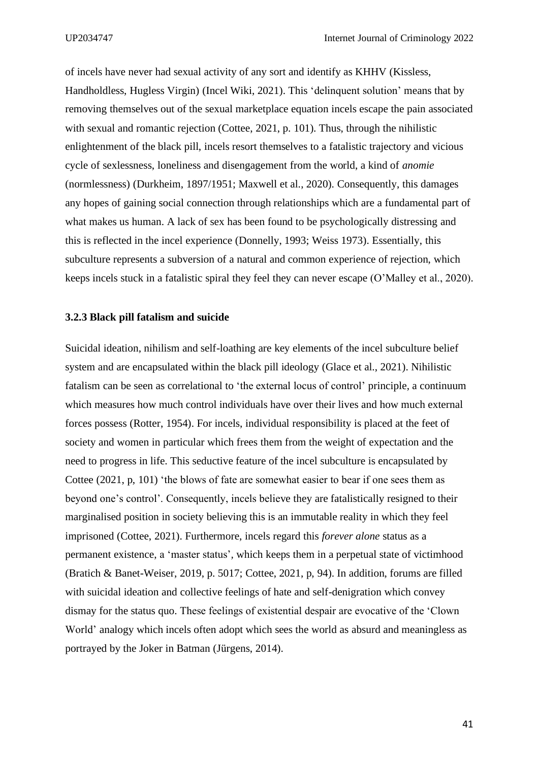of incels have never had sexual activity of any sort and identify as KHHV (Kissless, Handholdless, Hugless Virgin) (Incel Wiki, 2021). This 'delinquent solution' means that by removing themselves out of the sexual marketplace equation incels escape the pain associated with sexual and romantic rejection (Cottee, 2021, p. 101). Thus, through the nihilistic enlightenment of the black pill, incels resort themselves to a fatalistic trajectory and vicious cycle of sexlessness, loneliness and disengagement from the world, a kind of *anomie* (normlessness) (Durkheim, 1897/1951; Maxwell et al., 2020). Consequently, this damages any hopes of gaining social connection through relationships which are a fundamental part of what makes us human. A lack of sex has been found to be psychologically distressing and this is reflected in the incel experience (Donnelly, 1993; Weiss 1973). Essentially, this subculture represents a subversion of a natural and common experience of rejection, which keeps incels stuck in a fatalistic spiral they feel they can never escape (O'Malley et al., 2020).

### 3.2.3 Black pill fatalism and suicide

Suicidal ideation, nihilism and self-loathing are key elements of the incel subculture belief system and are encapsulated within the black pill ideology (Glace et al., 2021). Nihilistic fatalism can be seen as correlational to 'the external locus of control' principle, a continuum which measures how much control individuals have over their lives and how much external forces possess (Rotter, 1954). For incels, individual responsibility is placed at the feet of society and women in particular which frees them from the weight of expectation and the need to progress in life. This seductive feature of the incel subculture is encapsulated by Cottee (2021, p, 101) 'the blows of fate are somewhat easier to bear if one sees them as beyond one's control'. Consequently, incels believe they are fatalistically resigned to their marginalised position in society believing this is an immutable reality in which they feel imprisoned (Cottee, 2021). Furthermore, incels regard this *forever alone* status as a permanent existence, a 'master status', which keeps them in a perpetual state of victimhood (Bratich & Banet-Weiser, 2019, p. 5017; Cottee, 2021, p, 94). In addition, forums are filled with suicidal ideation and collective feelings of hate and self-denigration which convey dismay for the status quo. These feelings of existential despair are evocative of the 'Clown World' analogy which incels often adopt which sees the world as absurd and meaningless as portrayed by the Joker in Batman (Jürgens, 2014).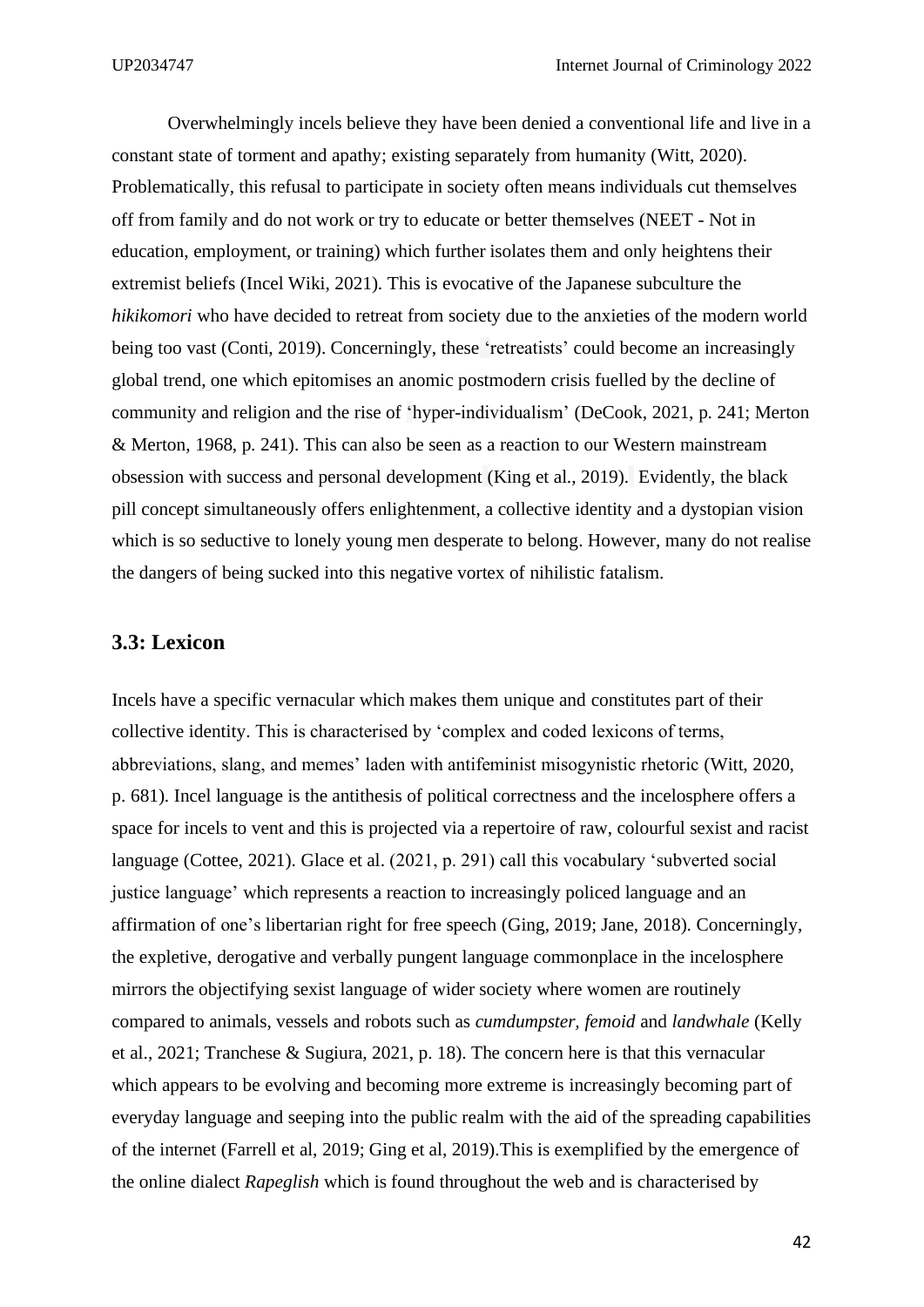Overwhelmingly incels believe they have been denied a conventional life and live in a constant state of torment and apathy; existing separately from humanity (Witt, 2020). Problematically, this refusal to participate in society often means individuals cut themselves off from family and do not work or try to educate or better themselves (NEET - Not in education, employment, or training) which further isolates them and only heightens their extremist beliefs (Incel Wiki, 2021). This is evocative of the Japanese subculture the *hikikomori* who have decided to retreat from society due to the anxieties of the modern world being too vast (Conti, 2019). Concerningly, these 'retreatists' could become an increasingly global trend, one which epitomises an anomic postmodern crisis fuelled by the decline of community and religion and the rise of 'hyper-individualism' (DeCook, 2021, p. 241; Merton & Merton, 1968, p. 241). This can also be seen as a reaction to our Western mainstream obsession with success and personal development (King et al., 2019). Evidently, the black pill concept simultaneously offers enlightenment, a collective identity and a dystopian vision which is so seductive to lonely young men desperate to belong. However, many do not realise the dangers of being sucked into this negative vortex of nihilistic fatalism.

### 3.3: Lexicon

Incels have a specific vernacular which makes them unique and constitutes part of their collective identity. This is characterised by 'complex and coded lexicons of terms, abbreviations, slang, and memes' laden with antifeminist misogynistic rhetoric (Witt, 2020, p. 681). Incel language is the antithesis of political correctness and the incelosphere offers a space for incels to vent and this is projected via a repertoire of raw, colourful sexist and racist language (Cottee, 2021). Glace et al. (2021, p. 291) call this vocabulary 'subverted social justice language' which represents a reaction to increasingly policed language and an affirmation of one's libertarian right for free speech (Ging, 2019; Jane, 2018). Concerningly, the expletive, derogative and verbally pungent language commonplace in the incelosphere mirrors the objectifying sexist language of wider society where women are routinely compared to animals, vessels and robots such as *cumdumpster, femoid* and *landwhale* (Kelly et al., 2021; Tranchese & Sugiura, 2021, p. 18). The concern here is that this vernacular which appears to be evolving and becoming more extreme is increasingly becoming part of everyday language and seeping into the public realm with the aid of the spreading capabilities of the internet (Farrell et al, 2019; Ging et al, 2019).This is exemplified by the emergence of the online dialect *Rapeglish* which is found throughout the web and is characterised by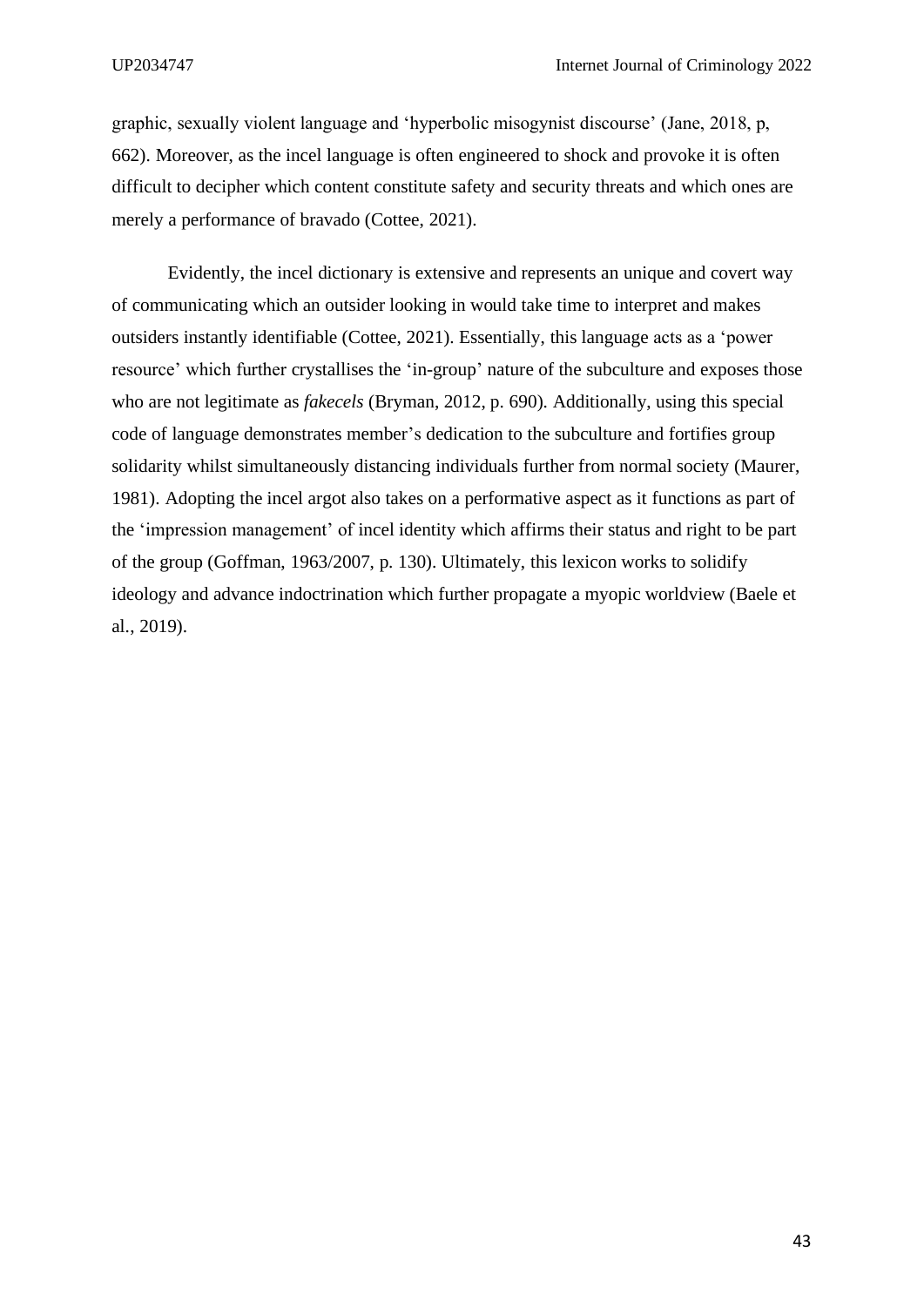graphic, sexually violent language and 'hyperbolic misogynist discourse' (Jane, 2018, p, 662). Moreover, as the incel language is often engineered to shock and provoke it is often difficult to decipher which content constitute safety and security threats and which ones are merely a performance of bravado (Cottee, 2021).

Evidently, the incel dictionary is extensive and represents an unique and covert way of communicating which an outsider looking in would take time to interpret and makes outsiders instantly identifiable (Cottee, 2021). Essentially, this language acts as a 'power resource' which further crystallises the 'in-group' nature of the subculture and exposes those who are not legitimate as *fakecels* (Bryman, 2012, p. 690). Additionally, using this special code of language demonstrates member's dedication to the subculture and fortifies group solidarity whilst simultaneously distancing individuals further from normal society (Maurer, 1981). Adopting the incel argot also takes on a performative aspect as it functions as part of the 'impression management' of incel identity which affirms their status and right to be part of the group (Goffman, 1963/2007, p. 130). Ultimately, this lexicon works to solidify ideology and advance indoctrination which further propagate a myopic worldview (Baele et al., 2019).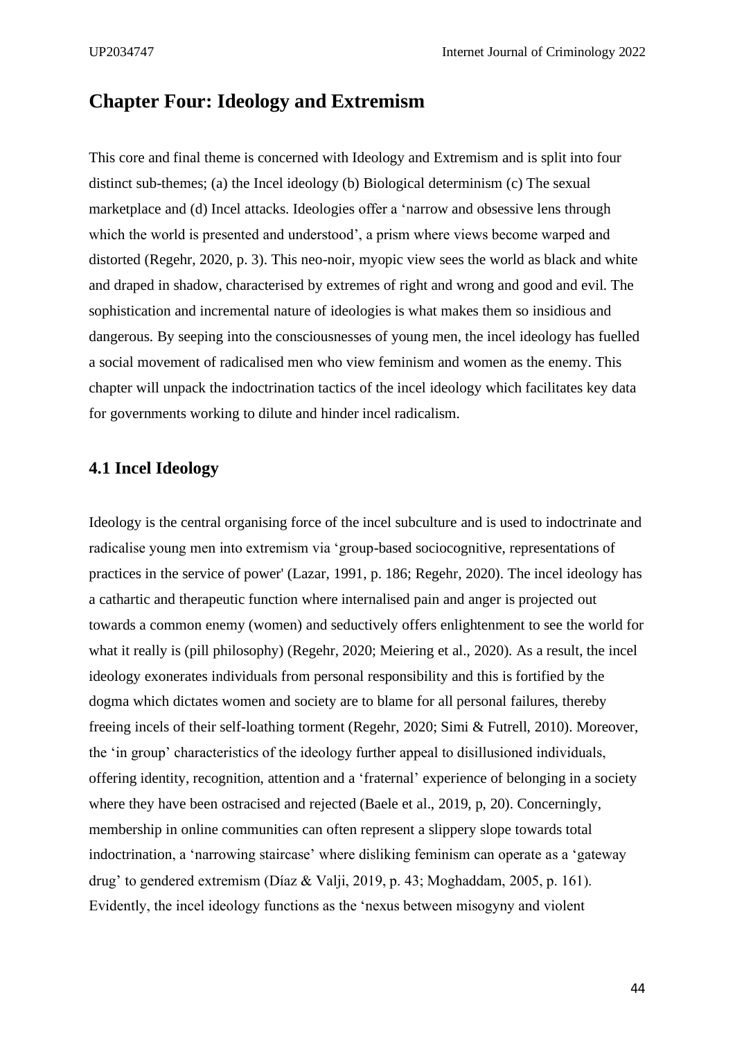# Chapter Four: Ideology and Extremism

This core and final theme is concerned with Ideology and Extremism and is split into four distinct sub-themes; (a) the Incel ideology (b) Biological determinism (c) The sexual marketplace and (d) Incel attacks. Ideologies offer a 'narrow and obsessive lens through which the world is presented and understood', a prism where views become warped and distorted (Regehr, 2020, p. 3). This neo-noir, myopic view sees the world as black and white and draped in shadow, characterised by extremes of right and wrong and good and evil. The sophistication and incremental nature of ideologies is what makes them so insidious and dangerous. By seeping into the consciousnesses of young men, the incel ideology has fuelled a social movement of radicalised men who view feminism and women as the enemy. This chapter will unpack the indoctrination tactics of the incel ideology which facilitates key data for governments working to dilute and hinder incel radicalism.

## 4.1 Incel Ideology

Ideology is the central organising force of the incel subculture and is used to indoctrinate and radicalise young men into extremism via 'group-based sociocognitive, representations of practices in the service of power' (Lazar, 1991, p. 186; Regehr, 2020). The incel ideology has a cathartic and therapeutic function where internalised pain and anger is projected out towards a common enemy (women) and seductively offers enlightenment to see the world for what it really is (pill philosophy) (Regehr, 2020; Meiering et al., 2020). As a result, the incel ideology exonerates individuals from personal responsibility and this is fortified by the dogma which dictates women and society are to blame for all personal failures, thereby freeing incels of their self-loathing torment (Regehr, 2020; Simi & Futrell, 2010). Moreover, the 'in group' characteristics of the ideology further appeal to disillusioned individuals, offering identity, recognition, attention and a 'fraternal' experience of belonging in a society where they have been ostracised and rejected (Baele et al., 2019, p, 20). Concerningly, membership in online communities can often represent a slippery slope towards total indoctrination, a 'narrowing staircase' where disliking feminism can operate as a 'gateway drug' to gendered extremism (Díaz & Valji, 2019, p. 43; Moghaddam, 2005, p. 161). Evidently, the incel ideology functions as the 'nexus between misogyny and violent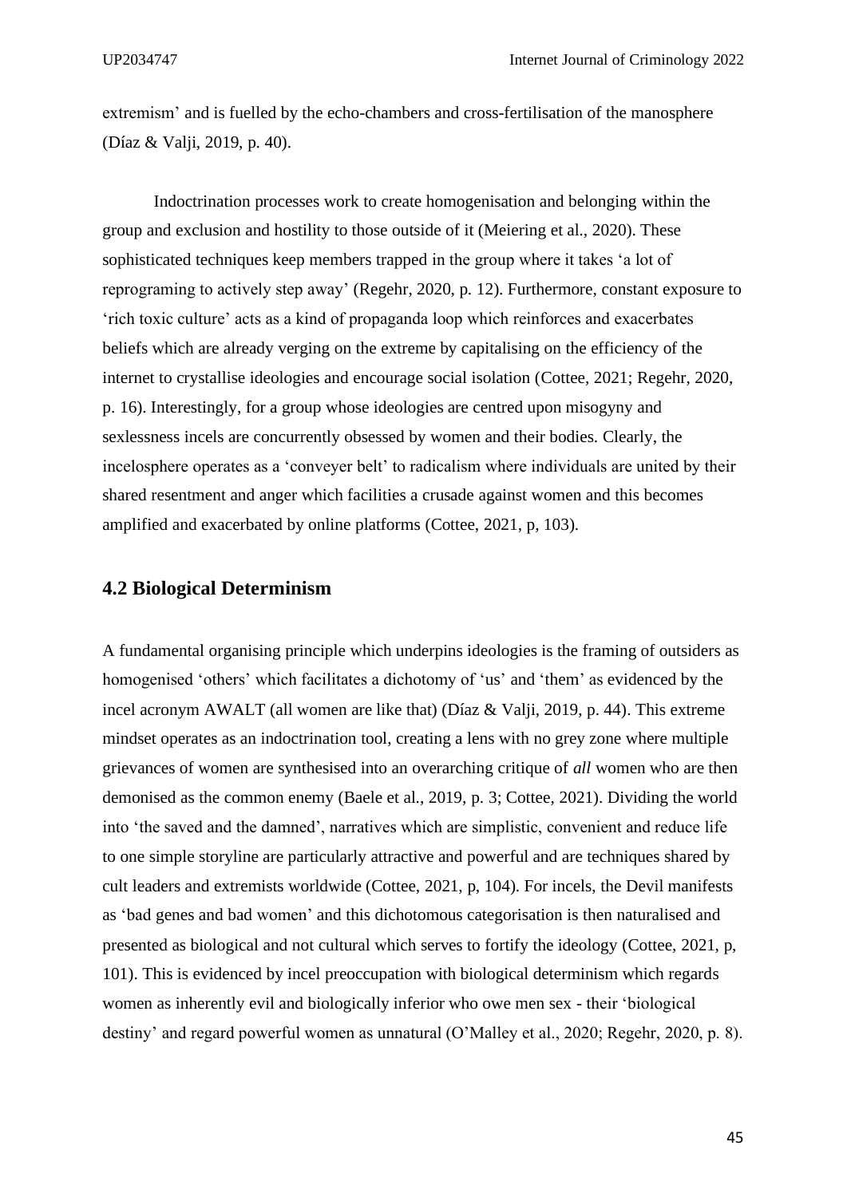extremism' and is fuelled by the echo-chambers and cross-fertilisation of the manosphere (Díaz & Valji, 2019, p. 40).

Indoctrination processes work to create homogenisation and belonging within the group and exclusion and hostility to those outside of it (Meiering et al., 2020). These sophisticated techniques keep members trapped in the group where it takes 'a lot of reprograming to actively step away' (Regehr, 2020, p. 12). Furthermore, constant exposure to 'rich toxic culture' acts as a kind of propaganda loop which reinforces and exacerbates beliefs which are already verging on the extreme by capitalising on the efficiency of the internet to crystallise ideologies and encourage social isolation (Cottee, 2021; Regehr, 2020, p. 16). Interestingly, for a group whose ideologies are centred upon misogyny and sexlessness incels are concurrently obsessed by women and their bodies. Clearly, the incelosphere operates as a 'conveyer belt' to radicalism where individuals are united by their shared resentment and anger which facilities a crusade against women and this becomes amplified and exacerbated by online platforms (Cottee, 2021, p, 103).

## 4.2 Biological Determinism

A fundamental organising principle which underpins ideologies is the framing of outsiders as homogenised 'others' which facilitates a dichotomy of 'us' and 'them' as evidenced by the incel acronym AWALT (all women are like that) (Díaz & Valji, 2019, p. 44). This extreme mindset operates as an indoctrination tool, creating a lens with no grey zone where multiple grievances of women are synthesised into an overarching critique of *all* women who are then demonised as the common enemy (Baele et al., 2019, p. 3; Cottee, 2021). Dividing the world into 'the saved and the damned', narratives which are simplistic, convenient and reduce life to one simple storyline are particularly attractive and powerful and are techniques shared by cult leaders and extremists worldwide (Cottee, 2021, p, 104). For incels, the Devil manifests as 'bad genes and bad women' and this dichotomous categorisation is then naturalised and presented as biological and not cultural which serves to fortify the ideology (Cottee, 2021, p, 101). This is evidenced by incel preoccupation with biological determinism which regards women as inherently evil and biologically inferior who owe men sex - their 'biological destiny' and regard powerful women as unnatural (O'Malley et al., 2020; Regehr, 2020, p. 8).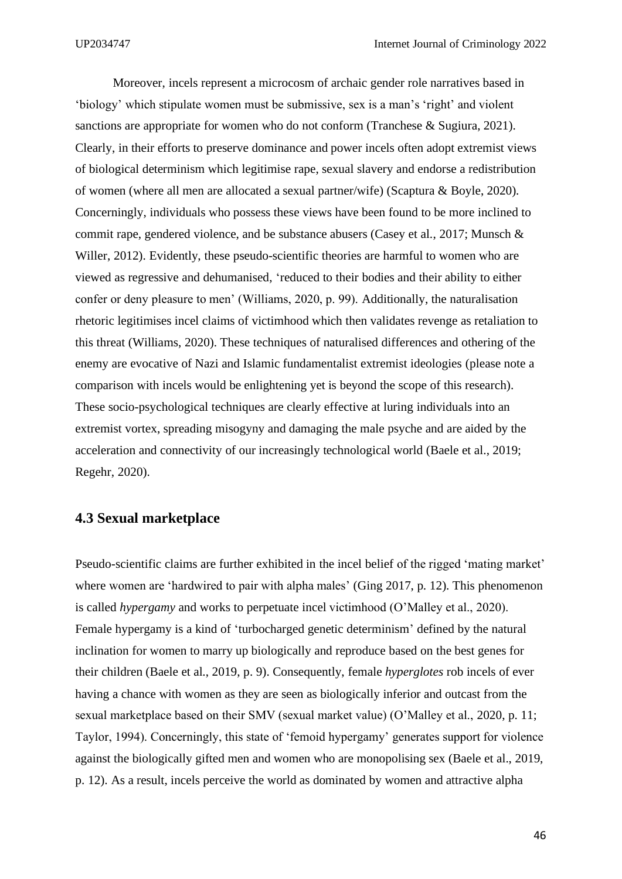Moreover, incels represent a microcosm of archaic gender role narratives based in 'biology' which stipulate women must be submissive, sex is a man's 'right' and violent sanctions are appropriate for women who do not conform (Tranchese & Sugiura, 2021). Clearly, in their efforts to preserve dominance and power incels often adopt extremist views of biological determinism which legitimise rape, sexual slavery and endorse a redistribution of women (where all men are allocated a sexual partner/wife) (Scaptura & Boyle, 2020). Concerningly, individuals who possess these views have been found to be more inclined to commit rape, gendered violence, and be substance abusers (Casey et al., 2017; Munsch & Willer, 2012). Evidently, these pseudo-scientific theories are harmful to women who are viewed as regressive and dehumanised, 'reduced to their bodies and their ability to either confer or deny pleasure to men' (Williams, 2020, p. 99). Additionally, the naturalisation rhetoric legitimises incel claims of victimhood which then validates revenge as retaliation to this threat (Williams, 2020). These techniques of naturalised differences and othering of the enemy are evocative of Nazi and Islamic fundamentalist extremist ideologies (please note a comparison with incels would be enlightening yet is beyond the scope of this research). These socio-psychological techniques are clearly effective at luring individuals into an extremist vortex, spreading misogyny and damaging the male psyche and are aided by the acceleration and connectivity of our increasingly technological world (Baele et al., 2019; Regehr, 2020).

## 4.3 Sexual marketplace

Pseudo-scientific claims are further exhibited in the incel belief of the rigged 'mating market' where women are 'hardwired to pair with alpha males' (Ging 2017, p. 12). This phenomenon is called *hypergamy* and works to perpetuate incel victimhood (O'Malley et al., 2020). Female hypergamy is a kind of 'turbocharged genetic determinism' defined by the natural inclination for women to marry up biologically and reproduce based on the best genes for their children (Baele et al., 2019, p. 9). Consequently, female *hyperglotes* rob incels of ever having a chance with women as they are seen as biologically inferior and outcast from the sexual marketplace based on their SMV (sexual market value) (O'Malley et al., 2020, p. 11; Taylor, 1994). Concerningly, this state of 'femoid hypergamy' generates support for violence against the biologically gifted men and women who are monopolising sex (Baele et al., 2019, p. 12). As a result, incels perceive the world as dominated by women and attractive alpha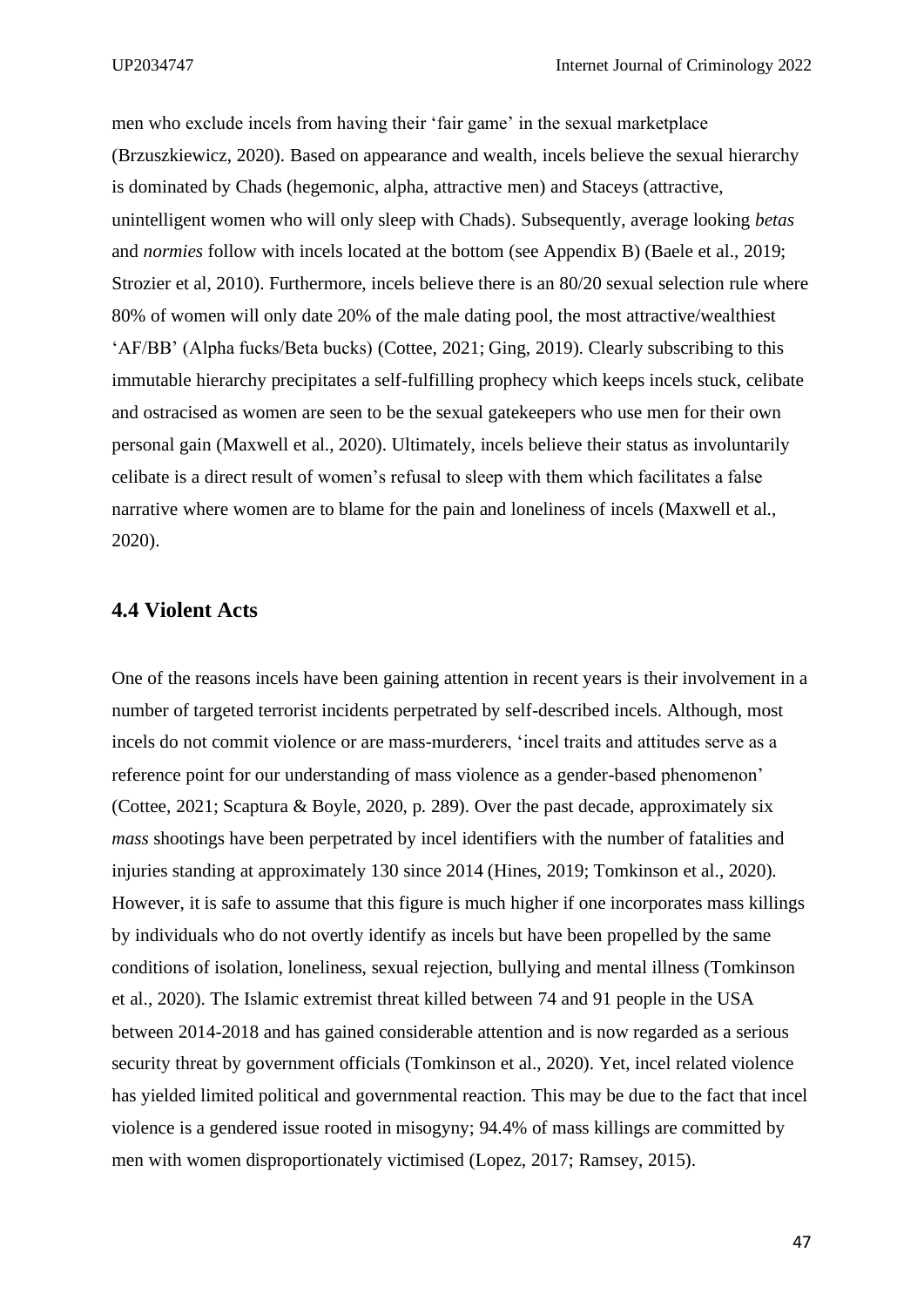men who exclude incels from having their 'fair game' in the sexual marketplace (Brzuszkiewicz, 2020). Based on appearance and wealth, incels believe the sexual hierarchy is dominated by Chads (hegemonic, alpha, attractive men) and Staceys (attractive, unintelligent women who will only sleep with Chads). Subsequently, average looking *betas* and *normies* follow with incels located at the bottom (see Appendix B) (Baele et al., 2019; Strozier et al, 2010). Furthermore, incels believe there is an 80/20 sexual selection rule where 80% of women will only date 20% of the male dating pool, the most attractive/wealthiest 'AF/BB' (Alpha fucks/Beta bucks) (Cottee, 2021; Ging, 2019). Clearly subscribing to this immutable hierarchy precipitates a self-fulfilling prophecy which keeps incels stuck, celibate and ostracised as women are seen to be the sexual gatekeepers who use men for their own personal gain (Maxwell et al., 2020). Ultimately, incels believe their status as involuntarily celibate is a direct result of women's refusal to sleep with them which facilitates a false narrative where women are to blame for the pain and loneliness of incels (Maxwell et al., 2020).

## 4.4 Violent Acts

One of the reasons incels have been gaining attention in recent years is their involvement in a number of targeted terrorist incidents perpetrated by self-described incels. Although, most incels do not commit violence or are mass-murderers, 'incel traits and attitudes serve as a reference point for our understanding of mass violence as a gender-based phenomenon' (Cottee, 2021; Scaptura & Boyle, 2020, p. 289). Over the past decade, approximately six *mass* shootings have been perpetrated by incel identifiers with the number of fatalities and injuries standing at approximately 130 since 2014 (Hines, 2019; Tomkinson et al., 2020). However, it is safe to assume that this figure is much higher if one incorporates mass killings by individuals who do not overtly identify as incels but have been propelled by the same conditions of isolation, loneliness, sexual rejection, bullying and mental illness (Tomkinson et al., 2020). The Islamic extremist threat killed between 74 and 91 people in the USA between 2014-2018 and has gained considerable attention and is now regarded as a serious security threat by government officials (Tomkinson et al., 2020). Yet, incel related violence has yielded limited political and governmental reaction. This may be due to the fact that incel violence is a gendered issue rooted in misogyny; 94.4% of mass killings are committed by men with women disproportionately victimised (Lopez, 2017; Ramsey, 2015).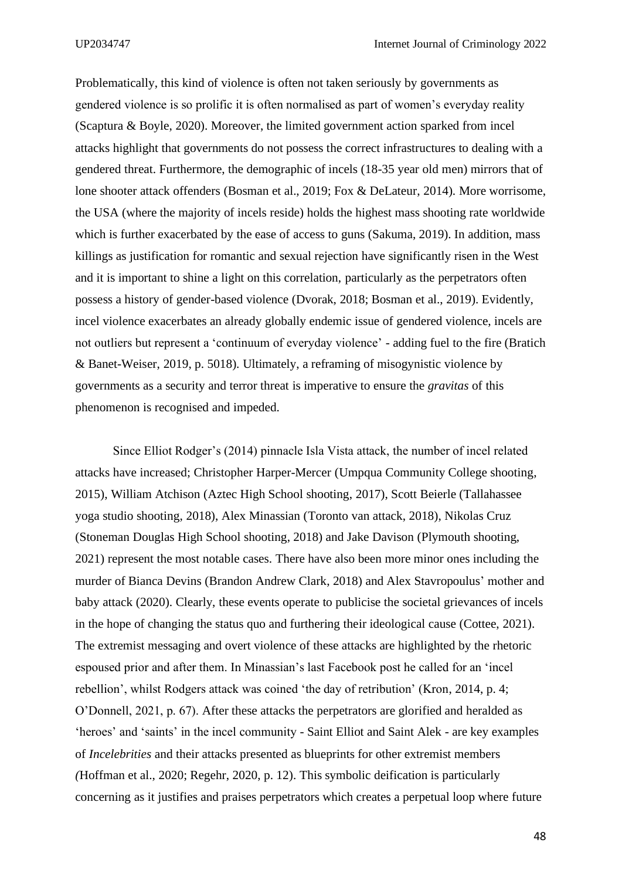Problematically, this kind of violence is often not taken seriously by governments as gendered violence is so prolific it is often normalised as part of women's everyday reality (Scaptura & Boyle, 2020). Moreover, the limited government action sparked from incel attacks highlight that governments do not possess the correct infrastructures to dealing with a gendered threat. Furthermore, the demographic of incels (18-35 year old men) mirrors that of lone shooter attack offenders (Bosman et al., 2019; Fox & DeLateur, 2014). More worrisome, the USA (where the majority of incels reside) holds the highest mass shooting rate worldwide which is further exacerbated by the ease of access to guns (Sakuma, 2019). In addition, mass killings as justification for romantic and sexual rejection have significantly risen in the West and it is important to shine a light on this correlation, particularly as the perpetrators often possess a history of gender-based violence (Dvorak, 2018; Bosman et al., 2019). Evidently, incel violence exacerbates an already globally endemic issue of gendered violence, incels are not outliers but represent a 'continuum of everyday violence' - adding fuel to the fire (Bratich & Banet-Weiser, 2019, p. 5018). Ultimately, a reframing of misogynistic violence by governments as a security and terror threat is imperative to ensure the *gravitas* of this phenomenon is recognised and impeded.

Since Elliot Rodger's (2014) pinnacle Isla Vista attack, the number of incel related attacks have increased; Christopher Harper-Mercer (Umpqua Community College shooting, 2015), William Atchison (Aztec High School shooting, 2017), Scott Beierle (Tallahassee yoga studio shooting, 2018), Alex Minassian (Toronto van attack, 2018), Nikolas Cruz (Stoneman Douglas High School shooting, 2018) and Jake Davison (Plymouth shooting, 2021) represent the most notable cases. There have also been more minor ones including the murder of Bianca Devins (Brandon Andrew Clark, 2018) and Alex Stavropoulus' mother and baby attack (2020). Clearly, these events operate to publicise the societal grievances of incels in the hope of changing the status quo and furthering their ideological cause (Cottee, 2021). The extremist messaging and overt violence of these attacks are highlighted by the rhetoric espoused prior and after them. In Minassian's last Facebook post he called for an 'incel rebellion', whilst Rodgers attack was coined 'the day of retribution' (Kron, 2014, p. 4; O'Donnell, 2021, p. 67). After these attacks the perpetrators are glorified and heralded as 'heroes' and 'saints' in the incel community - Saint Elliot and Saint Alek - are key examples of *Incelebrities* and their attacks presented as blueprints for other extremist members (Hoffman et al., 2020; Regehr, 2020, p. 12). This symbolic deification is particularly concerning as it justifies and praises perpetrators which creates a perpetual loop where future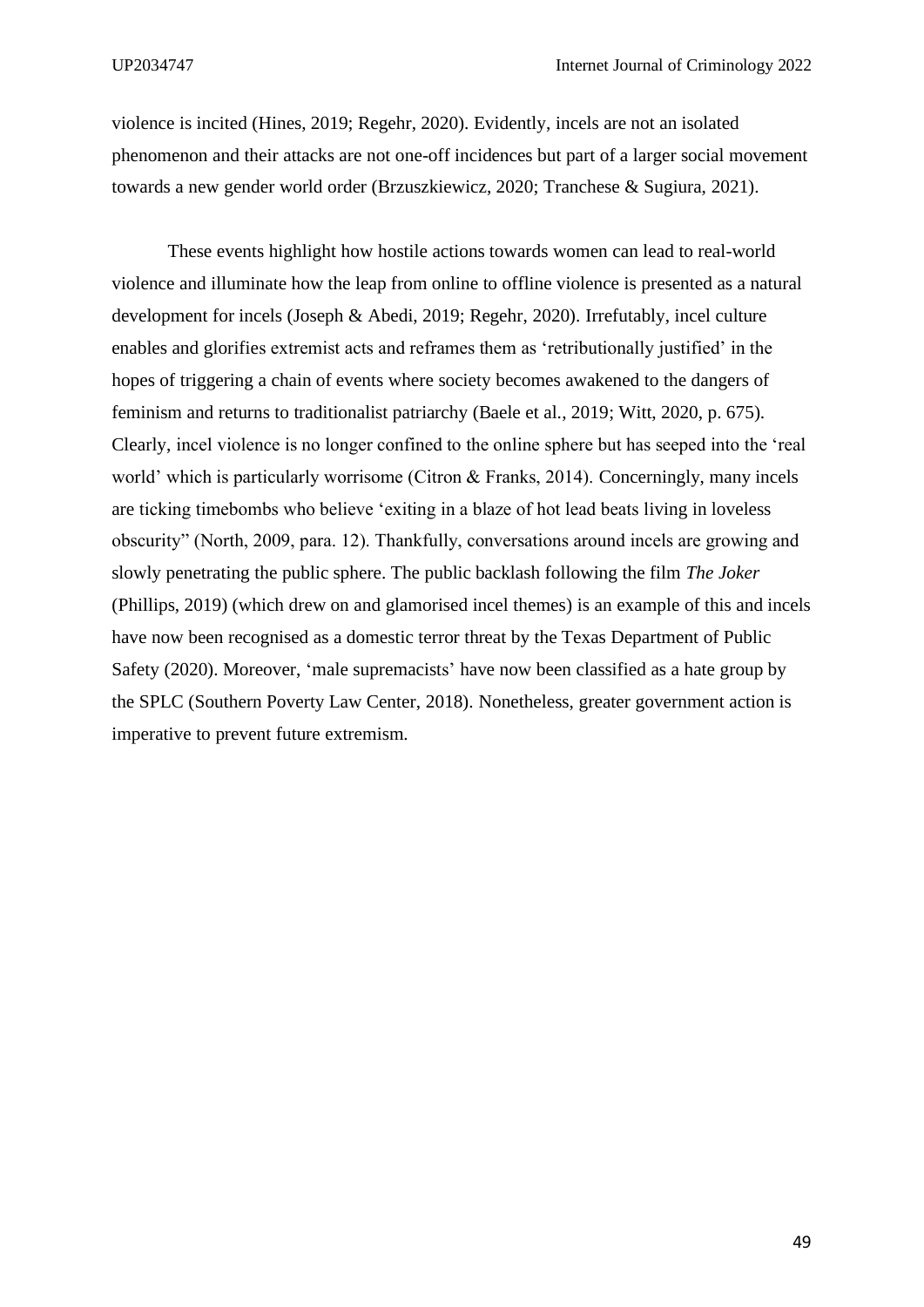violence is incited (Hines, 2019; Regehr, 2020). Evidently, incels are not an isolated phenomenon and their attacks are not one-off incidences but part of a larger social movement towards a new gender world order (Brzuszkiewicz, 2020; Tranchese & Sugiura, 2021).

These events highlight how hostile actions towards women can lead to real-world violence and illuminate how the leap from online to offline violence is presented as a natural development for incels (Joseph & Abedi, 2019; Regehr, 2020). Irrefutably, incel culture enables and glorifies extremist acts and reframes them as 'retributionally justified' in the hopes of triggering a chain of events where society becomes awakened to the dangers of feminism and returns to traditionalist patriarchy (Baele et al., 2019; Witt, 2020, p. 675). Clearly, incel violence is no longer confined to the online sphere but has seeped into the 'real world' which is particularly worrisome (Citron & Franks, 2014). Concerningly, many incels are ticking timebombs who believe 'exiting in a blaze of hot lead beats living in loveless obscurity" (North, 2009, para. 12). Thankfully, conversations around incels are growing and slowly penetrating the public sphere. The public backlash following the film *The Joker* (Phillips, 2019) (which drew on and glamorised incel themes) is an example of this and incels have now been recognised as a domestic terror threat by the Texas Department of Public Safety (2020). Moreover, 'male supremacists' have now been classified as a hate group by the SPLC (Southern Poverty Law Center, 2018). Nonetheless, greater government action is imperative to prevent future extremism.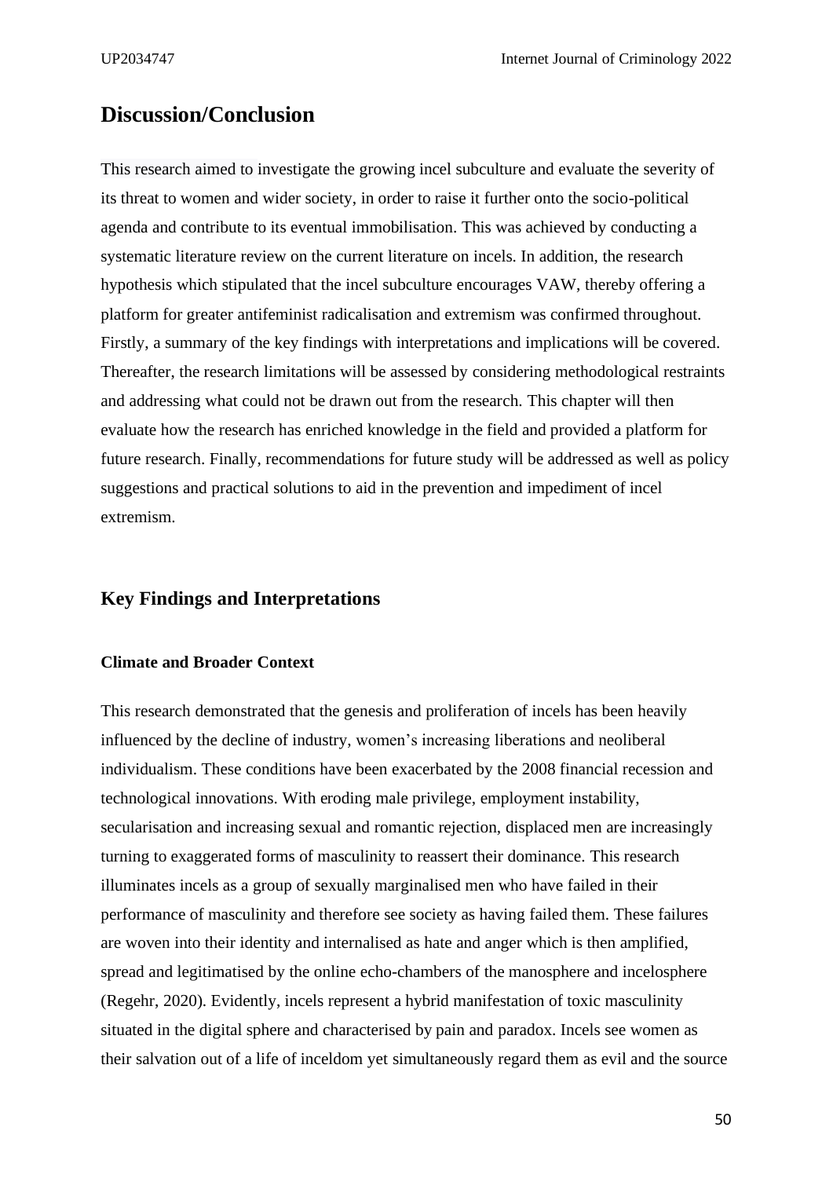## Discussion/Conclusion

This research aimed to investigate the growing incel subculture and evaluate the severity of its threat to women and wider society, in order to raise it further onto the socio-political agenda and contribute to its eventual immobilisation. This was achieved by conducting a systematic literature review on the current literature on incels. In addition, the research hypothesis which stipulated that the incel subculture encourages VAW, thereby offering a platform for greater antifeminist radicalisation and extremism was confirmed throughout. Firstly, a summary of the key findings with interpretations and implications will be covered. Thereafter, the research limitations will be assessed by considering methodological restraints and addressing what could not be drawn out from the research. This chapter will then evaluate how the research has enriched knowledge in the field and provided a platform for future research. Finally, recommendations for future study will be addressed as well as policy suggestions and practical solutions to aid in the prevention and impediment of incel extremism.

### Key Findings and Interpretations

#### Climate and Broader Context

This research demonstrated that the genesis and proliferation of incels has been heavily influenced by the decline of industry, women's increasing liberations and neoliberal individualism. These conditions have been exacerbated by the 2008 financial recession and technological innovations. With eroding male privilege, employment instability, secularisation and increasing sexual and romantic rejection, displaced men are increasingly turning to exaggerated forms of masculinity to reassert their dominance. This research illuminates incels as a group of sexually marginalised men who have failed in their performance of masculinity and therefore see society as having failed them. These failures are woven into their identity and internalised as hate and anger which is then amplified, spread and legitimatised by the online echo-chambers of the manosphere and incelosphere (Regehr, 2020). Evidently, incels represent a hybrid manifestation of toxic masculinity situated in the digital sphere and characterised by pain and paradox. Incels see women as their salvation out of a life of inceldom yet simultaneously regard them as evil and the source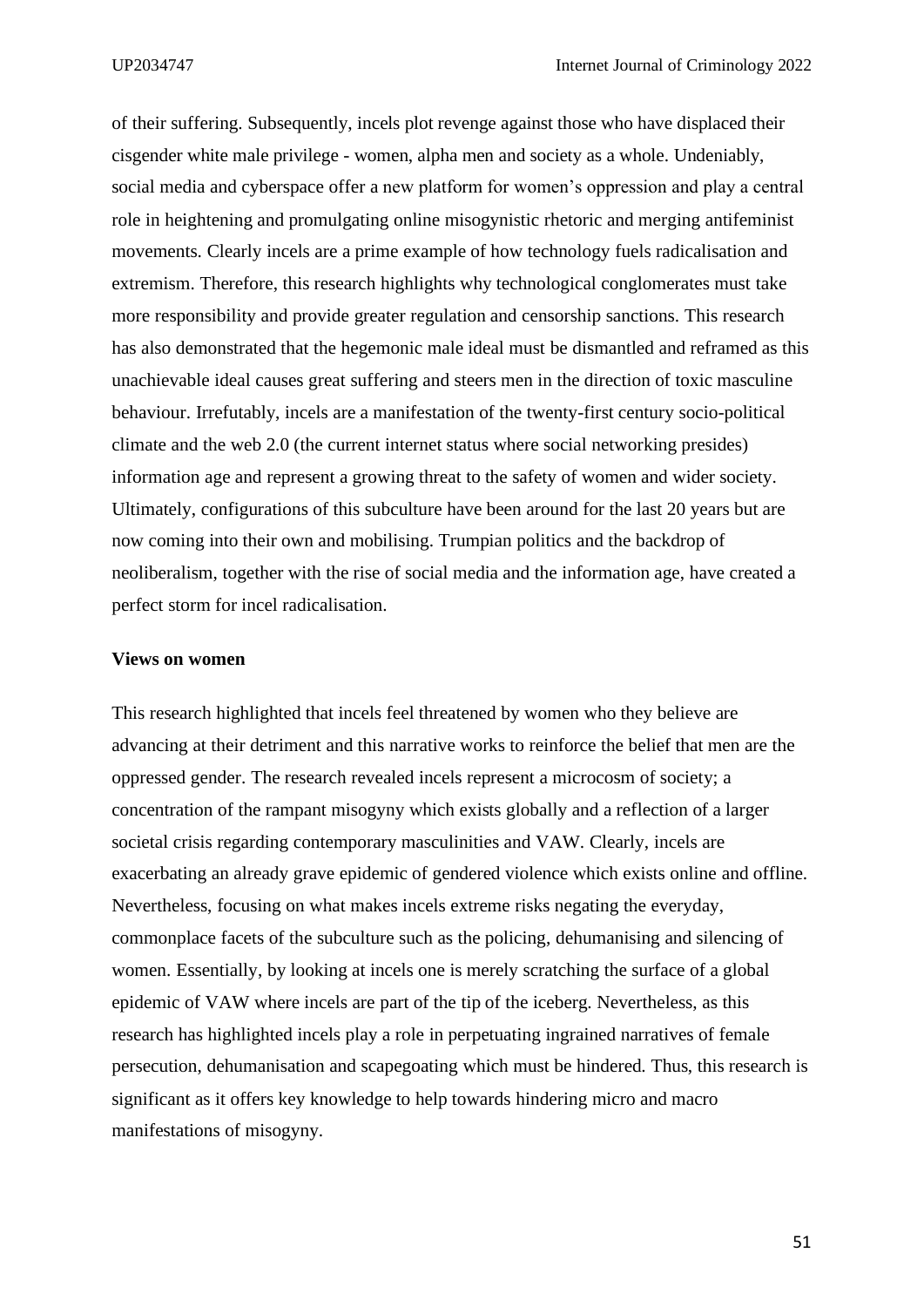of their suffering. Subsequently, incels plot revenge against those who have displaced their cisgender white male privilege - women, alpha men and society as a whole. Undeniably, social media and cyberspace offer a new platform for women's oppression and play a central role in heightening and promulgating online misogynistic rhetoric and merging antifeminist movements. Clearly incels are a prime example of how technology fuels radicalisation and extremism. Therefore, this research highlights why technological conglomerates must take more responsibility and provide greater regulation and censorship sanctions. This research has also demonstrated that the hegemonic male ideal must be dismantled and reframed as this unachievable ideal causes great suffering and steers men in the direction of toxic masculine behaviour. Irrefutably, incels are a manifestation of the twenty-first century socio-political climate and the web 2.0 (the current internet status where social networking presides) information age and represent a growing threat to the safety of women and wider society. Ultimately, configurations of this subculture have been around for the last 20 years but are now coming into their own and mobilising. Trumpian politics and the backdrop of neoliberalism, together with the rise of social media and the information age, have created a perfect storm for incel radicalisation.

**Views on women**

This research highlighted that incels feel threatened by women who they believe are advancing at their detriment and this narrative works to reinforce the belief that men are the oppressed gender. The research revealed incels represent a microcosm of society; a concentration of the rampant misogyny which exists globally and a reflection of a larger societal crisis regarding contemporary masculinities and VAW. Clearly, incels are exacerbating an already grave epidemic of gendered violence which exists online and offline. Nevertheless, focusing on what makes incels extreme risks negating the everyday, commonplace facets of the subculture such as the policing, dehumanising and silencing of women. Essentially, by looking at incels one is merely scratching the surface of a global epidemic of VAW where incels are part of the tip of the iceberg. Nevertheless, as this research has highlighted incels play a role in perpetuating ingrained narratives of female persecution, dehumanisation and scapegoating which must be hindered. Thus, this research is significant as it offers key knowledge to help towards hindering micro and macro manifestations of misogyny.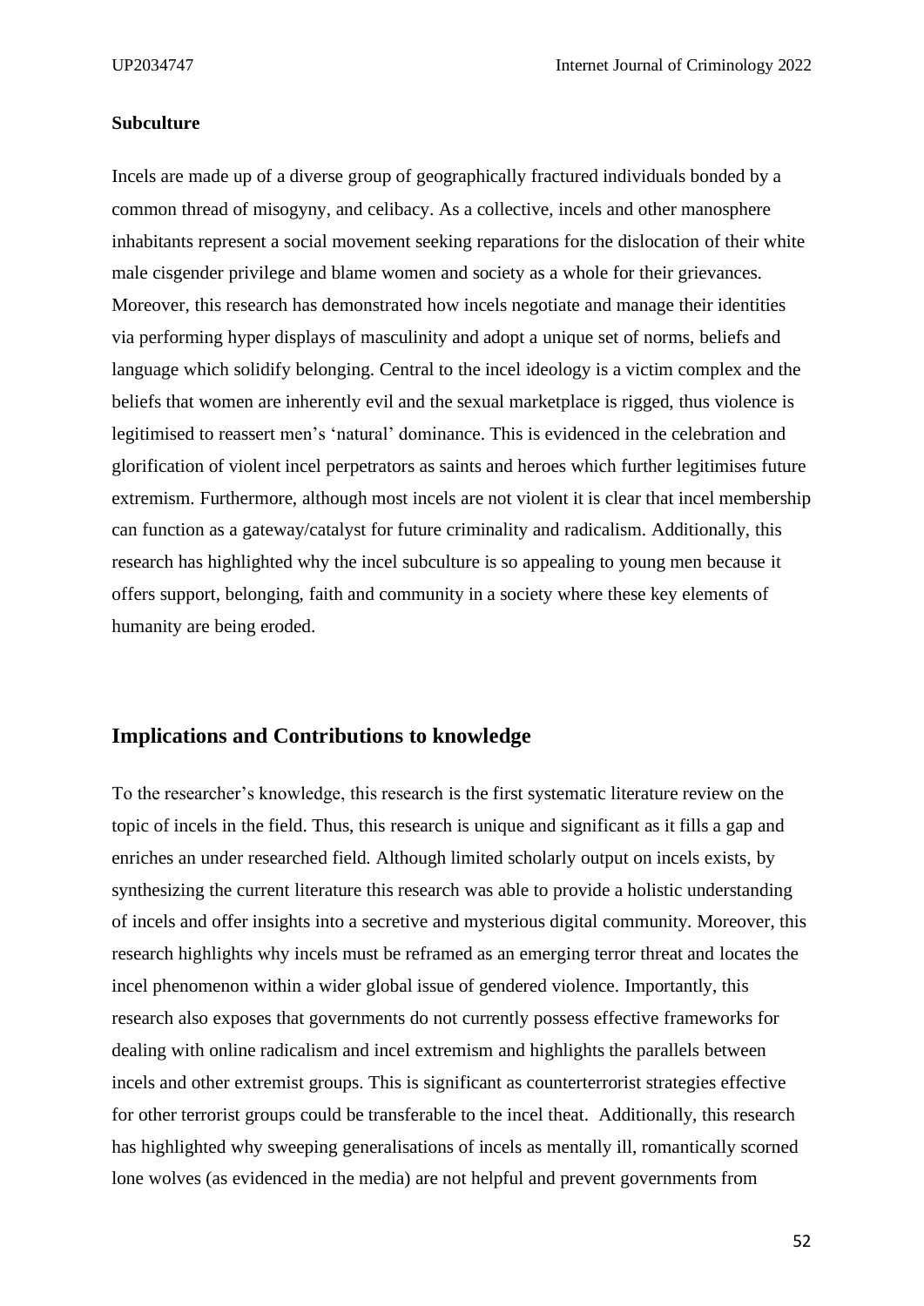**Subculture**

Incels are made up of a diverse group of geographically fractured individuals bonded by a common thread of misogyny, and celibacy. As a collective, incels and other manosphere inhabitants represent a social movement seeking reparations for the dislocation of their white male cisgender privilege and blame women and society as a whole for their grievances. Moreover, this research has demonstrated how incels negotiate and manage their identities via performing hyper displays of masculinity and adopt a unique set of norms, beliefs and language which solidify belonging. Central to the incel ideology is a victim complex and the beliefs that women are inherently evil and the sexual marketplace is rigged, thus violence is legitimised to reassert men's 'natural' dominance. This is evidenced in the celebration and glorification of violent incel perpetrators as saints and heroes which further legitimises future extremism. Furthermore, although most incels are not violent it is clear that incel membership can function as a gateway/catalyst for future criminality and radicalism. Additionally, this research has highlighted why the incel subculture is so appealing to young men because it offers support, belonging, faith and community in a society where these key elements of humanity are being eroded.

## Implications and Contributions to knowledge

To the researcher's knowledge, this research is the first systematic literature review on the topic of incels in the field. Thus, this research is unique and significant as it fills a gap and enriches an under researched field. Although limited scholarly output on incels exists, by synthesizing the current literature this research was able to provide a holistic understanding of incels and offer insights into a secretive and mysterious digital community. Moreover, this research highlights why incels must be reframed as an emerging terror threat and locates the incel phenomenon within a wider global issue of gendered violence. Importantly, this research also exposes that governments do not currently possess effective frameworks for dealing with online radicalism and incel extremism and highlights the parallels between incels and other extremist groups. This is significant as counterterrorist strategies effective for other terrorist groups could be transferable to the incel theat. Additionally, this research has highlighted why sweeping generalisations of incels as mentally ill, romantically scorned lone wolves (as evidenced in the media) are not helpful and prevent governments from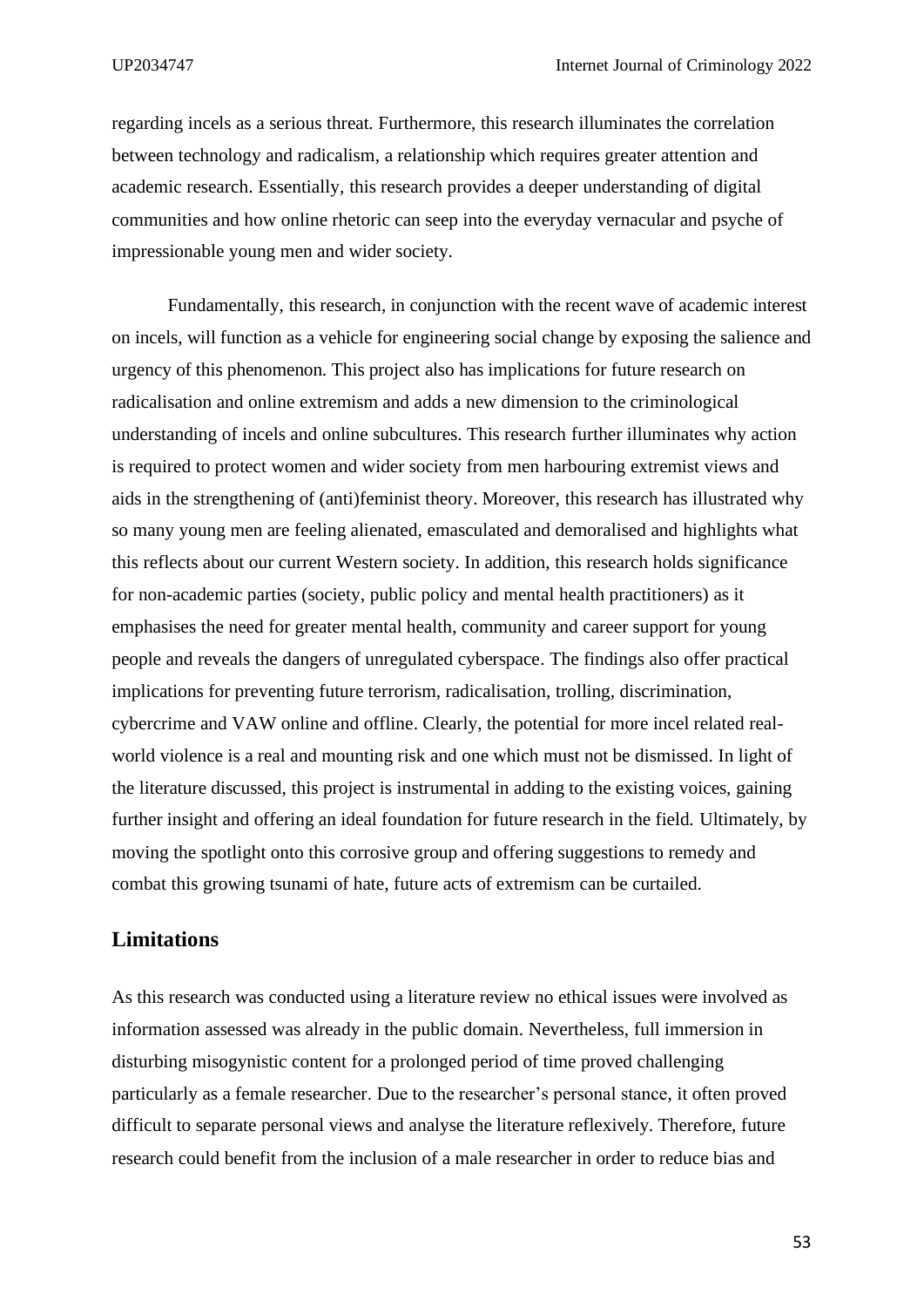regarding incels as a serious threat. Furthermore, this research illuminates the correlation between technology and radicalism, a relationship which requires greater attention and academic research. Essentially, this research provides a deeper understanding of digital communities and how online rhetoric can seep into the everyday vernacular and psyche of impressionable young men and wider society.

Fundamentally, this research, in conjunction with the recent wave of academic interest on incels, will function as a vehicle for engineering social change by exposing the salience and urgency of this phenomenon. This project also has implications for future research on radicalisation and online extremism and adds a new dimension to the criminological understanding of incels and online subcultures. This research further illuminates why action is required to protect women and wider society from men harbouring extremist views and aids in the strengthening of (anti)feminist theory. Moreover, this research has illustrated why so many young men are feeling alienated, emasculated and demoralised and highlights what this reflects about our current Western society. In addition, this research holds significance for non-academic parties (society, public policy and mental health practitioners) as it emphasises the need for greater mental health, community and career support for young people and reveals the dangers of unregulated cyberspace. The findings also offer practical implications for preventing future terrorism, radicalisation, trolling, discrimination, cybercrime and VAW online and offline. Clearly, the potential for more incel related real-world violence is a real and mounting risk and one which must not be dismissed. In light of the literature discussed, this project is instrumental in adding to the existing voices, gaining further insight and offering an ideal foundation for future research in the field. Ultimately, by moving the spotlight onto this corrosive group and offering suggestions to remedy and combat this growing tsunami of hate, future acts of extremism can be curtailed.

## Limitations

As this research was conducted using a literature review no ethical issues were involved as information assessed was already in the public domain. Nevertheless, full immersion in disturbing misogynistic content for a prolonged period of time proved challenging particularly as a female researcher. Due to the researcher's personal stance, it often proved difficult to separate personal views and analyse the literature reflexively. Therefore, future research could benefit from the inclusion of a male researcher in order to reduce bias and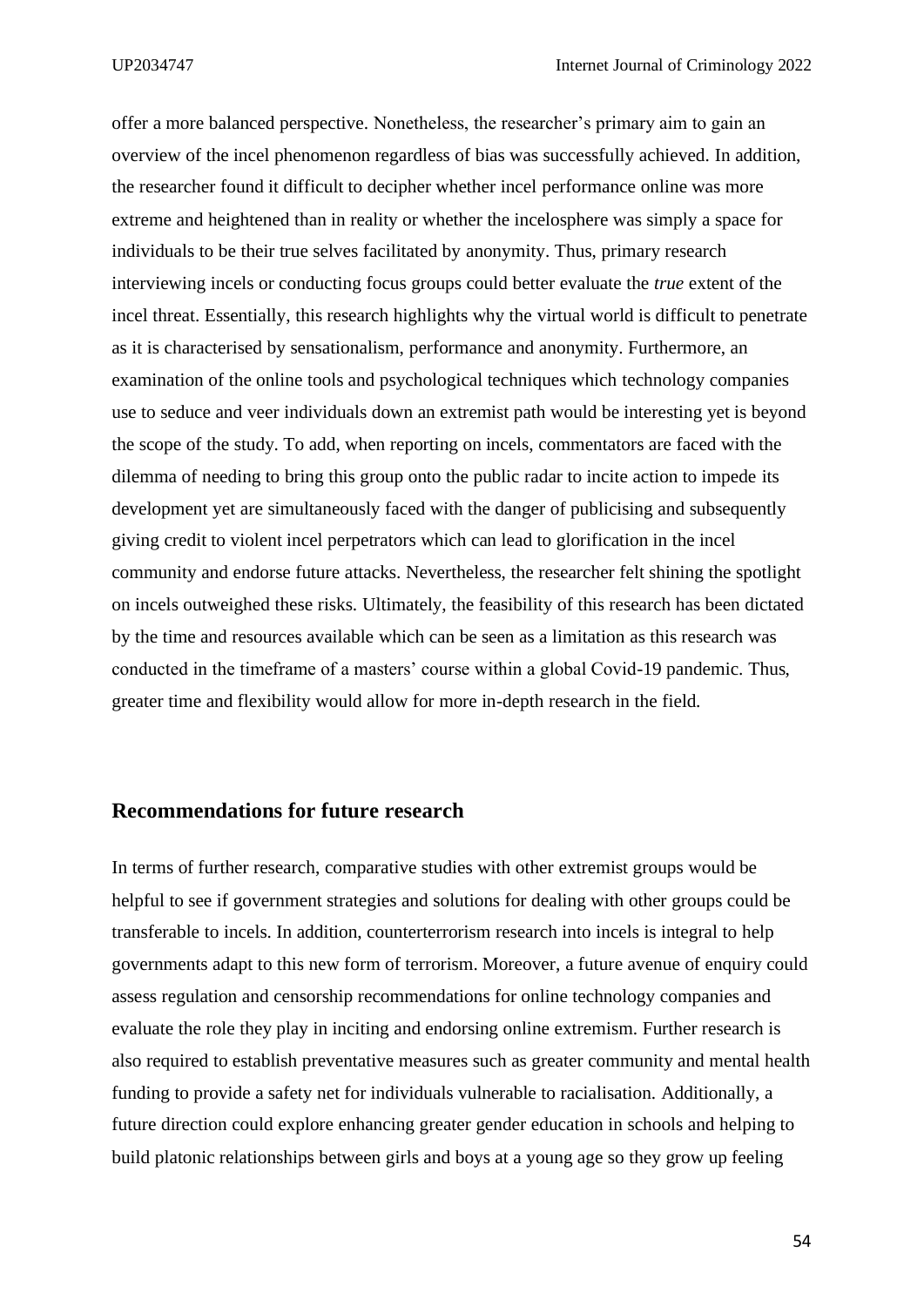offer a more balanced perspective. Nonetheless, the researcher's primary aim to gain an overview of the incel phenomenon regardless of bias was successfully achieved. In addition, the researcher found it difficult to decipher whether incel performance online was more extreme and heightened than in reality or whether the incelosphere was simply a space for individuals to be their true selves facilitated by anonymity. Thus, primary research interviewing incels or conducting focus groups could better evaluate the *true* extent of the incel threat. Essentially, this research highlights why the virtual world is difficult to penetrate as it is characterised by sensationalism, performance and anonymity. Furthermore, an examination of the online tools and psychological techniques which technology companies use to seduce and veer individuals down an extremist path would be interesting yet is beyond the scope of the study. To add, when reporting on incels, commentators are faced with the dilemma of needing to bring this group onto the public radar to incite action to impede its development yet are simultaneously faced with the danger of publicising and subsequently giving credit to violent incel perpetrators which can lead to glorification in the incel community and endorse future attacks. Nevertheless, the researcher felt shining the spotlight on incels outweighed these risks. Ultimately, the feasibility of this research has been dictated by the time and resources available which can be seen as a limitation as this research was conducted in the timeframe of a masters' course within a global Covid-19 pandemic. Thus, greater time and flexibility would allow for more in-depth research in the field.

## Recommendations for future research

In terms of further research, comparative studies with other extremist groups would be helpful to see if government strategies and solutions for dealing with other groups could be transferable to incels. In addition, counterterrorism research into incels is integral to help governments adapt to this new form of terrorism. Moreover, a future avenue of enquiry could assess regulation and censorship recommendations for online technology companies and evaluate the role they play in inciting and endorsing online extremism. Further research is also required to establish preventative measures such as greater community and mental health funding to provide a safety net for individuals vulnerable to racialisation. Additionally, a future direction could explore enhancing greater gender education in schools and helping to build platonic relationships between girls and boys at a young age so they grow up feeling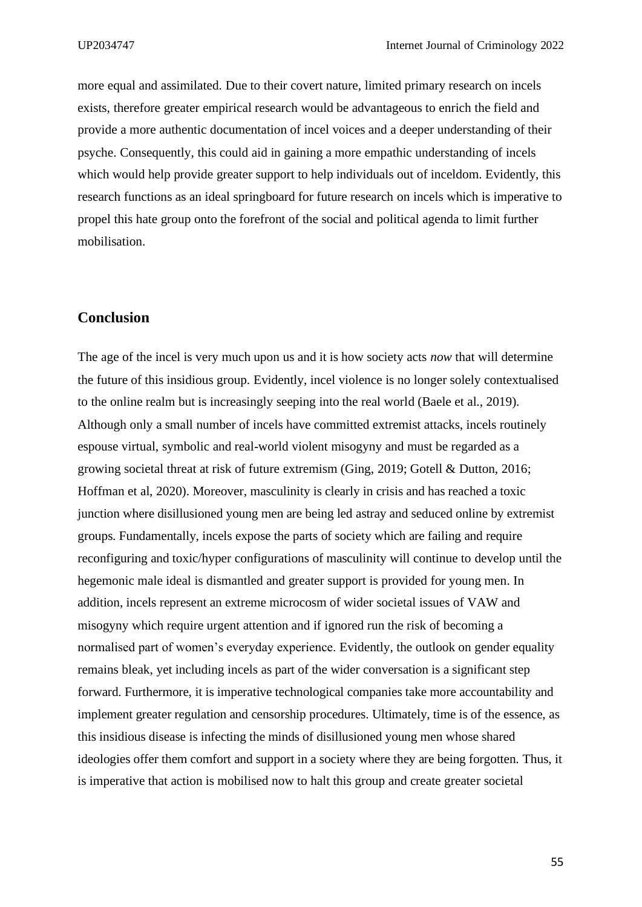more equal and assimilated. Due to their covert nature, limited primary research on incels exists, therefore greater empirical research would be advantageous to enrich the field and provide a more authentic documentation of incel voices and a deeper understanding of their psyche. Consequently, this could aid in gaining a more empathic understanding of incels which would help provide greater support to help individuals out of inceldom. Evidently, this research functions as an ideal springboard for future research on incels which is imperative to propel this hate group onto the forefront of the social and political agenda to limit further mobilisation.

## Conclusion

The age of the incel is very much upon us and it is how society acts *now* that will determine the future of this insidious group. Evidently, incel violence is no longer solely contextualised to the online realm but is increasingly seeping into the real world (Baele et al., 2019). Although only a small number of incels have committed extremist attacks, incels routinely espouse virtual, symbolic and real-world violent misogyny and must be regarded as a growing societal threat at risk of future extremism (Ging, 2019; Gotell & Dutton, 2016; Hoffman et al, 2020). Moreover, masculinity is clearly in crisis and has reached a toxic junction where disillusioned young men are being led astray and seduced online by extremist groups. Fundamentally, incels expose the parts of society which are failing and require reconfiguring and toxic/hyper configurations of masculinity will continue to develop until the hegemonic male ideal is dismantled and greater support is provided for young men. In addition, incels represent an extreme microcosm of wider societal issues of VAW and misogyny which require urgent attention and if ignored run the risk of becoming a normalised part of women's everyday experience. Evidently, the outlook on gender equality remains bleak, yet including incels as part of the wider conversation is a significant step forward. Furthermore, it is imperative technological companies take more accountability and implement greater regulation and censorship procedures. Ultimately, time is of the essence, as this insidious disease is infecting the minds of disillusioned young men whose shared ideologies offer them comfort and support in a society where they are being forgotten. Thus, it is imperative that action is mobilised now to halt this group and create greater societal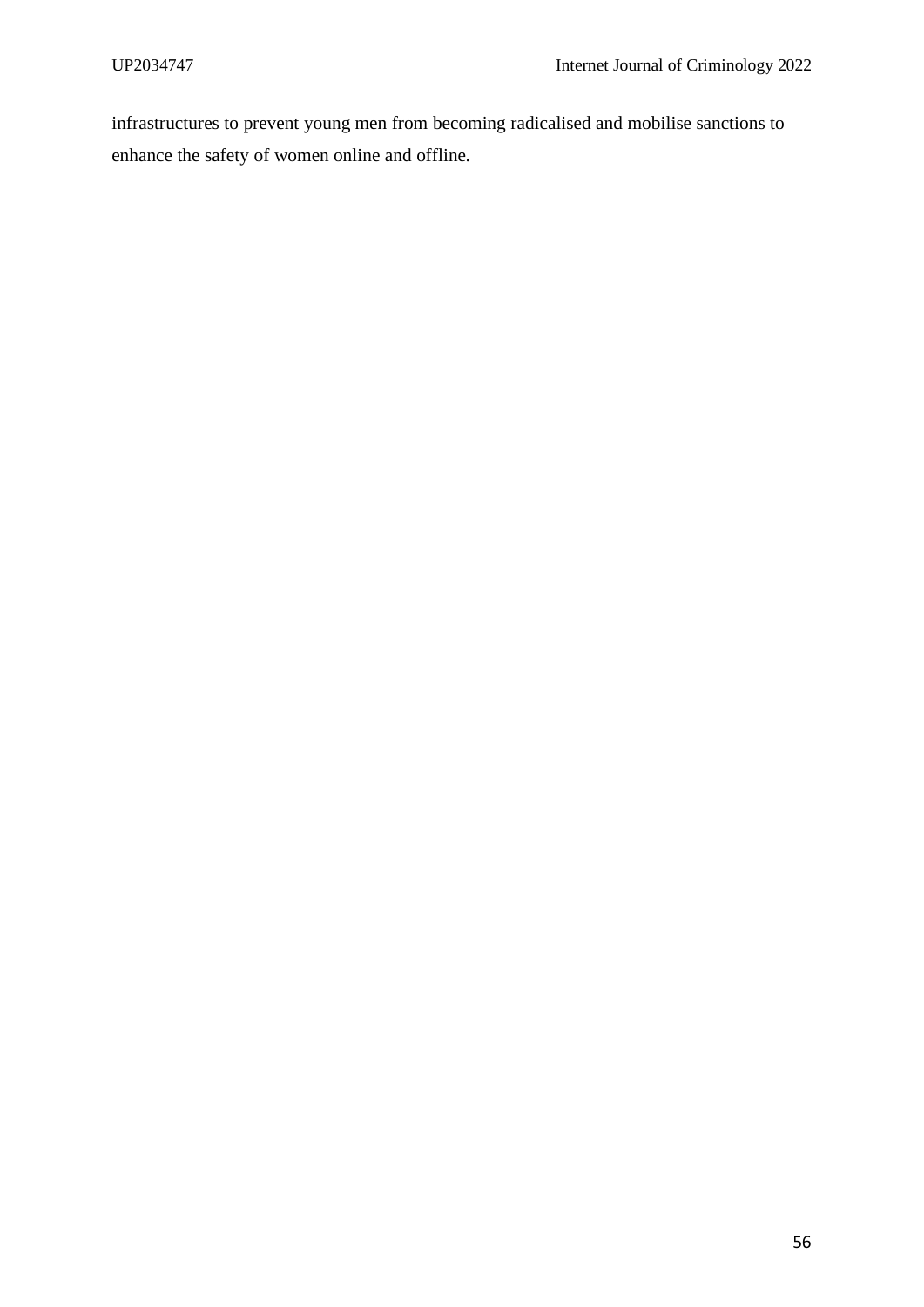infrastructures to prevent young men from becoming radicalised and mobilise sanctions to enhance the safety of women online and offline.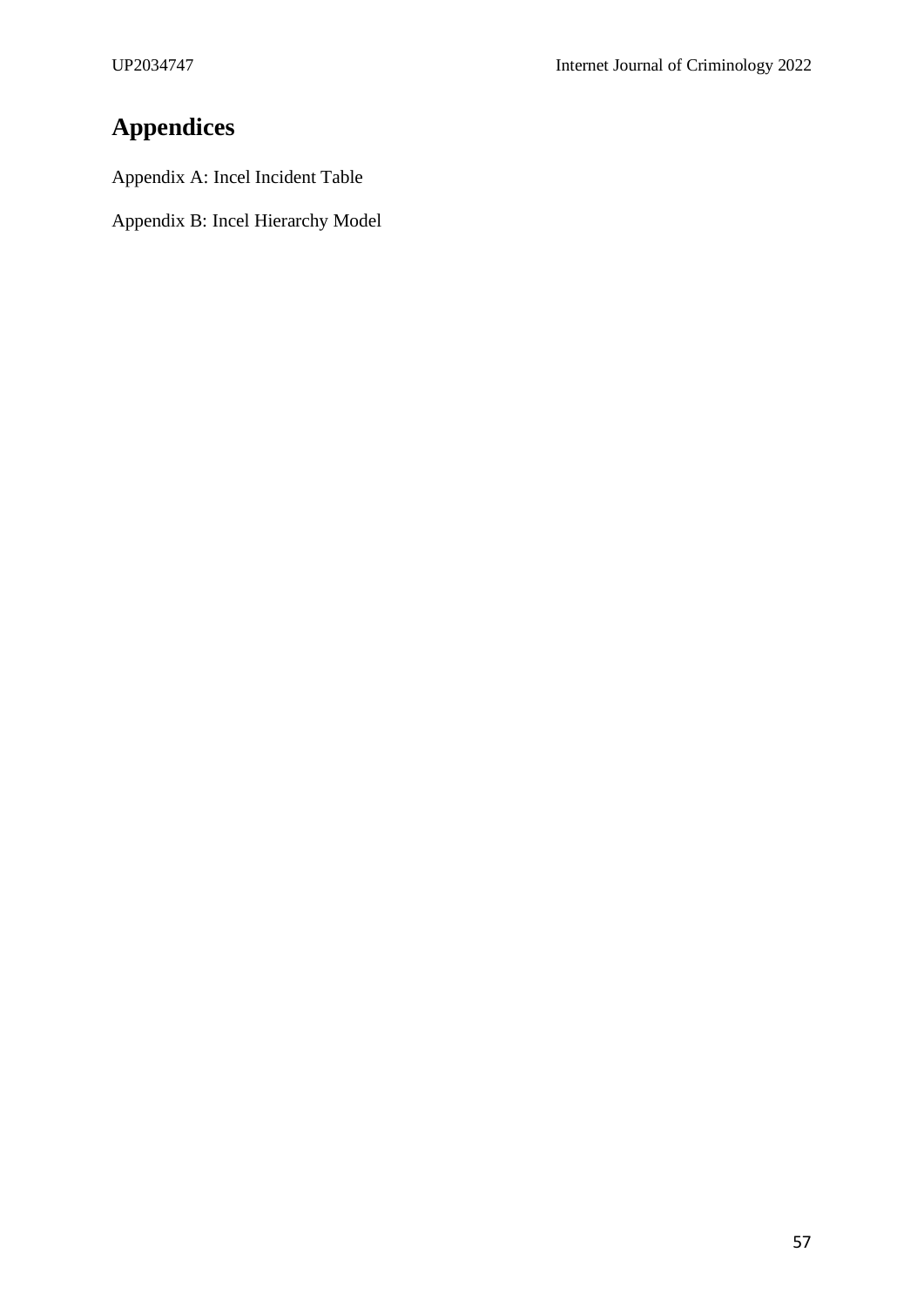# Appendices

Appendix A: Incel Incident Table

Appendix B: Incel Hierarchy Model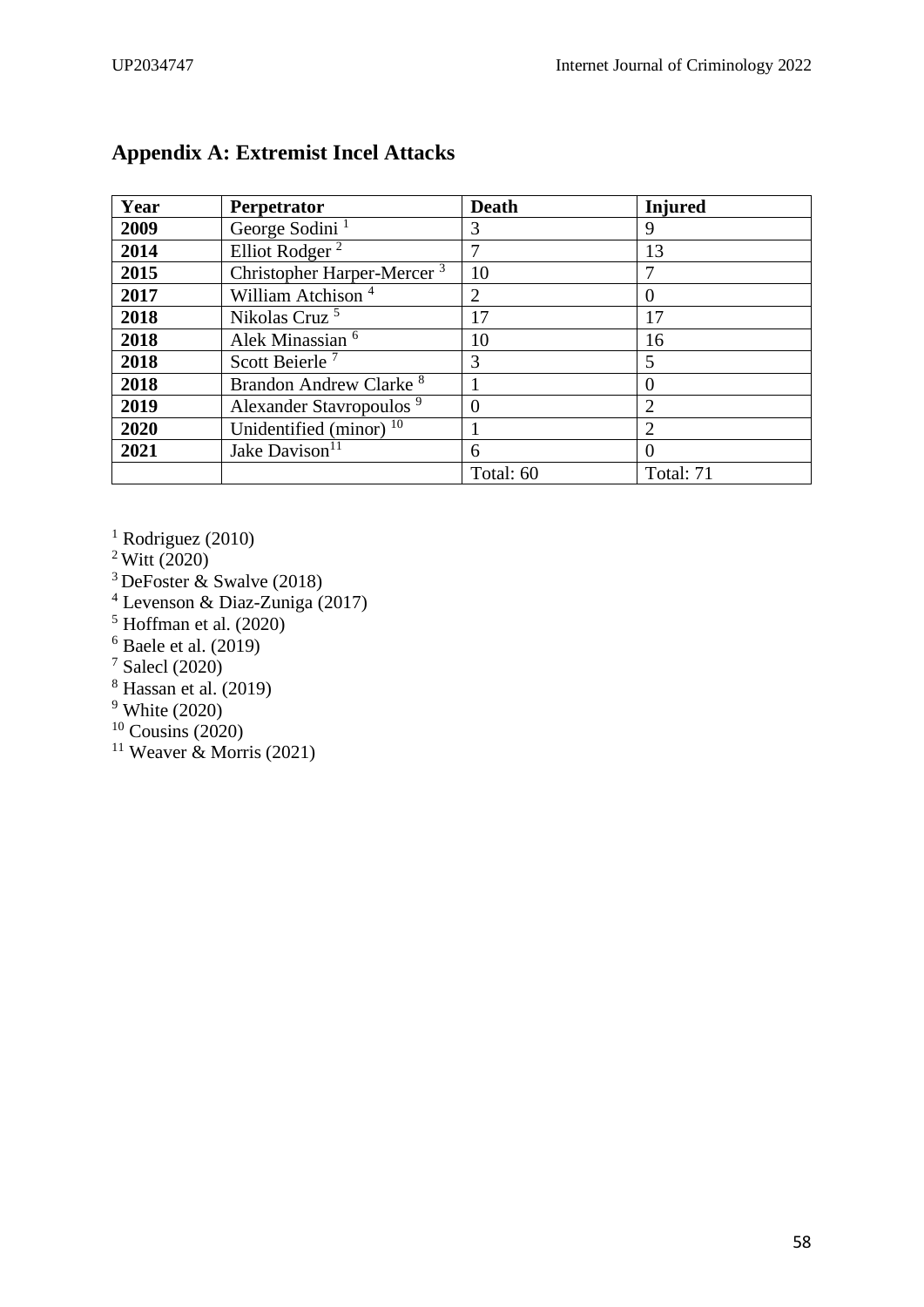## Appendix A: Extremist Incel Attacks

| Year | Perpetrator | Death | Injured |
|---|---|---|---|
| **2009** | George Sodini [1] | 3 | 9 |
| **2014** | Elliot Rodger [2] | 7 | 13 |
| **2015** | Christopher Harper-Mercer [3] | 10 | 7 |
| **2017** | William Atchison [4] | 2 | 0 |
| **2018** | Nikolas Cruz [5] | 17 | 17 |
| **2018** | Alek Minassian [6] | 10 | 16 |
| **2018** | Scott Beierle [7] | 3 | 5 |
| **2018** | Brandon Andrew Clarke [8] | 1 | 0 |
| **2019** | Alexander Stavropoulos [9] | 0 | 2 |
| **2020** | Unidentified (minor) [10] | 1 | 2 |
| **2021** | Jake Davison[11] | 6 | 0 |
| | | Total: 60 | Total: 71 |

[1] Rodriguez (2010)
[2] Witt (2020)
[3] DeFoster & Swalve (2018)
[4] Levenson & Diaz-Zuniga (2017)
[5] Hoffman et al. (2020)
[6] Baele et al. (2019)
[7] Salecl (2020)
[8] Hassan et al. (2019)
[9] White (2020)
[10] Cousins (2020)
[11] Weaver & Morris (2021)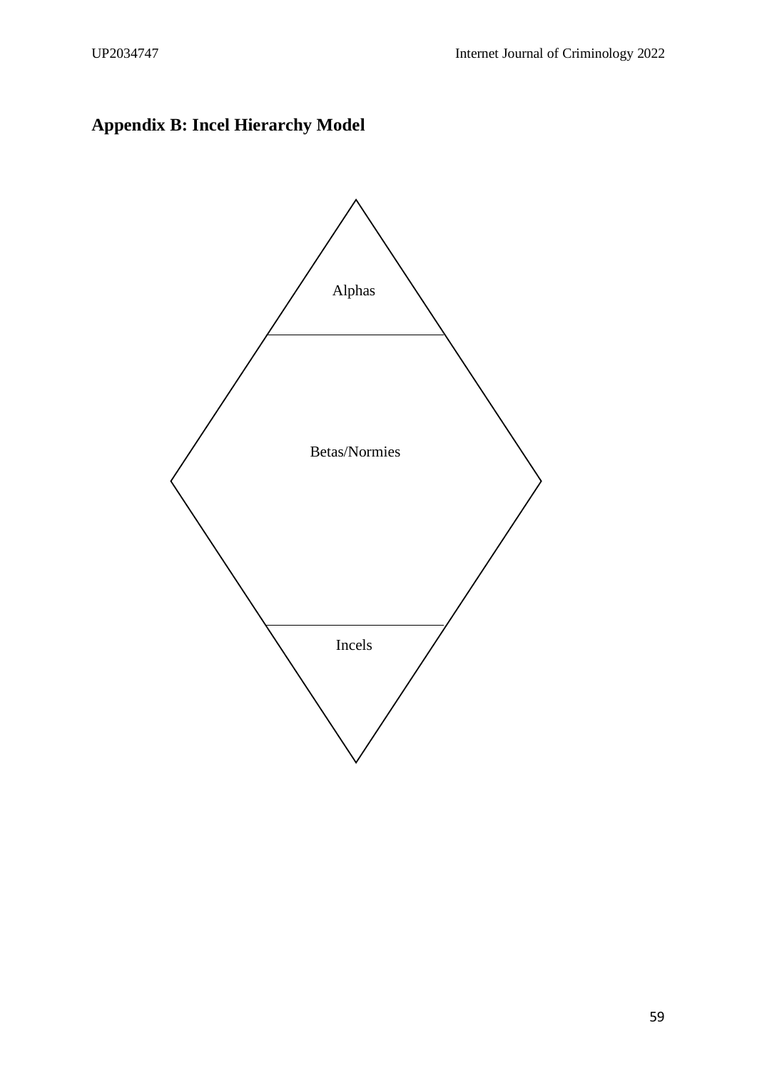## Appendix B: Incel Hierarchy Model

Alphas

Betas/Normies

Incels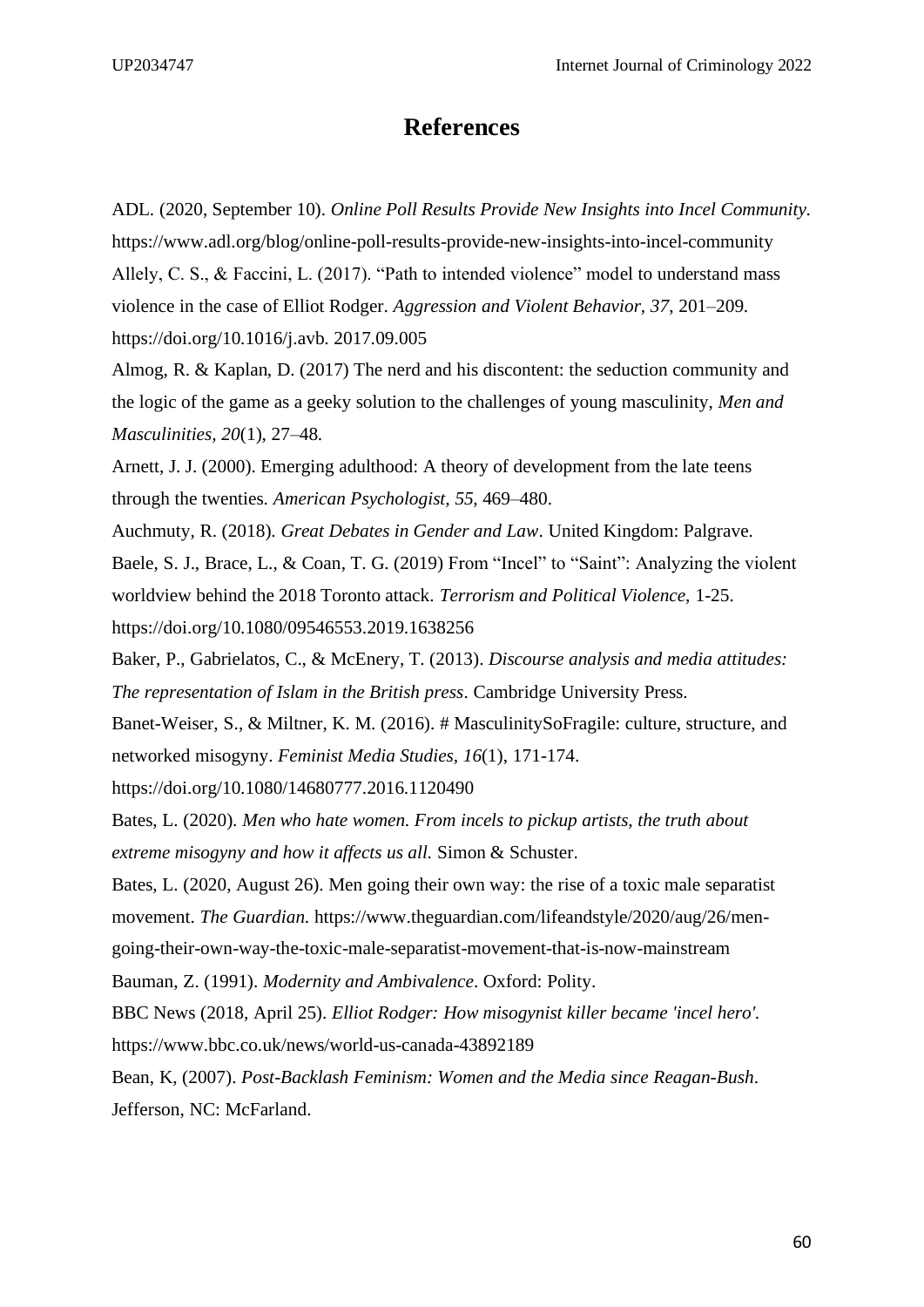# References

ADL. (2020, September 10). *Online Poll Results Provide New Insights into Incel Community.* https://www.adl.org/blog/online-poll-results-provide-new-insights-into-incel-community

Allely, C. S., & Faccini, L. (2017). "Path to intended violence" model to understand mass violence in the case of Elliot Rodger. *Aggression and Violent Behavior, 37*, 201–209. https://doi.org/10.1016/j.avb. 2017.09.005

Almog, R. & Kaplan, D. (2017) The nerd and his discontent: the seduction community and the logic of the game as a geeky solution to the challenges of young masculinity, *Men and Masculinities, 20*(1), 27–48.

Arnett, J. J. (2000). Emerging adulthood: A theory of development from the late teens through the twenties. *American Psychologist, 55,* 469–480.

Auchmuty, R. (2018). *Great Debates in Gender and Law*. United Kingdom: Palgrave.

Baele, S. J., Brace, L., & Coan, T. G. (2019) From "Incel" to "Saint": Analyzing the violent worldview behind the 2018 Toronto attack. *Terrorism and Political Violence,* 1-25. https://doi.org/10.1080/09546553.2019.1638256

Baker, P., Gabrielatos, C., & McEnery, T. (2013). *Discourse analysis and media attitudes: The representation of Islam in the British press*. Cambridge University Press.

Banet-Weiser, S., & Miltner, K. M. (2016). # MasculinitySoFragile: culture, structure, and networked misogyny. *Feminist Media Studies*, *16*(1), 171-174. https://doi.org/10.1080/14680777.2016.1120490

Bates, L. (2020). *Men who hate women. From incels to pickup artists, the truth about extreme misogyny and how it affects us all.* Simon & Schuster.

Bates, L. (2020, August 26). Men going their own way: the rise of a toxic male separatist movement. *The Guardian.* https://www.theguardian.com/lifeandstyle/2020/aug/26/men-going-their-own-way-the-toxic-male-separatist-movement-that-is-now-mainstream

Bauman, Z. (1991). *Modernity and Ambivalence*. Oxford: Polity.

BBC News (2018, April 25). *Elliot Rodger: How misogynist killer became 'incel hero'.* https://www.bbc.co.uk/news/world-us-canada-43892189

Bean, K, (2007). *Post-Backlash Feminism: Women and the Media since Reagan-Bush*. Jefferson, NC: McFarland.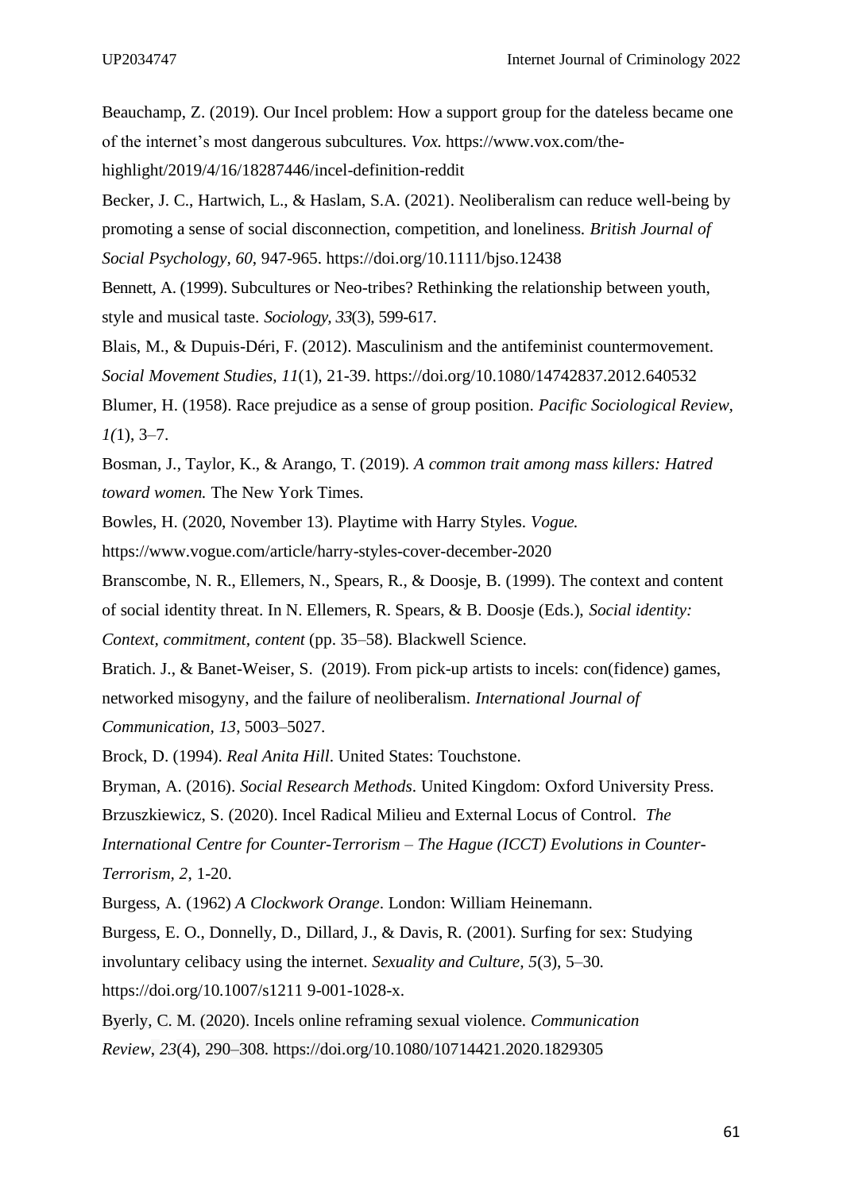Beauchamp, Z. (2019). Our Incel problem: How a support group for the dateless became one of the internet's most dangerous subcultures. *Vox.* https://www.vox.com/the-highlight/2019/4/16/18287446/incel-definition-reddit

Becker, J. C., Hartwich, L., & Haslam, S.A. (2021). Neoliberalism can reduce well-being by promoting a sense of social disconnection, competition, and loneliness. *British Journal of Social Psychology, 60*, 947-965. https://doi.org/10.1111/bjso.12438

Bennett, A. (1999). Subcultures or Neo-tribes? Rethinking the relationship between youth, style and musical taste. *Sociology, 33*(3), 599-617.

Blais, M., & Dupuis-Déri, F. (2012). Masculinism and the antifeminist countermovement. *Social Movement Studies, 11*(1), 21-39. https://doi.org/10.1080/14742837.2012.640532

Blumer, H. (1958). Race prejudice as a sense of group position. *Pacific Sociological Review, 1(*1), 3–7.

Bosman, J., Taylor, K., & Arango, T. (2019). *A common trait among mass killers: Hatred toward women.* The New York Times.

Bowles, H. (2020, November 13). Playtime with Harry Styles. *Vogue.* https://www.vogue.com/article/harry-styles-cover-december-2020

Branscombe, N. R., Ellemers, N., Spears, R., & Doosje, B. (1999). The context and content of social identity threat. In N. Ellemers, R. Spears, & B. Doosje (Eds.), *Social identity: Context, commitment, content* (pp. 35–58). Blackwell Science.

Bratich. J., & Banet-Weiser, S. (2019). From pick-up artists to incels: con(fidence) games, networked misogyny, and the failure of neoliberalism. *International Journal of Communication, 13*, 5003–5027.

Brock, D. (1994). *Real Anita Hill*. United States: Touchstone.

Bryman, A. (2016). *Social Research Methods*. United Kingdom: Oxford University Press.

Brzuszkiewicz, S. (2020). Incel Radical Milieu and External Locus of Control. *The International Centre for Counter-Terrorism – The Hague (ICCT) Evolutions in Counter-Terrorism, 2*, 1-20.

Burgess, A. (1962) *A Clockwork Orange*. London: William Heinemann.

Burgess, E. O., Donnelly, D., Dillard, J., & Davis, R. (2001). Surfing for sex: Studying involuntary celibacy using the internet. *Sexuality and Culture, 5*(3), 5–30. https://doi.org/10.1007/s1211 9-001-1028-x.

Byerly, C. M. (2020). Incels online reframing sexual violence. *Communication Review*, *23*(4), 290–308. https://doi.org/10.1080/10714421.2020.1829305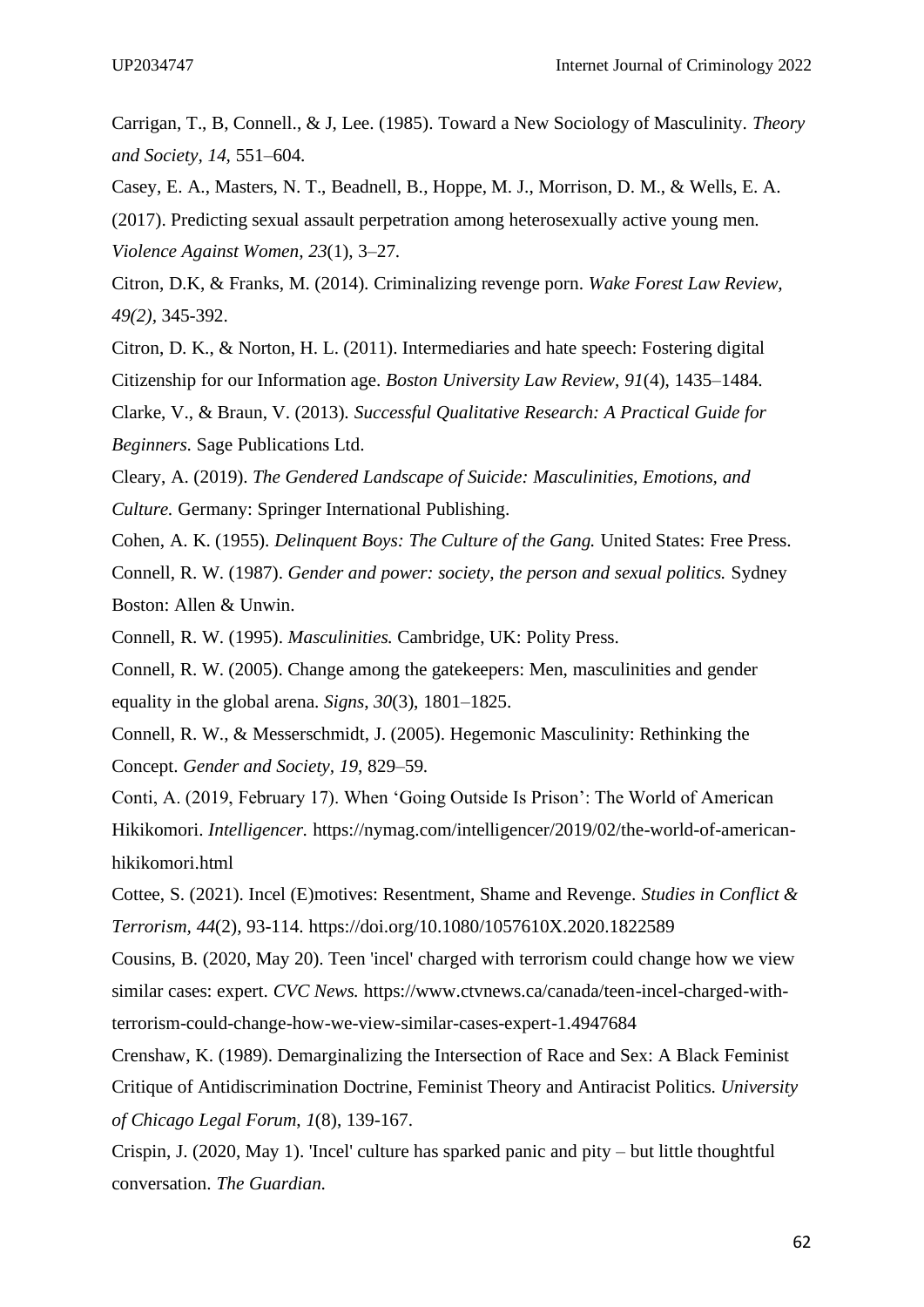Carrigan, T., B, Connell., & J, Lee. (1985). Toward a New Sociology of Masculinity. *Theory and Society, 14,* 551–604.

Casey, E. A., Masters, N. T., Beadnell, B., Hoppe, M. J., Morrison, D. M., & Wells, E. A. (2017). Predicting sexual assault perpetration among heterosexually active young men. *Violence Against Women, 23*(1), 3–27.

Citron, D.K, & Franks, M. (2014). Criminalizing revenge porn. *Wake Forest Law Review, 49(2),* 345-392.

Citron, D. K., & Norton, H. L. (2011). Intermediaries and hate speech: Fostering digital Citizenship for our Information age. *Boston University Law Review*, *91*(4), 1435–1484.

Clarke, V., & Braun, V. (2013). *Successful Qualitative Research: A Practical Guide for Beginners.* Sage Publications Ltd.

Cleary, A. (2019). *The Gendered Landscape of Suicide: Masculinities, Emotions, and Culture.* Germany: Springer International Publishing.

Cohen, A. K. (1955). *Delinquent Boys: The Culture of the Gang.* United States: Free Press.

Connell, R. W. (1987). *Gender and power: society, the person and sexual politics.* Sydney Boston: Allen & Unwin.

Connell, R. W. (1995). *Masculinities.* Cambridge, UK: Polity Press.

Connell, R. W. (2005). Change among the gatekeepers: Men, masculinities and gender equality in the global arena. *Signs*, *30*(3), 1801–1825.

Connell, R. W., & Messerschmidt, J. (2005). Hegemonic Masculinity: Rethinking the Concept. *Gender and Society, 19*, 829–59.

Conti, A. (2019, February 17). When 'Going Outside Is Prison': The World of American Hikikomori. *Intelligencer.* https://nymag.com/intelligencer/2019/02/the-world-of-american-hikikomori.html

Cottee, S. (2021). Incel (E)motives: Resentment, Shame and Revenge. *Studies in Conflict & Terrorism, 44*(2), 93-114. https://doi.org/10.1080/1057610X.2020.1822589

Cousins, B. (2020, May 20). Teen 'incel' charged with terrorism could change how we view similar cases: expert. *CVC News.* https://www.ctvnews.ca/canada/teen-incel-charged-with-terrorism-could-change-how-we-view-similar-cases-expert-1.4947684

Crenshaw, K. (1989). Demarginalizing the Intersection of Race and Sex: A Black Feminist Critique of Antidiscrimination Doctrine, Feminist Theory and Antiracist Politics. *University of Chicago Legal Forum*, *1*(8), 139-167.

Crispin, J. (2020, May 1). 'Incel' culture has sparked panic and pity – but little thoughtful conversation. *The Guardian.*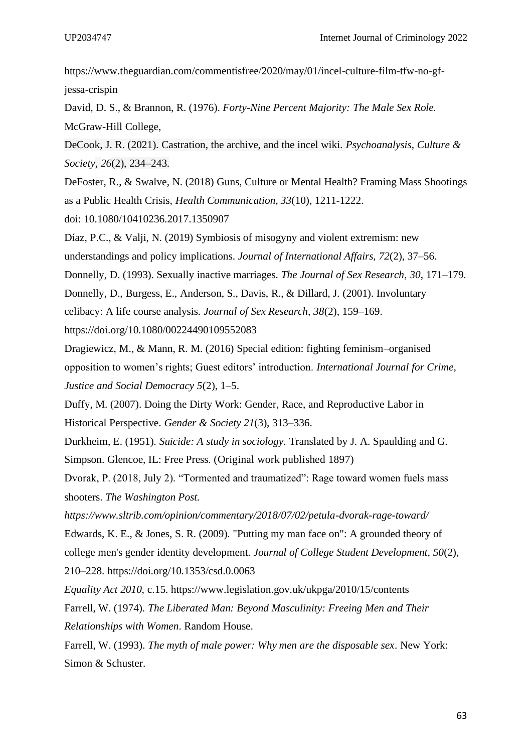https://www.theguardian.com/commentisfree/2020/may/01/incel-culture-film-tfw-no-gf-jessa-crispin

David, D. S., & Brannon, R. (1976). *Forty-Nine Percent Majority: The Male Sex Role.* McGraw-Hill College,

DeCook, J. R. (2021). Castration, the archive, and the incel wiki. *Psychoanalysis, Culture & Society*, *26*(2), 234–243.

DeFoster, R., & Swalve, N. (2018) Guns, Culture or Mental Health? Framing Mass Shootings as a Public Health Crisis, *Health Communication, 33*(10), 1211-1222. doi: 10.1080/10410236.2017.1350907

Díaz, P.C., & Valji, N. (2019) Symbiosis of misogyny and violent extremism: new understandings and policy implications. *Journal of International Affairs, 72*(2), 37–56.

Donnelly, D. (1993). Sexually inactive marriages. *The Journal of Sex Research*, *30*, 171–179.

Donnelly, D., Burgess, E., Anderson, S., Davis, R., & Dillard, J. (2001). Involuntary celibacy: A life course analysis. *Journal of Sex Research, 38*(2), 159–169. https://doi.org/10.1080/00224490109552083

Dragiewicz, M., & Mann, R. M. (2016) Special edition: fighting feminism–organised opposition to women's rights; Guest editors' introduction. *International Journal for Crime, Justice and Social Democracy 5*(2), 1–5.

Duffy, M. (2007). Doing the Dirty Work: Gender, Race, and Reproductive Labor in Historical Perspective. *Gender & Society 21*(3), 313–336.

Durkheim, E. (1951). *Suicide: A study in sociology*. Translated by J. A. Spaulding and G. Simpson. Glencoe, IL: Free Press. (Original work published 1897)

Dvorak, P. (2018, July 2). "Tormented and traumatized": Rage toward women fuels mass shooters. *The Washington Post.* *https://www.sltrib.com/opinion/commentary/2018/07/02/petula-dvorak-rage-toward/*

Edwards, K. E., & Jones, S. R. (2009). "Putting my man face on": A grounded theory of college men's gender identity development. *Journal of College Student Development, 50*(2), 210–228. https://doi.org/10.1353/csd.0.0063

*Equality Act 2010,* c.15. https://www.legislation.gov.uk/ukpga/2010/15/contents

Farrell, W. (1974). *The Liberated Man: Beyond Masculinity: Freeing Men and Their Relationships with Women*. Random House.

Farrell, W. (1993). *The myth of male power: Why men are the disposable sex*. New York: Simon & Schuster.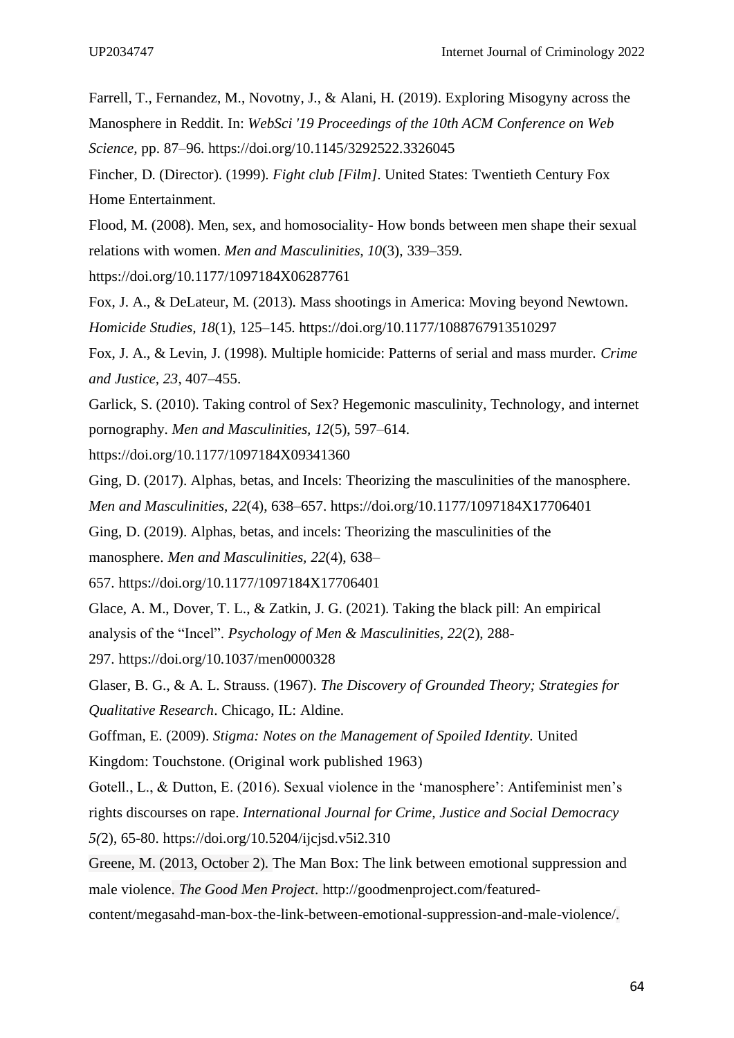Farrell, T., Fernandez, M., Novotny, J., & Alani, H. (2019). Exploring Misogyny across the Manosphere in Reddit. In: *WebSci '19 Proceedings of the 10th ACM Conference on Web Science*, pp. 87–96. https://doi.org/10.1145/3292522.3326045

Fincher, D. (Director). (1999). *Fight club [Film]*. United States: Twentieth Century Fox Home Entertainment.

Flood, M. (2008). Men, sex, and homosociality- How bonds between men shape their sexual relations with women. *Men and Masculinities, 10*(3), 339–359. https://doi.org/10.1177/1097184X06287761

Fox, J. A., & DeLateur, M. (2013). Mass shootings in America: Moving beyond Newtown. *Homicide Studies, 18*(1), 125–145. https://doi.org/10.1177/1088767913510297

Fox, J. A., & Levin, J. (1998). Multiple homicide: Patterns of serial and mass murder. *Crime and Justice*, *23*, 407–455.

Garlick, S. (2010). Taking control of Sex? Hegemonic masculinity, Technology, and internet pornography. *Men and Masculinities, 12*(5), 597–614. https://doi.org/10.1177/1097184X09341360

Ging, D. (2017). Alphas, betas, and Incels: Theorizing the masculinities of the manosphere. *Men and Masculinities*, *22*(4), 638–657. https://doi.org/10.1177/1097184X17706401

Ging, D. (2019). Alphas, betas, and incels: Theorizing the masculinities of the manosphere. *Men and Masculinities*, *22*(4), 638–657. https://doi.org/10.1177/1097184X17706401

Glace, A. M., Dover, T. L., & Zatkin, J. G. (2021). Taking the black pill: An empirical analysis of the "Incel". *Psychology of Men & Masculinities*, *22*(2), 288-297. https://doi.org/10.1037/men0000328

Glaser, B. G., & A. L. Strauss. (1967). *The Discovery of Grounded Theory; Strategies for Qualitative Research*. Chicago, IL: Aldine.

Goffman, E. (2009). *Stigma: Notes on the Management of Spoiled Identity.* United Kingdom: Touchstone. (Original work published 1963)

Gotell., L., & Dutton, E. (2016). Sexual violence in the 'manosphere': Antifeminist men's rights discourses on rape. *International Journal for Crime, Justice and Social Democracy 5(*2), 65-80. https://doi.org/10.5204/ijcjsd.v5i2.310

Greene, M. (2013, October 2). The Man Box: The link between emotional suppression and male violence. *The Good Men Project*. http://goodmenproject.com/featured-content/megasahd-man-box-the-link-between-emotional-suppression-and-male-violence/.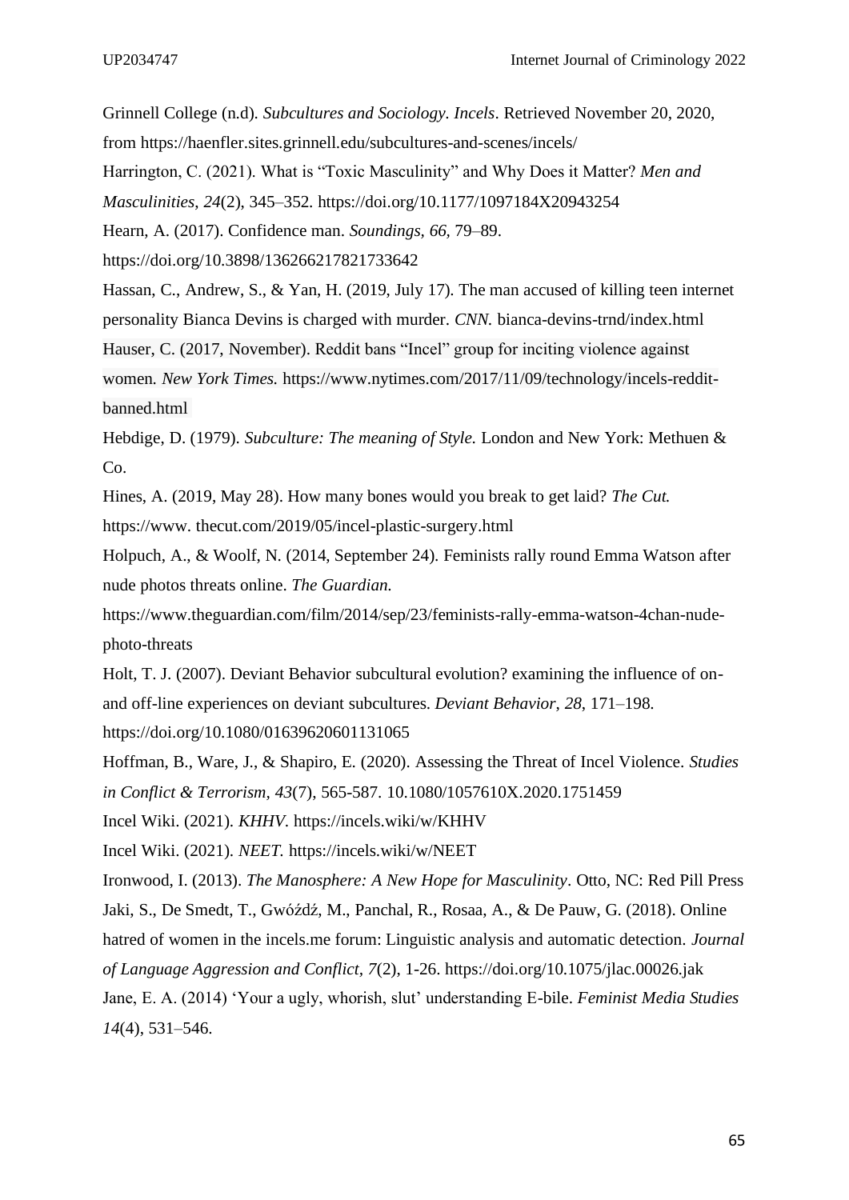Grinnell College (n.d). *Subcultures and Sociology. Incels*. Retrieved November 20, 2020, from https://haenfler.sites.grinnell.edu/subcultures-and-scenes/incels/

Harrington, C. (2021). What is "Toxic Masculinity" and Why Does it Matter? *Men and Masculinities*, *24*(2), 345–352. https://doi.org/10.1177/1097184X20943254

Hearn, A. (2017). Confidence man. *Soundings*, *66*, 79–89. https://doi.org/10.3898/136266217821733642

Hassan, C., Andrew, S., & Yan, H. (2019, July 17). The man accused of killing teen internet personality Bianca Devins is charged with murder. *CNN.* bianca-devins-trnd/index.html

Hauser, C. (2017, November). Reddit bans "Incel" group for inciting violence against women. *New York Times.* https://www.nytimes.com/2017/11/09/technology/incels-reddit-banned.html

Hebdige, D. (1979). *Subculture: The meaning of Style.* London and New York: Methuen & Co.

Hines, A. (2019, May 28). How many bones would you break to get laid? *The Cut.* https://www. thecut.com/2019/05/incel-plastic-surgery.html

Holpuch, A., & Woolf, N. (2014, September 24). Feminists rally round Emma Watson after nude photos threats online. *The Guardian.* https://www.theguardian.com/film/2014/sep/23/feminists-rally-emma-watson-4chan-nude-photo-threats

Holt, T. J. (2007). Deviant Behavior subcultural evolution? examining the influence of on- and off-line experiences on deviant subcultures. *Deviant Behavior*, *28*, 171–198. https://doi.org/10.1080/01639620601131065

Hoffman, B., Ware, J., & Shapiro, E. (2020). Assessing the Threat of Incel Violence. *Studies in Conflict & Terrorism*, *43*(7), 565-587. 10.1080/1057610X.2020.1751459

Incel Wiki. (2021). *KHHV*. https://incels.wiki/w/KHHV

Incel Wiki. (2021). *NEET.* https://incels.wiki/w/NEET

Ironwood, I. (2013). *The Manosphere: A New Hope for Masculinity*. Otto, NC: Red Pill Press

Jaki, S., De Smedt, T., Gwóźdź, M., Panchal, R., Rosaa, A., & De Pauw, G. (2018). Online hatred of women in the incels.me forum: Linguistic analysis and automatic detection. *Journal of Language Aggression and Conflict*, *7*(2), 1-26. https://doi.org/10.1075/jlac.00026.jak

Jane, E. A. (2014) 'Your a ugly, whorish, slut' understanding E-bile. *Feminist Media Studies* *14*(4), 531–546.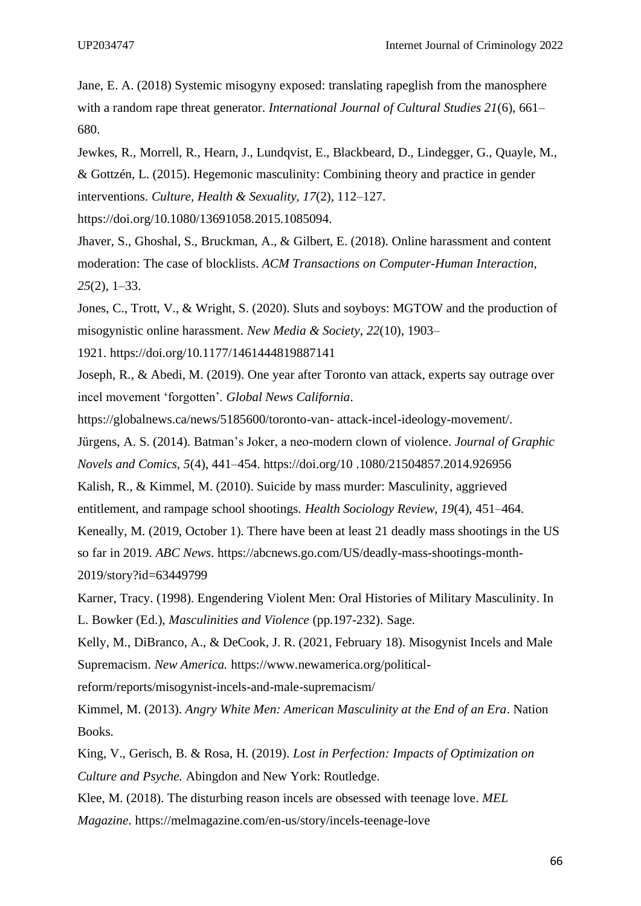Jane, E. A. (2018) Systemic misogyny exposed: translating rapeglish from the manosphere with a random rape threat generator. *International Journal of Cultural Studies 21*(6), 661–680.

Jewkes, R., Morrell, R., Hearn, J., Lundqvist, E., Blackbeard, D., Lindegger, G., Quayle, M., & Gottzén, L. (2015). Hegemonic masculinity: Combining theory and practice in gender interventions. *Culture, Health & Sexuality*, *17*(2), 112–127. https://doi.org/10.1080/13691058.2015.1085094.

Jhaver, S., Ghoshal, S., Bruckman, A., & Gilbert, E. (2018). Online harassment and content moderation: The case of blocklists. *ACM Transactions on Computer-Human Interaction*, *25*(2), 1–33.

Jones, C., Trott, V., & Wright, S. (2020). Sluts and soyboys: MGTOW and the production of misogynistic online harassment. *New Media & Society*, *22*(10), 1903–1921. https://doi.org/10.1177/1461444819887141

Joseph, R., & Abedi, M. (2019). One year after Toronto van attack, experts say outrage over incel movement 'forgotten'. *Global News California*. https://globalnews.ca/news/5185600/toronto-van- attack-incel-ideology-movement/.

Jürgens, A. S. (2014). Batman's Joker, a neo-modern clown of violence. *Journal of Graphic Novels and Comics, 5*(4), 441–454. https://doi.org/10 .1080/21504857.2014.926956

Kalish, R., & Kimmel, M. (2010). Suicide by mass murder: Masculinity, aggrieved entitlement, and rampage school shootings. *Health Sociology Review, 19*(4), 451–464.

Keneally, M. (2019, October 1). There have been at least 21 deadly mass shootings in the US so far in 2019. *ABC News*. https://abcnews.go.com/US/deadly-mass-shootings-month-2019/story?id=63449799

Karner, Tracy. (1998). Engendering Violent Men: Oral Histories of Military Masculinity. In L. Bowker (Ed.), *Masculinities and Violence* (pp.197-232). Sage.

Kelly, M., DiBranco, A., & DeCook, J. R. (2021, February 18). Misogynist Incels and Male Supremacism. *New America.* https://www.newamerica.org/political-reform/reports/misogynist-incels-and-male-supremacism/

Kimmel, M. (2013). *Angry White Men: American Masculinity at the End of an Era*. Nation Books.

King, V., Gerisch, B. & Rosa, H. (2019). *Lost in Perfection: Impacts of Optimization on Culture and Psyche.* Abingdon and New York: Routledge.

Klee, M. (2018). The disturbing reason incels are obsessed with teenage love. *MEL Magazine*. https://melmagazine.com/en-us/story/incels-teenage-love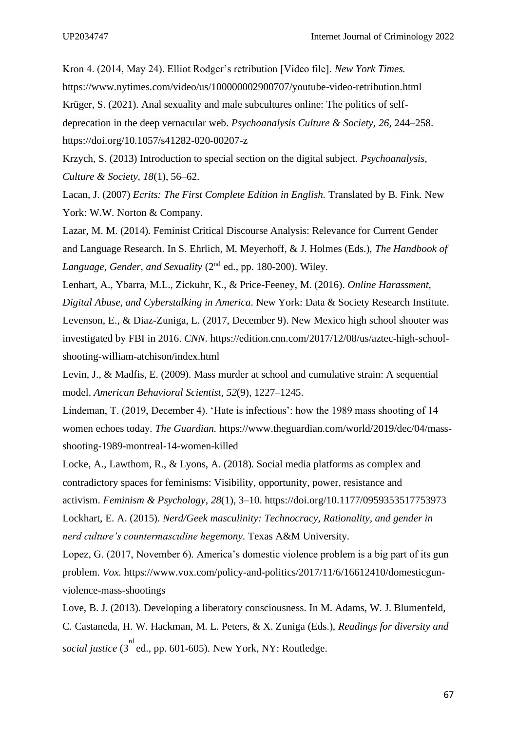Kron 4. (2014, May 24). Elliot Rodger's retribution [Video file]. *New York Times.* https://www.nytimes.com/video/us/100000002900707/youtube-video-retribution.html

Krüger, S. (2021). Anal sexuality and male subcultures online: The politics of self-deprecation in the deep vernacular web. *Psychoanalysis Culture & Society, 26,* 244–258. https://doi.org/10.1057/s41282-020-00207-z

Krzych, S. (2013) Introduction to special section on the digital subject. *Psychoanalysis, Culture & Society, 18*(1), 56–62.

Lacan, J. (2007) *Ecrits: The First Complete Edition in English.* Translated by B. Fink. New York: W.W. Norton & Company.

Lazar, M. M. (2014). Feminist Critical Discourse Analysis: Relevance for Current Gender and Language Research. In S. Ehrlich, M. Meyerhoff, & J. Holmes (Eds.), *The Handbook of Language, Gender, and Sexuality* (2nd ed., pp. 180-200). Wiley.

Lenhart, A., Ybarra, M.L., Zickuhr, K., & Price-Feeney, M. (2016). *Online Harassment, Digital Abuse, and Cyberstalking in America*. New York: Data & Society Research Institute.

Levenson, E., & Diaz-Zuniga, L. (2017, December 9). New Mexico high school shooter was investigated by FBI in 2016. *CNN.* https://edition.cnn.com/2017/12/08/us/aztec-high-school-shooting-william-atchison/index.html

Levin, J., & Madfis, E. (2009). Mass murder at school and cumulative strain: A sequential model. *American Behavioral Scientist, 52*(9), 1227–1245.

Lindeman, T. (2019, December 4). 'Hate is infectious': how the 1989 mass shooting of 14 women echoes today. *The Guardian.* https://www.theguardian.com/world/2019/dec/04/mass-shooting-1989-montreal-14-women-killed

Locke, A., Lawthom, R., & Lyons, A. (2018). Social media platforms as complex and contradictory spaces for feminisms: Visibility, opportunity, power, resistance and activism. *Feminism & Psychology*, *28*(1), 3–10. https://doi.org/10.1177/0959353517753973

Lockhart, E. A. (2015). *Nerd/Geek masculinity: Technocracy, Rationality, and gender in nerd culture's countermasculine hegemony*. Texas A&M University.

Lopez, G. (2017, November 6). America's domestic violence problem is a big part of its gun problem. *Vox.* https://www.vox.com/policy-and-politics/2017/11/6/16612410/domesticgun-violence-mass-shootings

Love, B. J. (2013). Developing a liberatory consciousness. In M. Adams, W. J. Blumenfeld, C. Castaneda, H. W. Hackman, M. L. Peters, & X. Zuniga (Eds.), *Readings for diversity and social justice* (3rd ed., pp. 601-605). New York, NY: Routledge.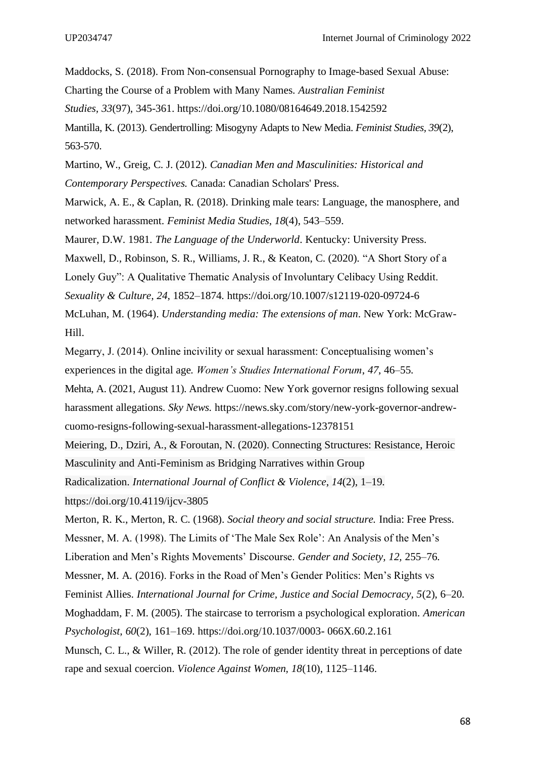Maddocks, S. (2018). From Non-consensual Pornography to Image-based Sexual Abuse: Charting the Course of a Problem with Many Names. *Australian Feminist Studies, 33*(97), 345-361. https://doi.org/10.1080/08164649.2018.1542592

Mantilla, K. (2013). Gendertrolling: Misogyny Adapts to New Media. *Feminist Studies, 39*(2), 563-570.

Martino, W., Greig, C. J. (2012). *Canadian Men and Masculinities: Historical and Contemporary Perspectives.* Canada: Canadian Scholars' Press.

Marwick, A. E., & Caplan, R. (2018). Drinking male tears: Language, the manosphere, and networked harassment. *Feminist Media Studies*, *18*(4), 543–559.

Maurer, D.W. 1981. *The Language of the Underworld*. Kentucky: University Press.

Maxwell, D., Robinson, S. R., Williams, J. R., & Keaton, C. (2020). "A Short Story of a Lonely Guy": A Qualitative Thematic Analysis of Involuntary Celibacy Using Reddit. *Sexuality & Culture, 24,* 1852–1874. https://doi.org/10.1007/s12119-020-09724-6

McLuhan, M. (1964). *Understanding media: The extensions of man*. New York: McGraw-Hill.

Megarry, J. (2014). Online incivility or sexual harassment: Conceptualising women's experiences in the digital age. *Women's Studies International Forum*, *47*, 46–55.

Mehta, A. (2021, August 11). Andrew Cuomo: New York governor resigns following sexual harassment allegations. *Sky News.* https://news.sky.com/story/new-york-governor-andrew-cuomo-resigns-following-sexual-harassment-allegations-12378151

Meiering, D., Dziri, A., & Foroutan, N. (2020). Connecting Structures: Resistance, Heroic Masculinity and Anti-Feminism as Bridging Narratives within Group Radicalization. *International Journal of Conflict & Violence*, *14*(2), 1–19. https://doi.org/10.4119/ijcv-3805

Merton, R. K., Merton, R. C. (1968). *Social theory and social structure.* India: Free Press.

Messner, M. A. (1998). The Limits of 'The Male Sex Role': An Analysis of the Men's Liberation and Men's Rights Movements' Discourse. *Gender and Society, 12,* 255–76.

Messner, M. A. (2016). Forks in the Road of Men's Gender Politics: Men's Rights vs Feminist Allies. *International Journal for Crime, Justice and Social Democracy, 5*(2), 6–20.

Moghaddam, F. M. (2005). The staircase to terrorism a psychological exploration. *American Psychologist, 60*(2), 161–169. https://doi.org/10.1037/0003- 066X.60.2.161

Munsch, C. L., & Willer, R. (2012). The role of gender identity threat in perceptions of date rape and sexual coercion. *Violence Against Women, 18*(10), 1125–1146.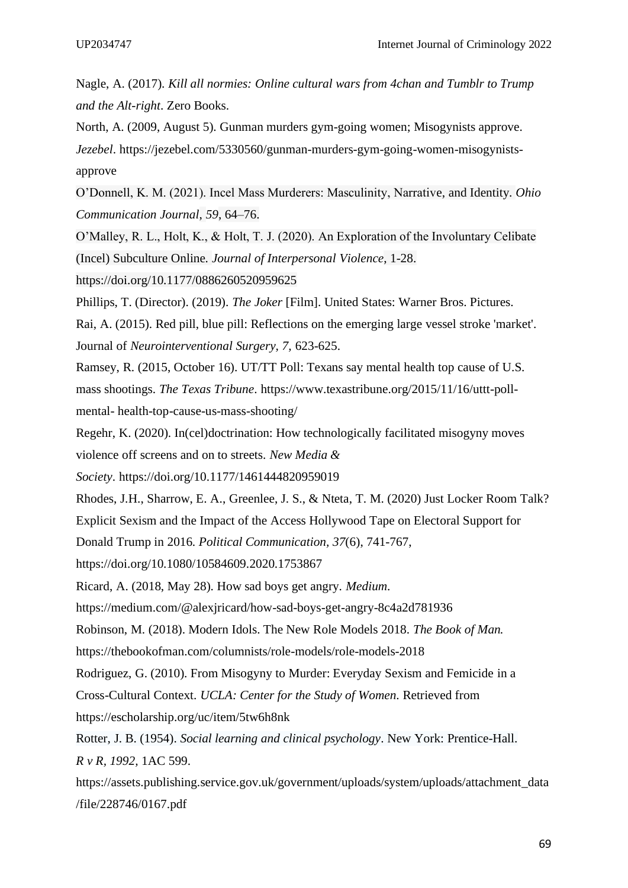Nagle, A. (2017). *Kill all normies: Online cultural wars from 4chan and Tumblr to Trump and the Alt-right*. Zero Books.

North, A. (2009, August 5). Gunman murders gym-going women; Misogynists approve. *Jezebel*. https://jezebel.com/5330560/gunman-murders-gym-going-women-misogynists-approve

O'Donnell, K. M. (2021). Incel Mass Murderers: Masculinity, Narrative, and Identity. *Ohio Communication Journal*, *59*, 64–76.

O'Malley, R. L., Holt, K., & Holt, T. J. (2020). An Exploration of the Involuntary Celibate (Incel) Subculture Online. *Journal of Interpersonal Violence*, 1-28. https://doi.org/10.1177/0886260520959625

Phillips, T. (Director). (2019). *The Joker* [Film]. United States: Warner Bros. Pictures.

Rai, A. (2015). Red pill, blue pill: Reflections on the emerging large vessel stroke 'market'. Journal of *Neurointerventional Surgery, 7,* 623-625.

Ramsey, R. (2015, October 16). UT/TT Poll: Texans say mental health top cause of U.S. mass shootings. *The Texas Tribune*. https://www.texastribune.org/2015/11/16/uttt-poll-mental- health-top-cause-us-mass-shooting/

Regehr, K. (2020). In(cel)doctrination: How technologically facilitated misogyny moves violence off screens and on to streets. *New Media & Society*. https://doi.org/10.1177/1461444820959019

Rhodes, J.H., Sharrow, E. A., Greenlee, J. S., & Nteta, T. M. (2020) Just Locker Room Talk? Explicit Sexism and the Impact of the Access Hollywood Tape on Electoral Support for Donald Trump in 2016. *Political Communication*, *37*(6), 741-767, https://doi.org/10.1080/10584609.2020.1753867

Ricard, A. (2018, May 28). How sad boys get angry. *Medium*. https://medium.com/@alexjricard/how-sad-boys-get-angry-8c4a2d781936

Robinson, M. (2018). Modern Idols. The New Role Models 2018. *The Book of Man.* https://thebookofman.com/columnists/role-models/role-models-2018

Rodriguez, G. (2010). From Misogyny to Murder: Everyday Sexism and Femicide in a Cross-Cultural Context. *UCLA: Center for the Study of Women*. Retrieved from https://escholarship.org/uc/item/5tw6h8nk

Rotter, J. B. (1954). *Social learning and clinical psychology*. New York: Prentice-Hall.

*R v R, 1992,* 1AC 599. https://assets.publishing.service.gov.uk/government/uploads/system/uploads/attachment_data/file/228746/0167.pdf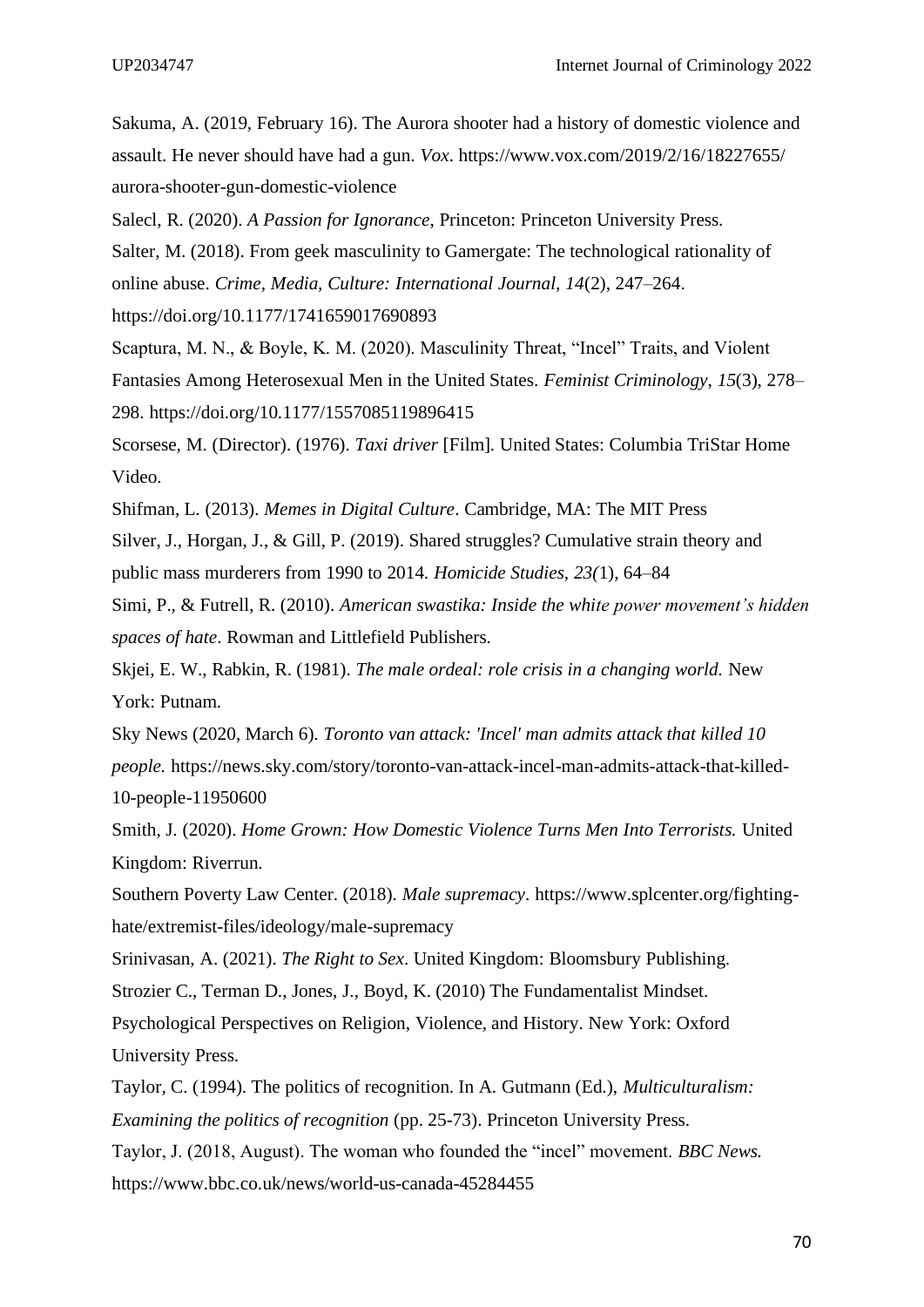Sakuma, A. (2019, February 16). The Aurora shooter had a history of domestic violence and assault. He never should have had a gun. *Vox*. https://www.vox.com/2019/2/16/18227655/aurora-shooter-gun-domestic-violence

Salecl, R. (2020). *A Passion for Ignorance*, Princeton: Princeton University Press.

Salter, M. (2018). From geek masculinity to Gamergate: The technological rationality of online abuse. *Crime, Media, Culture: International Journal, 14*(2), 247–264. https://doi.org/10.1177/1741659017690893

Scaptura, M. N., & Boyle, K. M. (2020). Masculinity Threat, "Incel" Traits, and Violent Fantasies Among Heterosexual Men in the United States. *Feminist Criminology*, *15*(3), 278–298. https://doi.org/10.1177/1557085119896415

Scorsese, M. (Director). (1976). *Taxi driver* [Film]. United States: Columbia TriStar Home Video.

Shifman, L. (2013). *Memes in Digital Culture*. Cambridge, MA: The MIT Press

Silver, J., Horgan, J., & Gill, P. (2019). Shared struggles? Cumulative strain theory and public mass murderers from 1990 to 2014. *Homicide Studies, 23(*1), 64–84

Simi, P., & Futrell, R. (2010). *American swastika: Inside the white power movement's hidden spaces of hate*. Rowman and Littlefield Publishers.

Skjei, E. W., Rabkin, R. (1981). *The male ordeal: role crisis in a changing world.* New York: Putnam.

Sky News (2020, March 6). *Toronto van attack: 'Incel' man admits attack that killed 10 people.* https://news.sky.com/story/toronto-van-attack-incel-man-admits-attack-that-killed-10-people-11950600

Smith, J. (2020). *Home Grown: How Domestic Violence Turns Men Into Terrorists.* United Kingdom: Riverrun.

Southern Poverty Law Center. (2018). *Male supremacy*. https://www.splcenter.org/fighting-hate/extremist-files/ideology/male-supremacy

Srinivasan, A. (2021). *The Right to Sex*. United Kingdom: Bloomsbury Publishing.

Strozier C., Terman D., Jones, J., Boyd, K. (2010) The Fundamentalist Mindset. Psychological Perspectives on Religion, Violence, and History. New York: Oxford University Press.

Taylor, C. (1994). The politics of recognition. In A. Gutmann (Ed.), *Multiculturalism: Examining the politics of recognition* (pp. 25-73). Princeton University Press.

Taylor, J. (2018, August). The woman who founded the "incel" movement. *BBC News.* https://www.bbc.co.uk/news/world-us-canada-45284455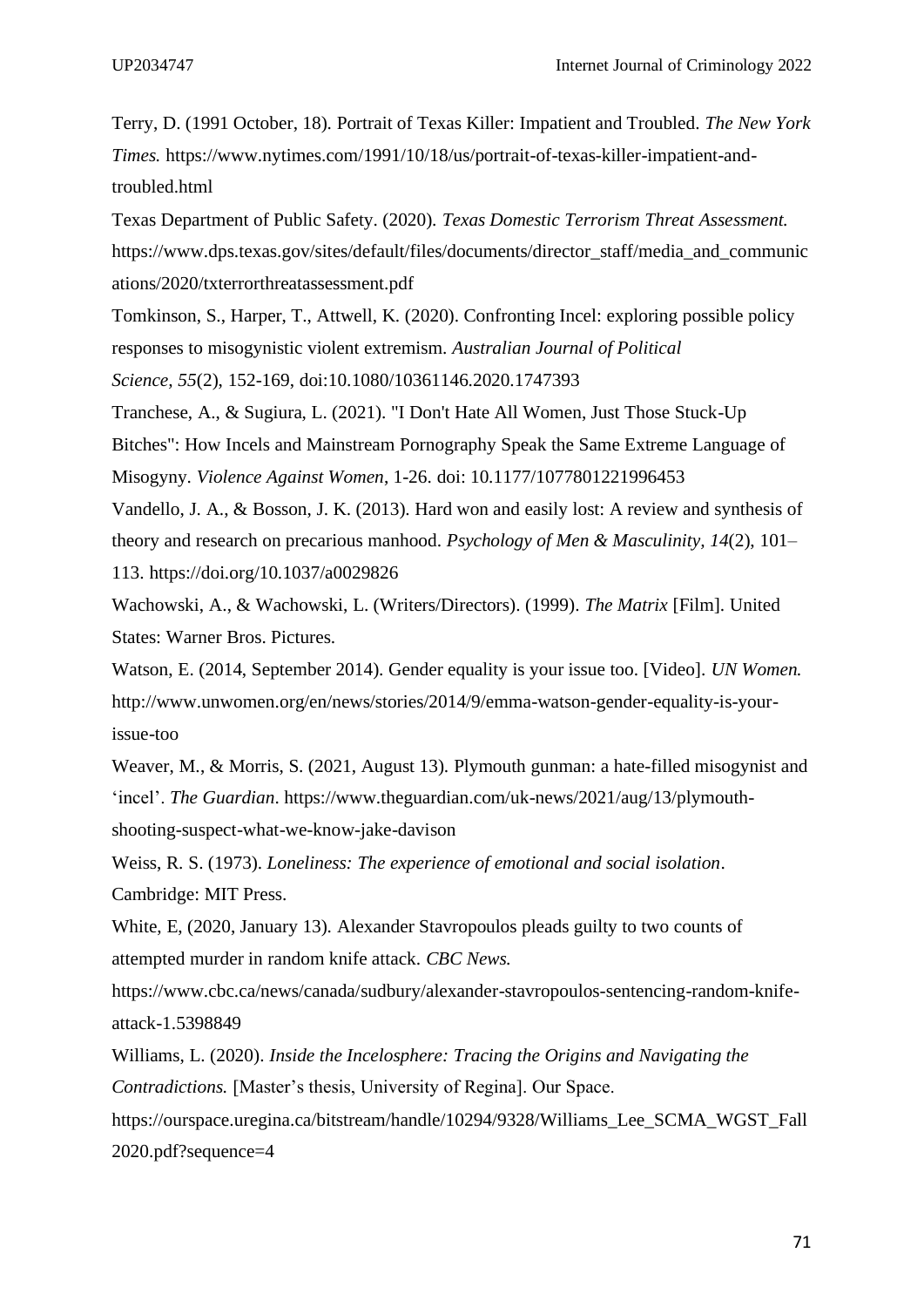Terry, D. (1991 October, 18). Portrait of Texas Killer: Impatient and Troubled. *The New York Times.* https://www.nytimes.com/1991/10/18/us/portrait-of-texas-killer-impatient-and-troubled.html

Texas Department of Public Safety. (2020). *Texas Domestic Terrorism Threat Assessment.* https://www.dps.texas.gov/sites/default/files/documents/director_staff/media_and_communications/2020/txterrorthreatassessment.pdf

Tomkinson, S., Harper, T., Attwell, K. (2020). Confronting Incel: exploring possible policy responses to misogynistic violent extremism. *Australian Journal of Political Science*, *55*(2), 152-169, doi:10.1080/10361146.2020.1747393

Tranchese, A., & Sugiura, L. (2021). "I Don't Hate All Women, Just Those Stuck-Up Bitches": How Incels and Mainstream Pornography Speak the Same Extreme Language of Misogyny. *Violence Against Women*, 1-26. doi: 10.1177/1077801221996453

Vandello, J. A., & Bosson, J. K. (2013). Hard won and easily lost: A review and synthesis of theory and research on precarious manhood. *Psychology of Men & Masculinity*, *14*(2), 101–113. https://doi.org/10.1037/a0029826

Wachowski, A., & Wachowski, L. (Writers/Directors). (1999). *The Matrix* [Film]. United States: Warner Bros. Pictures.

Watson, E. (2014, September 2014). Gender equality is your issue too. [Video]. *UN Women.* http://www.unwomen.org/en/news/stories/2014/9/emma-watson-gender-equality-is-your-issue-too

Weaver, M., & Morris, S. (2021, August 13). Plymouth gunman: a hate-filled misogynist and 'incel'. *The Guardian*. https://www.theguardian.com/uk-news/2021/aug/13/plymouth-shooting-suspect-what-we-know-jake-davison

Weiss, R. S. (1973). *Loneliness: The experience of emotional and social isolation*. Cambridge: MIT Press.

White, E, (2020, January 13). Alexander Stavropoulos pleads guilty to two counts of attempted murder in random knife attack. *CBC News.* https://www.cbc.ca/news/canada/sudbury/alexander-stavropoulos-sentencing-random-knife-attack-1.5398849

Williams, L. (2020). *Inside the Incelosphere: Tracing the Origins and Navigating the Contradictions.* [Master's thesis, University of Regina]. Our Space. https://ourspace.uregina.ca/bitstream/handle/10294/9328/Williams_Lee_SCMA_WGST_Fall2020.pdf?sequence=4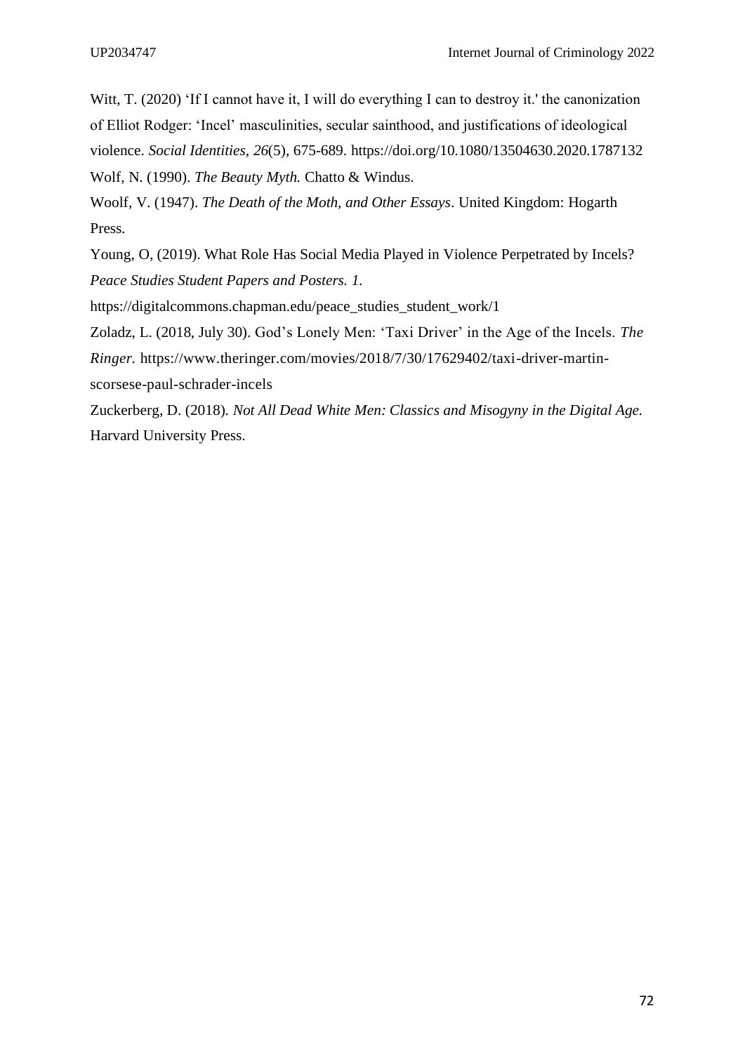Witt, T. (2020) 'If I cannot have it, I will do everything I can to destroy it.' the canonization of Elliot Rodger: 'Incel' masculinities, secular sainthood, and justifications of ideological violence. *Social Identities, 26*(5), 675-689. https://doi.org/10.1080/13504630.2020.1787132

Wolf, N. (1990). *The Beauty Myth.* Chatto & Windus.

Woolf, V. (1947). *The Death of the Moth, and Other Essays*. United Kingdom: Hogarth Press.

Young, O, (2019). What Role Has Social Media Played in Violence Perpetrated by Incels? *Peace Studies Student Papers and Posters. 1.* https://digitalcommons.chapman.edu/peace_studies_student_work/1

Zoladz, L. (2018, July 30). God's Lonely Men: 'Taxi Driver' in the Age of the Incels. *The Ringer.* https://www.theringer.com/movies/2018/7/30/17629402/taxi-driver-martin-scorsese-paul-schrader-incels

Zuckerberg, D. (2018). *Not All Dead White Men: Classics and Misogyny in the Digital Age.* Harvard University Press.